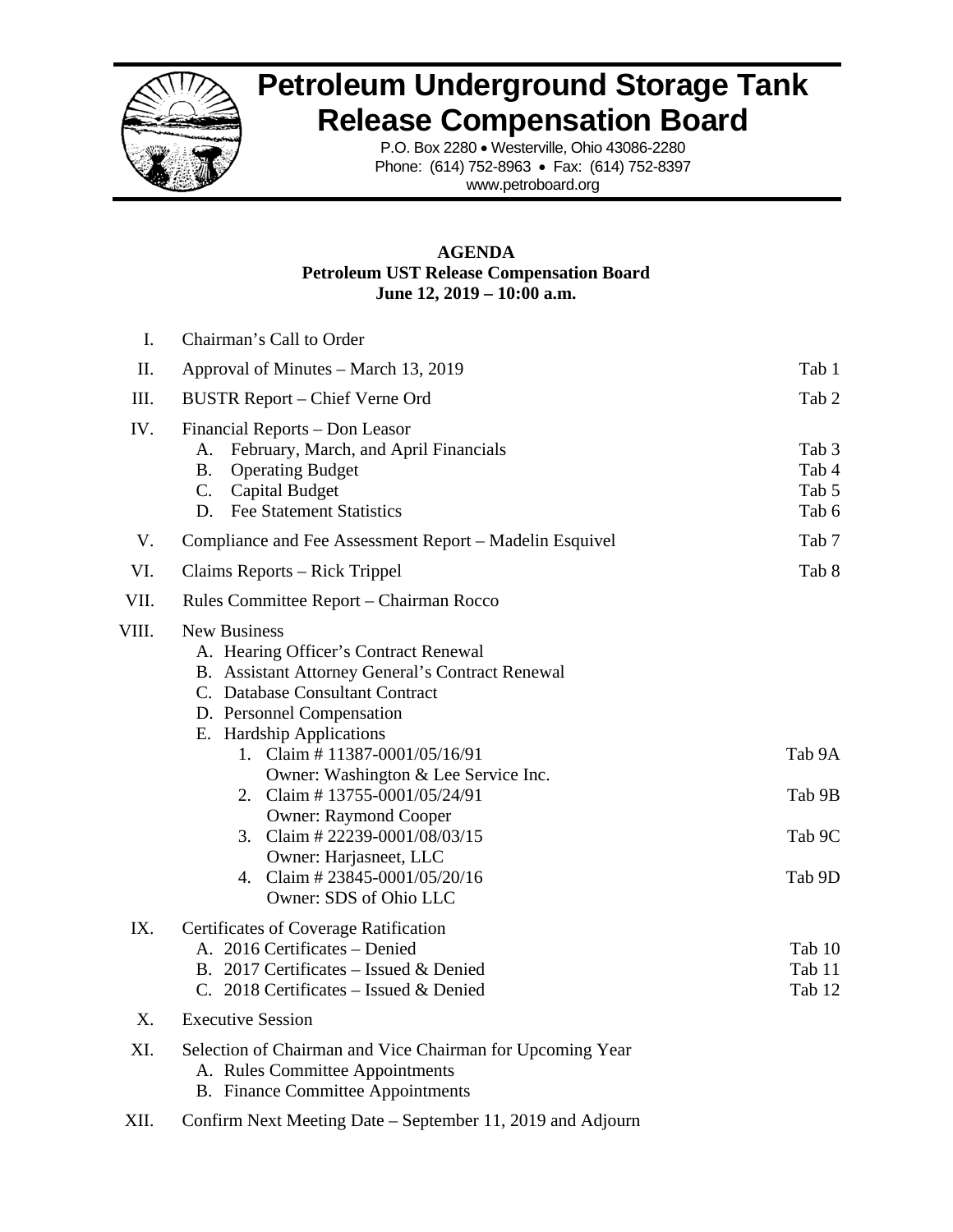# Petroleum Underground Storage Tank Release Compensation Board

P.O. Box 2280 • Westerville, Ohio 43086-2280
Phone: (614) 752-8963 • Fax: (614) 752-8397
www.petroboard.org

**AGENDA**
**Petroleum UST Release Compensation Board**
**June 12, 2019 – 10:00 a.m.**

| | | |
|---|---|---|
| I. | Chairman's Call to Order | |
| II. | Approval of Minutes – March 13, 2019 | Tab 1 |
| III. | BUSTR Report – Chief Verne Ord | Tab 2 |
| IV. | Financial Reports – Don Leasor | |
| | A. February, March, and April Financials | Tab 3 |
| | B. Operating Budget | Tab 4 |
| | C. Capital Budget | Tab 5 |
| | D. Fee Statement Statistics | Tab 6 |
| V. | Compliance and Fee Assessment Report – Madelin Esquivel | Tab 7 |
| VI. | Claims Reports – Rick Trippel | Tab 8 |
| VII. | Rules Committee Report – Chairman Rocco | |
| VIII. | New Business | |
| | A. Hearing Officer's Contract Renewal | |
| | B. Assistant Attorney General's Contract Renewal | |
| | C. Database Consultant Contract | |
| | D. Personnel Compensation | |
| | E. Hardship Applications | |
| | 1. Claim # 11387-0001/05/16/91 Owner: Washington & Lee Service Inc. | Tab 9A |
| | 2. Claim # 13755-0001/05/24/91 Owner: Raymond Cooper | Tab 9B |
| | 3. Claim # 22239-0001/08/03/15 Owner: Harjasneet, LLC | Tab 9C |
| | 4. Claim # 23845-0001/05/20/16 Owner: SDS of Ohio LLC | Tab 9D |
| IX. | Certificates of Coverage Ratification | |
| | A. 2016 Certificates – Denied | Tab 10 |
| | B. 2017 Certificates – Issued & Denied | Tab 11 |
| | C. 2018 Certificates – Issued & Denied | Tab 12 |
| X. | Executive Session | |
| XI. | Selection of Chairman and Vice Chairman for Upcoming Year | |
| | A. Rules Committee Appointments | |
| | B. Finance Committee Appointments | |
| XII. | Confirm Next Meeting Date – September 11, 2019 and Adjourn | |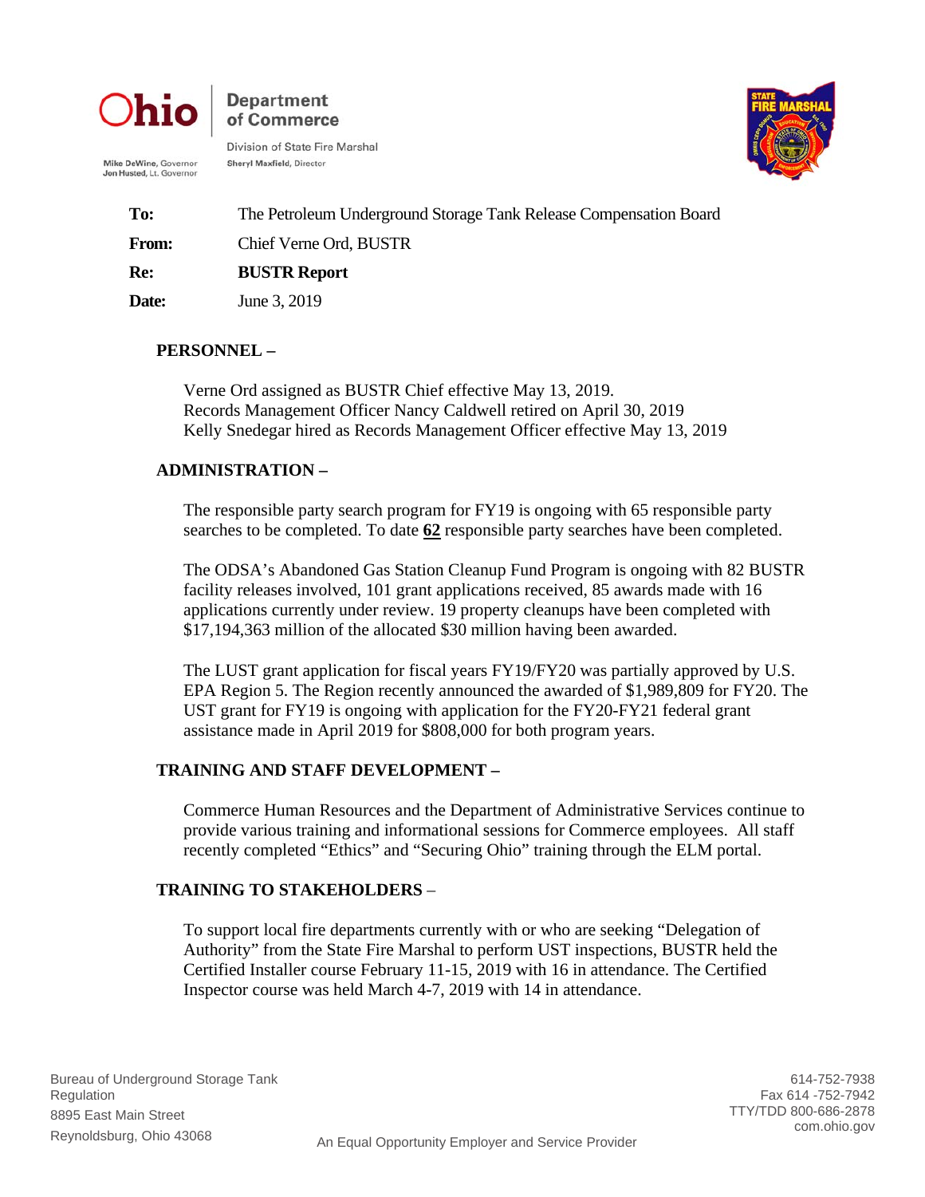Ohio | Department of Commerce

Division of State Fire Marshal
Sheryl Maxfield, Director

Mike DeWine, Governor
Jon Husted, Lt. Governor

| | |
|---|---|
| **To:** | The Petroleum Underground Storage Tank Release Compensation Board |
| **From:** | Chief Verne Ord, BUSTR |
| **Re:** | **BUSTR Report** |
| **Date:** | June 3, 2019 |

## PERSONNEL –

Verne Ord assigned as BUSTR Chief effective May 13, 2019.
Records Management Officer Nancy Caldwell retired on April 30, 2019
Kelly Snedegar hired as Records Management Officer effective May 13, 2019

## ADMINISTRATION –

The responsible party search program for FY19 is ongoing with 65 responsible party searches to be completed. To date **62** responsible party searches have been completed.

The ODSA's Abandoned Gas Station Cleanup Fund Program is ongoing with 82 BUSTR facility releases involved, 101 grant applications received, 85 awards made with 16 applications currently under review. 19 property cleanups have been completed with $17,194,363 million of the allocated $30 million having been awarded.

The LUST grant application for fiscal years FY19/FY20 was partially approved by U.S. EPA Region 5. The Region recently announced the awarded of $1,989,809 for FY20. The UST grant for FY19 is ongoing with application for the FY20-FY21 federal grant assistance made in April 2019 for $808,000 for both program years.

## TRAINING AND STAFF DEVELOPMENT –

Commerce Human Resources and the Department of Administrative Services continue to provide various training and informational sessions for Commerce employees. All staff recently completed "Ethics" and "Securing Ohio" training through the ELM portal.

## TRAINING TO STAKEHOLDERS –

To support local fire departments currently with or who are seeking "Delegation of Authority" from the State Fire Marshal to perform UST inspections, BUSTR held the Certified Installer course February 11-15, 2019 with 16 in attendance. The Certified Inspector course was held March 4-7, 2019 with 14 in attendance.

Bureau of Underground Storage Tank Regulation
8895 East Main Street
Reynoldsburg, Ohio 43068

614-752-7938
Fax 614 -752-7942
TTY/TDD 800-686-2878
com.ohio.gov

An Equal Opportunity Employer and Service Provider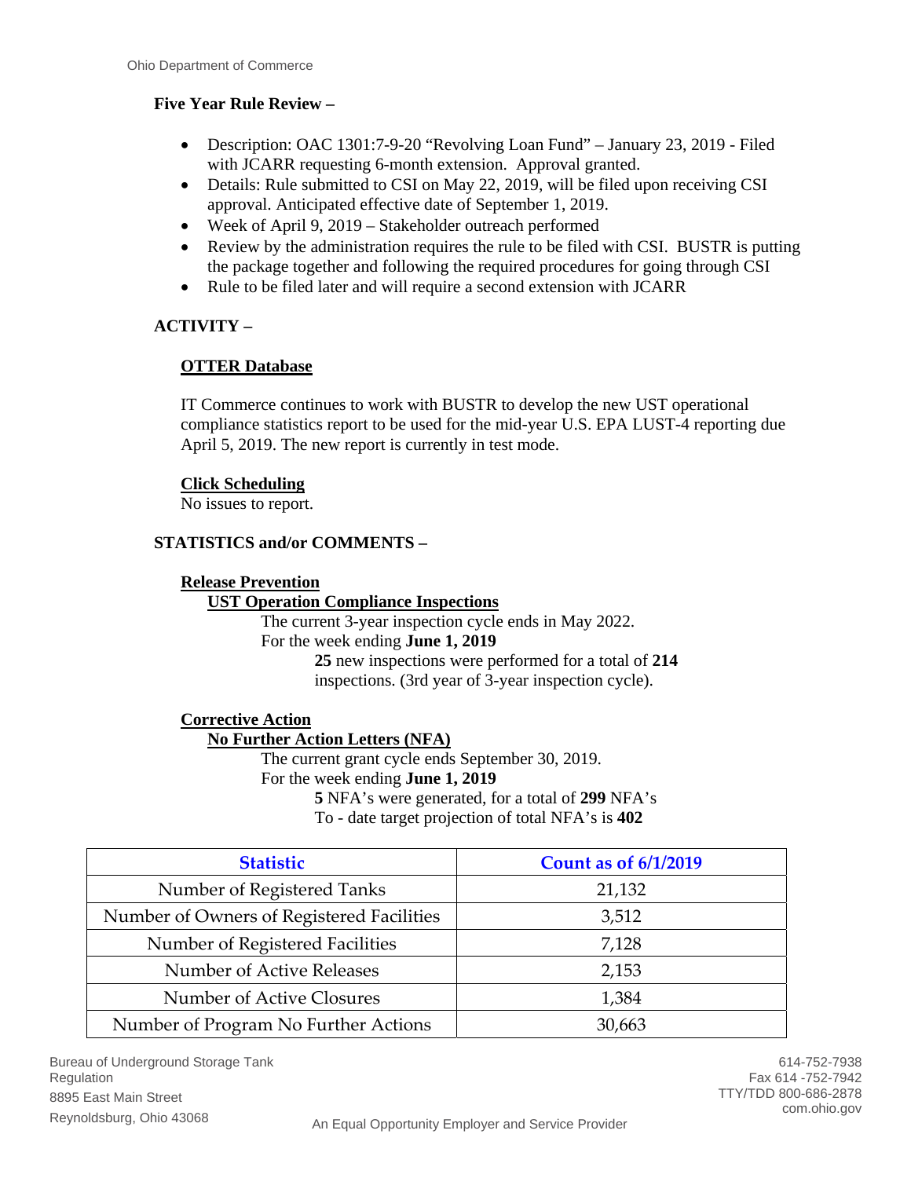**Five Year Rule Review –**

- Description: OAC 1301:7-9-20 "Revolving Loan Fund" – January 23, 2019 - Filed with JCARR requesting 6-month extension. Approval granted.
- Details: Rule submitted to CSI on May 22, 2019, will be filed upon receiving CSI approval. Anticipated effective date of September 1, 2019.
- Week of April 9, 2019 – Stakeholder outreach performed
- Review by the administration requires the rule to be filed with CSI. BUSTR is putting the package together and following the required procedures for going through CSI
- Rule to be filed later and will require a second extension with JCARR

**ACTIVITY –**

**OTTER Database**

IT Commerce continues to work with BUSTR to develop the new UST operational compliance statistics report to be used for the mid-year U.S. EPA LUST-4 reporting due April 5, 2019. The new report is currently in test mode.

**Click Scheduling**

No issues to report.

**STATISTICS and/or COMMENTS –**

**Release Prevention**

**UST Operation Compliance Inspections**

The current 3-year inspection cycle ends in May 2022.

For the week ending **June 1, 2019**

**25** new inspections were performed for a total of **214** inspections. (3rd year of 3-year inspection cycle).

**Corrective Action**

**No Further Action Letters (NFA)**

The current grant cycle ends September 30, 2019.

For the week ending **June 1, 2019**

**5** NFA's were generated, for a total of **299** NFA's

To - date target projection of total NFA's is **402**

| Statistic | Count as of 6/1/2019 |
|---|---|
| Number of Registered Tanks | 21,132 |
| Number of Owners of Registered Facilities | 3,512 |
| Number of Registered Facilities | 7,128 |
| Number of Active Releases | 2,153 |
| Number of Active Closures | 1,384 |
| Number of Program No Further Actions | 30,663 |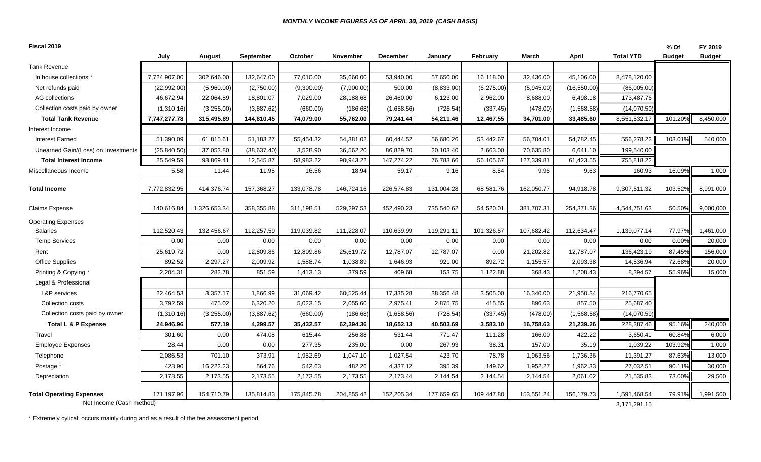*MONTHLY INCOME FIGURES AS OF APRIL 30, 2019 (CASH BASIS)*

| Fiscal 2019 | July | August | September | October | November | December | January | February | March | April | Total YTD | % Of Budget | FY 2019 Budget |
|---|---|---|---|---|---|---|---|---|---|---|---|---|---|
| Tank Revenue | | | | | | | | | | | | | |
| In house collections * | 7,724,907.00 | 302,646.00 | 132,647.00 | 77,010.00 | 35,660.00 | 53,940.00 | 57,650.00 | 16,118.00 | 32,436.00 | 45,106.00 | 8,478,120.00 | | |
| Net refunds paid | (22,992.00) | (5,960.00) | (2,750.00) | (9,300.00) | (7,900.00) | 500.00 | (8,833.00) | (6,275.00) | (5,945.00) | (16,550.00) | (86,005.00) | | |
| AG collections | 46,672.94 | 22,064.89 | 18,801.07 | 7,029.00 | 28,188.68 | 26,460.00 | 6,123.00 | 2,962.00 | 8,688.00 | 6,498.18 | 173,487.76 | | |
| Collection costs paid by owner | (1,310.16) | (3,255.00) | (3,887.62) | (660.00) | (186.68) | (1,658.56) | (728.54) | (337.45) | (478.00) | (1,568.58) | (14,070.59) | | |
| **Total Tank Revenue** | **7,747,277.78** | **315,495.89** | **144,810.45** | **74,079.00** | **55,762.00** | **79,241.44** | **54,211.46** | **12,467.55** | **34,701.00** | **33,485.60** | 8,551,532.17 | 101.20% | 8,450,000 |
| Interest Income | | | | | | | | | | | | | |
| Interest Earned | 51,390.09 | 61,815.61 | 51,183.27 | 55,454.32 | 54,381.02 | 60,444.52 | 56,680.26 | 53,442.67 | 56,704.01 | 54,782.45 | 556,278.22 | 103.01% | 540,000 |
| Unearned Gain/(Loss) on Investments | (25,840.50) | 37,053.80 | (38,637.40) | 3,528.90 | 36,562.20 | 86,829.70 | 20,103.40 | 2,663.00 | 70,635.80 | 6,641.10 | 199,540.00 | | |
| **Total Interest Income** | 25,549.59 | 98,869.41 | 12,545.87 | 58,983.22 | 90,943.22 | 147,274.22 | 76,783.66 | 56,105.67 | 127,339.81 | 61,423.55 | 755,818.22 | | |
| Miscellaneous Income | 5.58 | 11.44 | 11.95 | 16.56 | 18.94 | 59.17 | 9.16 | 8.54 | 9.96 | 9.63 | 160.93 | 16.09% | 1,000 |
| **Total Income** | 7,772,832.95 | 414,376.74 | 157,368.27 | 133,078.78 | 146,724.16 | 226,574.83 | 131,004.28 | 68,581.76 | 162,050.77 | 94,918.78 | 9,307,511.32 | 103.52% | 8,991,000 |
| Claims Expense | 140,616.84 | 1,326,653.34 | 358,355.88 | 311,198.51 | 529,297.53 | 452,490.23 | 735,540.62 | 54,520.01 | 381,707.31 | 254,371.36 | 4,544,751.63 | 50.50% | 9,000,000 |
| Operating Expenses | | | | | | | | | | | | | |
| Salaries | 112,520.43 | 132,456.67 | 112,257.59 | 119,039.82 | 111,228.07 | 110,639.99 | 119,291.11 | 101,326.57 | 107,682.42 | 112,634.47 | 1,139,077.14 | 77.97% | 1,461,000 |
| Temp Services | 0.00 | 0.00 | 0.00 | 0.00 | 0.00 | 0.00 | 0.00 | 0.00 | 0.00 | 0.00 | 0.00 | 0.00% | 20,000 |
| Rent | 25,619.72 | 0.00 | 12,809.86 | 12,809.86 | 25,619.72 | 12,787.07 | 12,787.07 | 0.00 | 21,202.82 | 12,787.07 | 136,423.19 | 87.45% | 156,000 |
| Office Supplies | 892.52 | 2,297.27 | 2,009.92 | 1,588.74 | 1,038.89 | 1,646.93 | 921.00 | 892.72 | 1,155.57 | 2,093.38 | 14,536.94 | 72.68% | 20,000 |
| Printing & Copying * | 2,204.31 | 282.78 | 851.59 | 1,413.13 | 379.59 | 409.68 | 153.75 | 1,122.88 | 368.43 | 1,208.43 | 8,394.57 | 55.96% | 15,000 |
| Legal & Professional | | | | | | | | | | | | | |
| L&P services | 22,464.53 | 3,357.17 | 1,866.99 | 31,069.42 | 60,525.44 | 17,335.28 | 38,356.48 | 3,505.00 | 16,340.00 | 21,950.34 | 216,770.65 | | |
| Collection costs | 3,792.59 | 475.02 | 6,320.20 | 5,023.15 | 2,055.60 | 2,975.41 | 2,875.75 | 415.55 | 896.63 | 857.50 | 25,687.40 | | |
| Collection costs paid by owner | (1,310.16) | (3,255.00) | (3,887.62) | (660.00) | (186.68) | (1,658.56) | (728.54) | (337.45) | (478.00) | (1,568.58) | (14,070.59) | | |
| **Total L & P Expense** | **24,946.96** | **577.19** | **4,299.57** | **35,432.57** | **62,394.36** | **18,652.13** | **40,503.69** | **3,583.10** | **16,758.63** | **21,239.26** | 228,387.46 | 95.16% | 240,000 |
| Travel | 301.60 | 0.00 | 474.08 | 615.44 | 256.88 | 531.44 | 771.47 | 111.28 | 166.00 | 422.22 | 3,650.41 | 60.84% | 6,000 |
| Employee Expenses | 28.44 | 0.00 | 0.00 | 277.35 | 235.00 | 0.00 | 267.93 | 38.31 | 157.00 | 35.19 | 1,039.22 | 103.92% | 1,000 |
| Telephone | 2,086.53 | 701.10 | 373.91 | 1,952.69 | 1,047.10 | 1,027.54 | 423.70 | 78.78 | 1,963.56 | 1,736.36 | 11,391.27 | 87.63% | 13,000 |
| Postage * | 423.90 | 16,222.23 | 564.76 | 542.63 | 482.26 | 4,337.12 | 395.39 | 149.62 | 1,952.27 | 1,962.33 | 27,032.51 | 90.11% | 30,000 |
| Depreciation | 2,173.55 | 2,173.55 | 2,173.55 | 2,173.55 | 2,173.55 | 2,173.44 | 2,144.54 | 2,144.54 | 2,144.54 | 2,061.02 | 21,535.83 | 73.00% | 29,500 |
| **Total Operating Expenses** | 171,197.96 | 154,710.79 | 135,814.83 | 175,845.78 | 204,855.42 | 152,205.34 | 177,659.65 | 109,447.80 | 153,551.24 | 156,179.73 | 1,591,468.54 | 79.91% | 1,991,500 |
| Net Income (Cash method) | | | | | | | | | | | 3,171,291.15 | | |

\* Extremely cylical; occurs mainly during and as a result of the fee assessment period.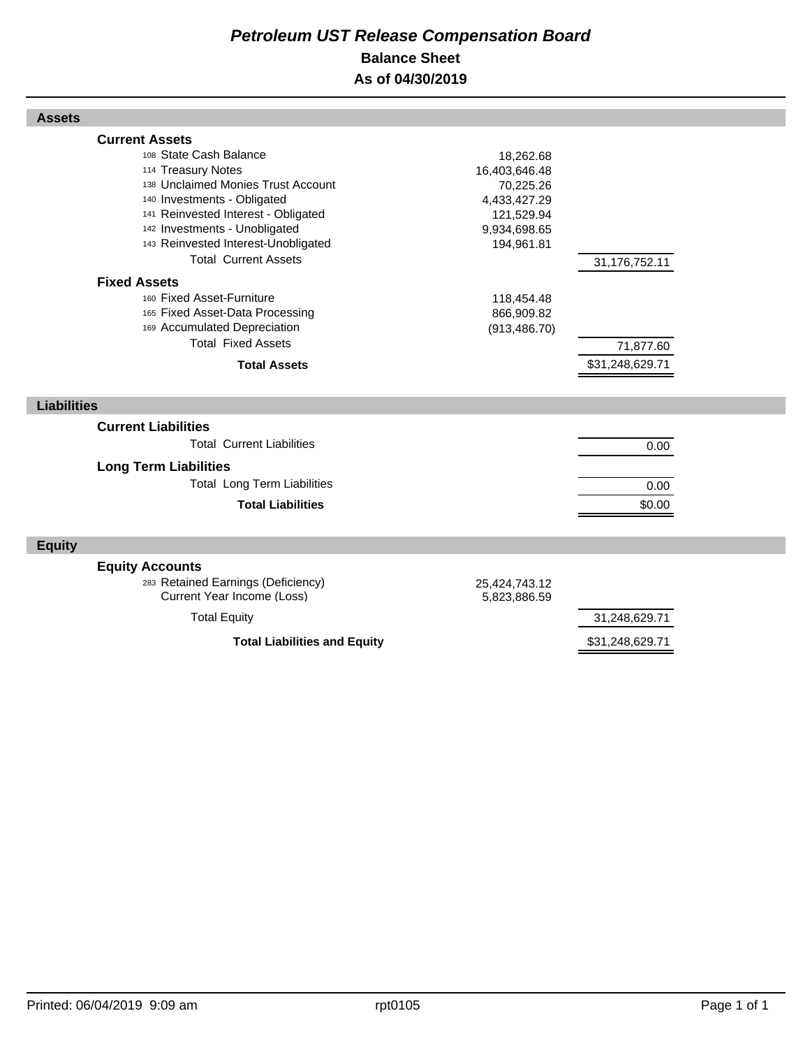# *Petroleum UST Release Compensation Board*

## Balance Sheet

## As of 04/30/2019

### Assets

| | | |
|---|---|---|
| **Current Assets** | | |
| 108 State Cash Balance | 18,262.68 | |
| 114 Treasury Notes | 16,403,646.48 | |
| 138 Unclaimed Monies Trust Account | 70,225.26 | |
| 140 Investments - Obligated | 4,433,427.29 | |
| 141 Reinvested Interest - Obligated | 121,529.94 | |
| 142 Investments - Unobligated | 9,934,698.65 | |
| 143 Reinvested Interest-Unobligated | 194,961.81 | |
| Total Current Assets | | 31,176,752.11 |
| **Fixed Assets** | | |
| 160 Fixed Asset-Furniture | 118,454.48 | |
| 165 Fixed Asset-Data Processing | 866,909.82 | |
| 169 Accumulated Depreciation | (913,486.70) | |
| Total Fixed Assets | | 71,877.60 |
| **Total Assets** | | $31,248,629.71 |

### Liabilities

| | | |
|---|---|---|
| **Current Liabilities** | | |
| Total Current Liabilities | | 0.00 |
| **Long Term Liabilities** | | |
| Total Long Term Liabilities | | 0.00 |
| **Total Liabilities** | | $0.00 |

### Equity

| | | |
|---|---|---|
| **Equity Accounts** | | |
| 283 Retained Earnings (Deficiency) | 25,424,743.12 | |
| Current Year Income (Loss) | 5,823,886.59 | |
| Total Equity | | 31,248,629.71 |
| **Total Liabilities and Equity** | | $31,248,629.71 |

Printed: 06/04/2019 9:09 am rpt0105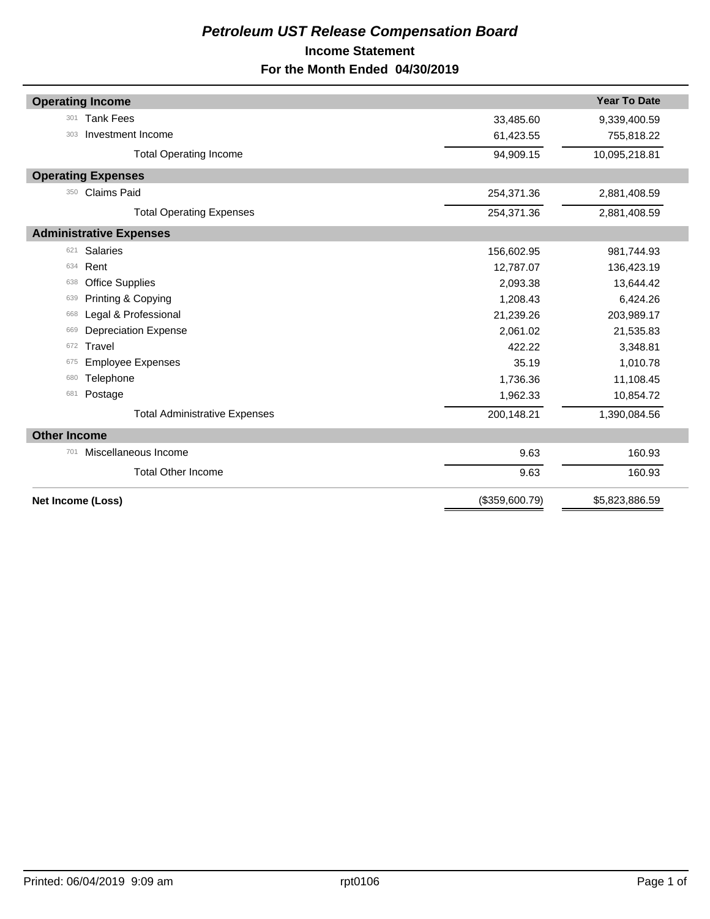# *Petroleum UST Release Compensation Board*

## Income Statement

## For the Month Ended 04/30/2019

| Account | Description | Month | Year To Date |
|---|---|---|---|
| | **Operating Income** | | |
| 301 | Tank Fees | 33,485.60 | 9,339,400.59 |
| 303 | Investment Income | 61,423.55 | 755,818.22 |
| | Total Operating Income | 94,909.15 | 10,095,218.81 |
| | **Operating Expenses** | | |
| 350 | Claims Paid | 254,371.36 | 2,881,408.59 |
| | Total Operating Expenses | 254,371.36 | 2,881,408.59 |
| | **Administrative Expenses** | | |
| 621 | Salaries | 156,602.95 | 981,744.93 |
| 634 | Rent | 12,787.07 | 136,423.19 |
| 638 | Office Supplies | 2,093.38 | 13,644.42 |
| 639 | Printing & Copying | 1,208.43 | 6,424.26 |
| 668 | Legal & Professional | 21,239.26 | 203,989.17 |
| 669 | Depreciation Expense | 2,061.02 | 21,535.83 |
| 672 | Travel | 422.22 | 3,348.81 |
| 675 | Employee Expenses | 35.19 | 1,010.78 |
| 680 | Telephone | 1,736.36 | 11,108.45 |
| 681 | Postage | 1,962.33 | 10,854.72 |
| | Total Administrative Expenses | 200,148.21 | 1,390,084.56 |
| | **Other Income** | | |
| 701 | Miscellaneous Income | 9.63 | 160.93 |
| | Total Other Income | 9.63 | 160.93 |
| | **Net Income (Loss)** | ($359,600.79) | $5,823,886.59 |

Printed: 06/04/2019 9:09 am rpt0106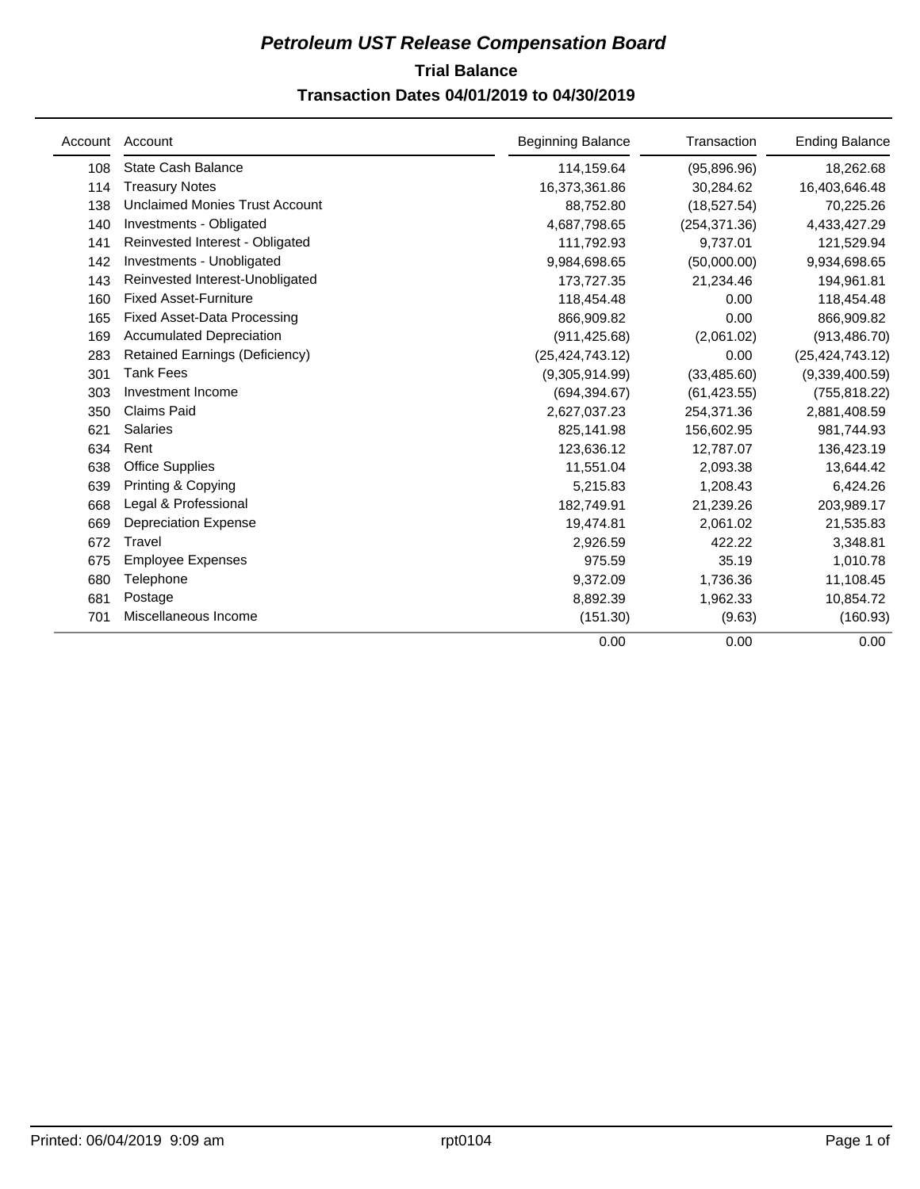# *Petroleum UST Release Compensation Board*

## Trial Balance

### Transaction Dates 04/01/2019 to 04/30/2019

| Account | Account | Beginning Balance | Transaction | Ending Balance |
|---|---|---|---|---|
| 108 | State Cash Balance | 114,159.64 | (95,896.96) | 18,262.68 |
| 114 | Treasury Notes | 16,373,361.86 | 30,284.62 | 16,403,646.48 |
| 138 | Unclaimed Monies Trust Account | 88,752.80 | (18,527.54) | 70,225.26 |
| 140 | Investments - Obligated | 4,687,798.65 | (254,371.36) | 4,433,427.29 |
| 141 | Reinvested Interest - Obligated | 111,792.93 | 9,737.01 | 121,529.94 |
| 142 | Investments - Unobligated | 9,984,698.65 | (50,000.00) | 9,934,698.65 |
| 143 | Reinvested Interest-Unobligated | 173,727.35 | 21,234.46 | 194,961.81 |
| 160 | Fixed Asset-Furniture | 118,454.48 | 0.00 | 118,454.48 |
| 165 | Fixed Asset-Data Processing | 866,909.82 | 0.00 | 866,909.82 |
| 169 | Accumulated Depreciation | (911,425.68) | (2,061.02) | (913,486.70) |
| 283 | Retained Earnings (Deficiency) | (25,424,743.12) | 0.00 | (25,424,743.12) |
| 301 | Tank Fees | (9,305,914.99) | (33,485.60) | (9,339,400.59) |
| 303 | Investment Income | (694,394.67) | (61,423.55) | (755,818.22) |
| 350 | Claims Paid | 2,627,037.23 | 254,371.36 | 2,881,408.59 |
| 621 | Salaries | 825,141.98 | 156,602.95 | 981,744.93 |
| 634 | Rent | 123,636.12 | 12,787.07 | 136,423.19 |
| 638 | Office Supplies | 11,551.04 | 2,093.38 | 13,644.42 |
| 639 | Printing & Copying | 5,215.83 | 1,208.43 | 6,424.26 |
| 668 | Legal & Professional | 182,749.91 | 21,239.26 | 203,989.17 |
| 669 | Depreciation Expense | 19,474.81 | 2,061.02 | 21,535.83 |
| 672 | Travel | 2,926.59 | 422.22 | 3,348.81 |
| 675 | Employee Expenses | 975.59 | 35.19 | 1,010.78 |
| 680 | Telephone | 9,372.09 | 1,736.36 | 11,108.45 |
| 681 | Postage | 8,892.39 | 1,962.33 | 10,854.72 |
| 701 | Miscellaneous Income | (151.30) | (9.63) | (160.93) |
| | | 0.00 | 0.00 | 0.00 |

Printed: 06/04/2019 9:09 am rpt0104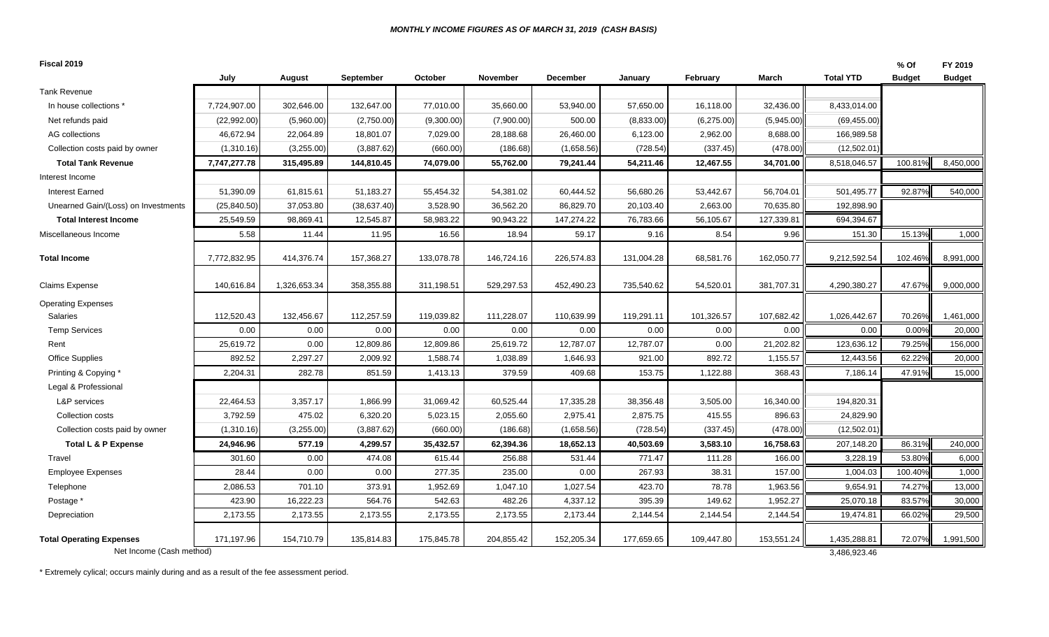## *MONTHLY INCOME FIGURES AS OF MARCH 31, 2019 (CASH BASIS)*

**Fiscal 2019**

| | July | August | September | October | November | December | January | February | March | Total YTD | % Of Budget | FY 2019 Budget |
|---|---|---|---|---|---|---|---|---|---|---|---|---|
| Tank Revenue | | | | | | | | | | | | |
| In house collections * | 7,724,907.00 | 302,646.00 | 132,647.00 | 77,010.00 | 35,660.00 | 53,940.00 | 57,650.00 | 16,118.00 | 32,436.00 | 8,433,014.00 | | |
| Net refunds paid | (22,992.00) | (5,960.00) | (2,750.00) | (9,300.00) | (7,900.00) | 500.00 | (8,833.00) | (6,275.00) | (5,945.00) | (69,455.00) | | |
| AG collections | 46,672.94 | 22,064.89 | 18,801.07 | 7,029.00 | 28,188.68 | 26,460.00 | 6,123.00 | 2,962.00 | 8,688.00 | 166,989.58 | | |
| Collection costs paid by owner | (1,310.16) | (3,255.00) | (3,887.62) | (660.00) | (186.68) | (1,658.56) | (728.54) | (337.45) | (478.00) | (12,502.01) | | |
| **Total Tank Revenue** | **7,747,277.78** | **315,495.89** | **144,810.45** | **74,079.00** | **55,762.00** | **79,241.44** | **54,211.46** | **12,467.55** | **34,701.00** | 8,518,046.57 | 100.81% | 8,450,000 |
| Interest Income | | | | | | | | | | | | |
| Interest Earned | 51,390.09 | 61,815.61 | 51,183.27 | 55,454.32 | 54,381.02 | 60,444.52 | 56,680.26 | 53,442.67 | 56,704.01 | 501,495.77 | 92.87% | 540,000 |
| Unearned Gain/(Loss) on Investments | (25,840.50) | 37,053.80 | (38,637.40) | 3,528.90 | 36,562.20 | 86,829.70 | 20,103.40 | 2,663.00 | 70,635.80 | 192,898.90 | | |
| **Total Interest Income** | 25,549.59 | 98,869.41 | 12,545.87 | 58,983.22 | 90,943.22 | 147,274.22 | 76,783.66 | 56,105.67 | 127,339.81 | 694,394.67 | | |
| Miscellaneous Income | 5.58 | 11.44 | 11.95 | 16.56 | 18.94 | 59.17 | 9.16 | 8.54 | 9.96 | 151.30 | 15.13% | 1,000 |
| **Total Income** | 7,772,832.95 | 414,376.74 | 157,368.27 | 133,078.78 | 146,724.16 | 226,574.83 | 131,004.28 | 68,581.76 | 162,050.77 | 9,212,592.54 | 102.46% | 8,991,000 |
| Claims Expense | 140,616.84 | 1,326,653.34 | 358,355.88 | 311,198.51 | 529,297.53 | 452,490.23 | 735,540.62 | 54,520.01 | 381,707.31 | 4,290,380.27 | 47.67% | 9,000,000 |
| Operating Expenses | | | | | | | | | | | | |
| Salaries | 112,520.43 | 132,456.67 | 112,257.59 | 119,039.82 | 111,228.07 | 110,639.99 | 119,291.11 | 101,326.57 | 107,682.42 | 1,026,442.67 | 70.26% | 1,461,000 |
| Temp Services | 0.00 | 0.00 | 0.00 | 0.00 | 0.00 | 0.00 | 0.00 | 0.00 | 0.00 | 0.00 | 0.00% | 20,000 |
| Rent | 25,619.72 | 0.00 | 12,809.86 | 12,809.86 | 25,619.72 | 12,787.07 | 12,787.07 | 0.00 | 21,202.82 | 123,636.12 | 79.25% | 156,000 |
| Office Supplies | 892.52 | 2,297.27 | 2,009.92 | 1,588.74 | 1,038.89 | 1,646.93 | 921.00 | 892.72 | 1,155.57 | 12,443.56 | 62.22% | 20,000 |
| Printing & Copying * | 2,204.31 | 282.78 | 851.59 | 1,413.13 | 379.59 | 409.68 | 153.75 | 1,122.88 | 368.43 | 7,186.14 | 47.91% | 15,000 |
| Legal & Professional | | | | | | | | | | | | |
| L&P services | 22,464.53 | 3,357.17 | 1,866.99 | 31,069.42 | 60,525.44 | 17,335.28 | 38,356.48 | 3,505.00 | 16,340.00 | 194,820.31 | | |
| Collection costs | 3,792.59 | 475.02 | 6,320.20 | 5,023.15 | 2,055.60 | 2,975.41 | 2,875.75 | 415.55 | 896.63 | 24,829.90 | | |
| Collection costs paid by owner | (1,310.16) | (3,255.00) | (3,887.62) | (660.00) | (186.68) | (1,658.56) | (728.54) | (337.45) | (478.00) | (12,502.01) | | |
| **Total L & P Expense** | **24,946.96** | **577.19** | **4,299.57** | **35,432.57** | **62,394.36** | **18,652.13** | **40,503.69** | **3,583.10** | **16,758.63** | 207,148.20 | 86.31% | 240,000 |
| Travel | 301.60 | 0.00 | 474.08 | 615.44 | 256.88 | 531.44 | 771.47 | 111.28 | 166.00 | 3,228.19 | 53.80% | 6,000 |
| Employee Expenses | 28.44 | 0.00 | 0.00 | 277.35 | 235.00 | 0.00 | 267.93 | 38.31 | 157.00 | 1,004.03 | 100.40% | 1,000 |
| Telephone | 2,086.53 | 701.10 | 373.91 | 1,952.69 | 1,047.10 | 1,027.54 | 423.70 | 78.78 | 1,963.56 | 9,654.91 | 74.27% | 13,000 |
| Postage * | 423.90 | 16,222.23 | 564.76 | 542.63 | 482.26 | 4,337.12 | 395.39 | 149.62 | 1,952.27 | 25,070.18 | 83.57% | 30,000 |
| Depreciation | 2,173.55 | 2,173.55 | 2,173.55 | 2,173.55 | 2,173.55 | 2,173.44 | 2,144.54 | 2,144.54 | 2,144.54 | 19,474.81 | 66.02% | 29,500 |
| **Total Operating Expenses** | 171,197.96 | 154,710.79 | 135,814.83 | 175,845.78 | 204,855.42 | 152,205.34 | 177,659.65 | 109,447.80 | 153,551.24 | 1,435,288.81 | 72.07% | 1,991,500 |
| Net Income (Cash method) | | | | | | | | | | 3,486,923.46 | | |

\* Extremely cylical; occurs mainly during and as a result of the fee assessment period.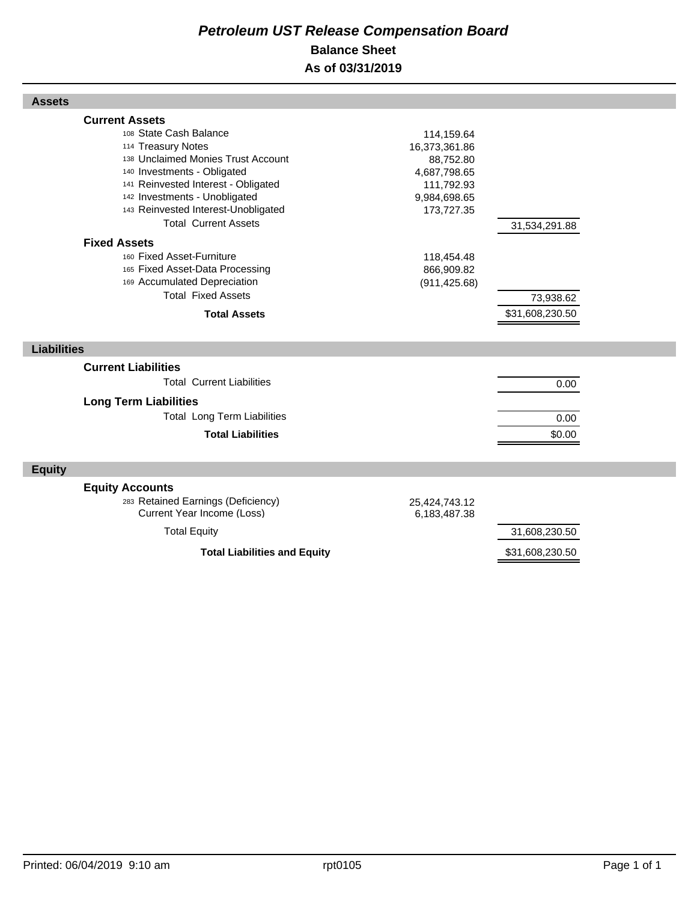# *Petroleum UST Release Compensation Board*

## Balance Sheet

## As of 03/31/2019

| | | |
|---|---|---|
| **Assets** | | |
| **Current Assets** | | |
| 108 State Cash Balance | 114,159.64 | |
| 114 Treasury Notes | 16,373,361.86 | |
| 138 Unclaimed Monies Trust Account | 88,752.80 | |
| 140 Investments - Obligated | 4,687,798.65 | |
| 141 Reinvested Interest - Obligated | 111,792.93 | |
| 142 Investments - Unobligated | 9,984,698.65 | |
| 143 Reinvested Interest-Unobligated | 173,727.35 | |
| Total Current Assets | | 31,534,291.88 |
| **Fixed Assets** | | |
| 160 Fixed Asset-Furniture | 118,454.48 | |
| 165 Fixed Asset-Data Processing | 866,909.82 | |
| 169 Accumulated Depreciation | (911,425.68) | |
| Total Fixed Assets | | 73,938.62 |
| **Total Assets** | | $31,608,230.50 |
| **Liabilities** | | |
| **Current Liabilities** | | |
| Total Current Liabilities | | 0.00 |
| **Long Term Liabilities** | | |
| Total Long Term Liabilities | | 0.00 |
| **Total Liabilities** | | $0.00 |
| **Equity** | | |
| **Equity Accounts** | | |
| 283 Retained Earnings (Deficiency) | 25,424,743.12 | |
| Current Year Income (Loss) | 6,183,487.38 | |
| Total Equity | | 31,608,230.50 |
| **Total Liabilities and Equity** | | $31,608,230.50 |

Printed: 06/04/2019 9:10 am rpt0105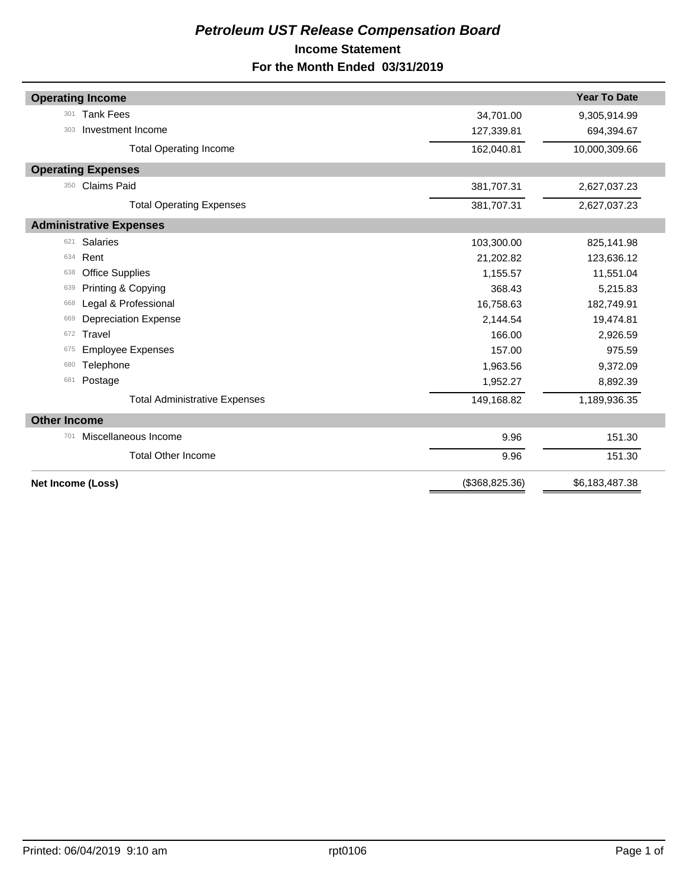# *Petroleum UST Release Compensation Board*

## Income Statement

## For the Month Ended 03/31/2019

| Account | Description | | Year To Date |
|---|---|---|---|
| **Operating Income** | | | |
| 301 | Tank Fees | 34,701.00 | 9,305,914.99 |
| 303 | Investment Income | 127,339.81 | 694,394.67 |
| | Total Operating Income | 162,040.81 | 10,000,309.66 |
| **Operating Expenses** | | | |
| 350 | Claims Paid | 381,707.31 | 2,627,037.23 |
| | Total Operating Expenses | 381,707.31 | 2,627,037.23 |
| **Administrative Expenses** | | | |
| 621 | Salaries | 103,300.00 | 825,141.98 |
| 634 | Rent | 21,202.82 | 123,636.12 |
| 638 | Office Supplies | 1,155.57 | 11,551.04 |
| 639 | Printing & Copying | 368.43 | 5,215.83 |
| 668 | Legal & Professional | 16,758.63 | 182,749.91 |
| 669 | Depreciation Expense | 2,144.54 | 19,474.81 |
| 672 | Travel | 166.00 | 2,926.59 |
| 675 | Employee Expenses | 157.00 | 975.59 |
| 680 | Telephone | 1,963.56 | 9,372.09 |
| 681 | Postage | 1,952.27 | 8,892.39 |
| | Total Administrative Expenses | 149,168.82 | 1,189,936.35 |
| **Other Income** | | | |
| 701 | Miscellaneous Income | 9.96 | 151.30 |
| | Total Other Income | 9.96 | 151.30 |
| **Net Income (Loss)** | | ($368,825.36) | $6,183,487.38 |

Printed: 06/04/2019 9:10 am rpt0106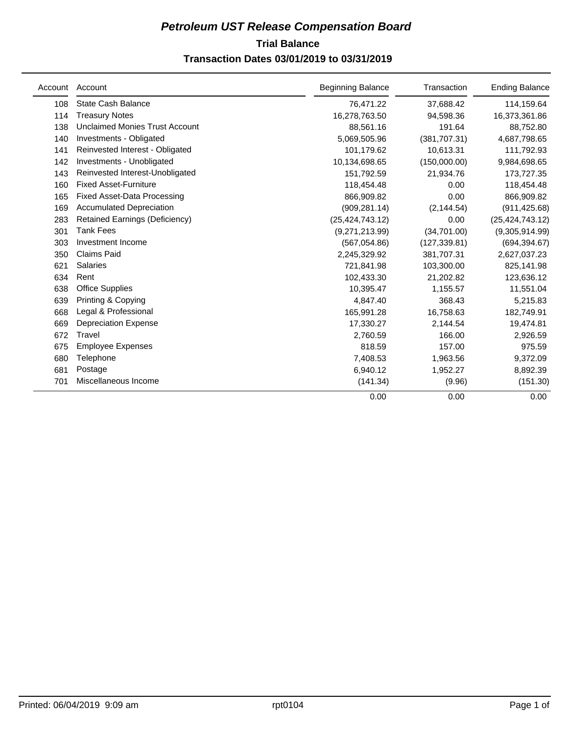# *Petroleum UST Release Compensation Board*

## Trial Balance

### Transaction Dates 03/01/2019 to 03/31/2019

| Account | Account | Beginning Balance | Transaction | Ending Balance |
|---|---|---|---|---|
| 108 | State Cash Balance | 76,471.22 | 37,688.42 | 114,159.64 |
| 114 | Treasury Notes | 16,278,763.50 | 94,598.36 | 16,373,361.86 |
| 138 | Unclaimed Monies Trust Account | 88,561.16 | 191.64 | 88,752.80 |
| 140 | Investments - Obligated | 5,069,505.96 | (381,707.31) | 4,687,798.65 |
| 141 | Reinvested Interest - Obligated | 101,179.62 | 10,613.31 | 111,792.93 |
| 142 | Investments - Unobligated | 10,134,698.65 | (150,000.00) | 9,984,698.65 |
| 143 | Reinvested Interest-Unobligated | 151,792.59 | 21,934.76 | 173,727.35 |
| 160 | Fixed Asset-Furniture | 118,454.48 | 0.00 | 118,454.48 |
| 165 | Fixed Asset-Data Processing | 866,909.82 | 0.00 | 866,909.82 |
| 169 | Accumulated Depreciation | (909,281.14) | (2,144.54) | (911,425.68) |
| 283 | Retained Earnings (Deficiency) | (25,424,743.12) | 0.00 | (25,424,743.12) |
| 301 | Tank Fees | (9,271,213.99) | (34,701.00) | (9,305,914.99) |
| 303 | Investment Income | (567,054.86) | (127,339.81) | (694,394.67) |
| 350 | Claims Paid | 2,245,329.92 | 381,707.31 | 2,627,037.23 |
| 621 | Salaries | 721,841.98 | 103,300.00 | 825,141.98 |
| 634 | Rent | 102,433.30 | 21,202.82 | 123,636.12 |
| 638 | Office Supplies | 10,395.47 | 1,155.57 | 11,551.04 |
| 639 | Printing & Copying | 4,847.40 | 368.43 | 5,215.83 |
| 668 | Legal & Professional | 165,991.28 | 16,758.63 | 182,749.91 |
| 669 | Depreciation Expense | 17,330.27 | 2,144.54 | 19,474.81 |
| 672 | Travel | 2,760.59 | 166.00 | 2,926.59 |
| 675 | Employee Expenses | 818.59 | 157.00 | 975.59 |
| 680 | Telephone | 7,408.53 | 1,963.56 | 9,372.09 |
| 681 | Postage | 6,940.12 | 1,952.27 | 8,892.39 |
| 701 | Miscellaneous Income | (141.34) | (9.96) | (151.30) |
| | | 0.00 | 0.00 | 0.00 |

Printed: 06/04/2019 9:09 am rpt0104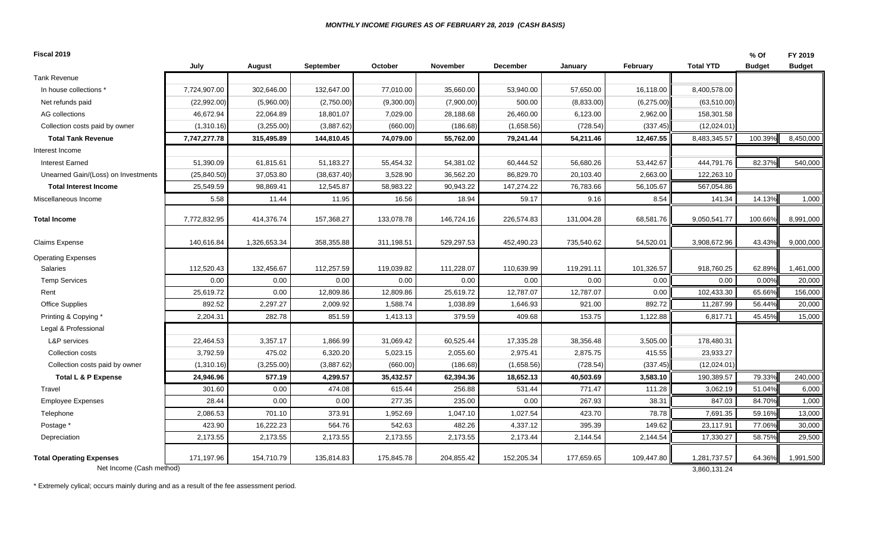*MONTHLY INCOME FIGURES AS OF FEBRUARY 28, 2019 (CASH BASIS)*

| Fiscal 2019 | July | August | September | October | November | December | January | February | Total YTD | % Of Budget | FY 2019 Budget |
|---|---|---|---|---|---|---|---|---|---|---|---|
| Tank Revenue | | | | | | | | | | | |
| In house collections * | 7,724,907.00 | 302,646.00 | 132,647.00 | 77,010.00 | 35,660.00 | 53,940.00 | 57,650.00 | 16,118.00 | 8,400,578.00 | | |
| Net refunds paid | (22,992.00) | (5,960.00) | (2,750.00) | (9,300.00) | (7,900.00) | 500.00 | (8,833.00) | (6,275.00) | (63,510.00) | | |
| AG collections | 46,672.94 | 22,064.89 | 18,801.07 | 7,029.00 | 28,188.68 | 26,460.00 | 6,123.00 | 2,962.00 | 158,301.58 | | |
| Collection costs paid by owner | (1,310.16) | (3,255.00) | (3,887.62) | (660.00) | (186.68) | (1,658.56) | (728.54) | (337.45) | (12,024.01) | | |
| **Total Tank Revenue** | **7,747,277.78** | **315,495.89** | **144,810.45** | **74,079.00** | **55,762.00** | **79,241.44** | **54,211.46** | **12,467.55** | 8,483,345.57 | 100.39% | 8,450,000 |
| Interest Income | | | | | | | | | | | |
| Interest Earned | 51,390.09 | 61,815.61 | 51,183.27 | 55,454.32 | 54,381.02 | 60,444.52 | 56,680.26 | 53,442.67 | 444,791.76 | 82.37% | 540,000 |
| Unearned Gain/(Loss) on Investments | (25,840.50) | 37,053.80 | (38,637.40) | 3,528.90 | 36,562.20 | 86,829.70 | 20,103.40 | 2,663.00 | 122,263.10 | | |
| **Total Interest Income** | 25,549.59 | 98,869.41 | 12,545.87 | 58,983.22 | 90,943.22 | 147,274.22 | 76,783.66 | 56,105.67 | 567,054.86 | | |
| Miscellaneous Income | 5.58 | 11.44 | 11.95 | 16.56 | 18.94 | 59.17 | 9.16 | 8.54 | 141.34 | 14.13% | 1,000 |
| **Total Income** | 7,772,832.95 | 414,376.74 | 157,368.27 | 133,078.78 | 146,724.16 | 226,574.83 | 131,004.28 | 68,581.76 | 9,050,541.77 | 100.66% | 8,991,000 |
| Claims Expense | 140,616.84 | 1,326,653.34 | 358,355.88 | 311,198.51 | 529,297.53 | 452,490.23 | 735,540.62 | 54,520.01 | 3,908,672.96 | 43.43% | 9,000,000 |
| Operating Expenses | | | | | | | | | | | |
| Salaries | 112,520.43 | 132,456.67 | 112,257.59 | 119,039.82 | 111,228.07 | 110,639.99 | 119,291.11 | 101,326.57 | 918,760.25 | 62.89% | 1,461,000 |
| Temp Services | 0.00 | 0.00 | 0.00 | 0.00 | 0.00 | 0.00 | 0.00 | 0.00 | 0.00 | 0.00% | 20,000 |
| Rent | 25,619.72 | 0.00 | 12,809.86 | 12,809.86 | 25,619.72 | 12,787.07 | 12,787.07 | 0.00 | 102,433.30 | 65.66% | 156,000 |
| Office Supplies | 892.52 | 2,297.27 | 2,009.92 | 1,588.74 | 1,038.89 | 1,646.93 | 921.00 | 892.72 | 11,287.99 | 56.44% | 20,000 |
| Printing & Copying * | 2,204.31 | 282.78 | 851.59 | 1,413.13 | 379.59 | 409.68 | 153.75 | 1,122.88 | 6,817.71 | 45.45% | 15,000 |
| Legal & Professional | | | | | | | | | | | |
| L&P services | 22,464.53 | 3,357.17 | 1,866.99 | 31,069.42 | 60,525.44 | 17,335.28 | 38,356.48 | 3,505.00 | 178,480.31 | | |
| Collection costs | 3,792.59 | 475.02 | 6,320.20 | 5,023.15 | 2,055.60 | 2,975.41 | 2,875.75 | 415.55 | 23,933.27 | | |
| Collection costs paid by owner | (1,310.16) | (3,255.00) | (3,887.62) | (660.00) | (186.68) | (1,658.56) | (728.54) | (337.45) | (12,024.01) | | |
| **Total L & P Expense** | **24,946.96** | **577.19** | **4,299.57** | **35,432.57** | **62,394.36** | **18,652.13** | **40,503.69** | **3,583.10** | 190,389.57 | 79.33% | 240,000 |
| Travel | 301.60 | 0.00 | 474.08 | 615.44 | 256.88 | 531.44 | 771.47 | 111.28 | 3,062.19 | 51.04% | 6,000 |
| Employee Expenses | 28.44 | 0.00 | 0.00 | 277.35 | 235.00 | 0.00 | 267.93 | 38.31 | 847.03 | 84.70% | 1,000 |
| Telephone | 2,086.53 | 701.10 | 373.91 | 1,952.69 | 1,047.10 | 1,027.54 | 423.70 | 78.78 | 7,691.35 | 59.16% | 13,000 |
| Postage * | 423.90 | 16,222.23 | 564.76 | 542.63 | 482.26 | 4,337.12 | 395.39 | 149.62 | 23,117.91 | 77.06% | 30,000 |
| Depreciation | 2,173.55 | 2,173.55 | 2,173.55 | 2,173.55 | 2,173.55 | 2,173.44 | 2,144.54 | 2,144.54 | 17,330.27 | 58.75% | 29,500 |
| **Total Operating Expenses** | 171,197.96 | 154,710.79 | 135,814.83 | 175,845.78 | 204,855.42 | 152,205.34 | 177,659.65 | 109,447.80 | 1,281,737.57 | 64.36% | 1,991,500 |
| Net Income (Cash method) | | | | | | | | | 3,860,131.24 | | |

\* Extremely cylical; occurs mainly during and as a result of the fee assessment period.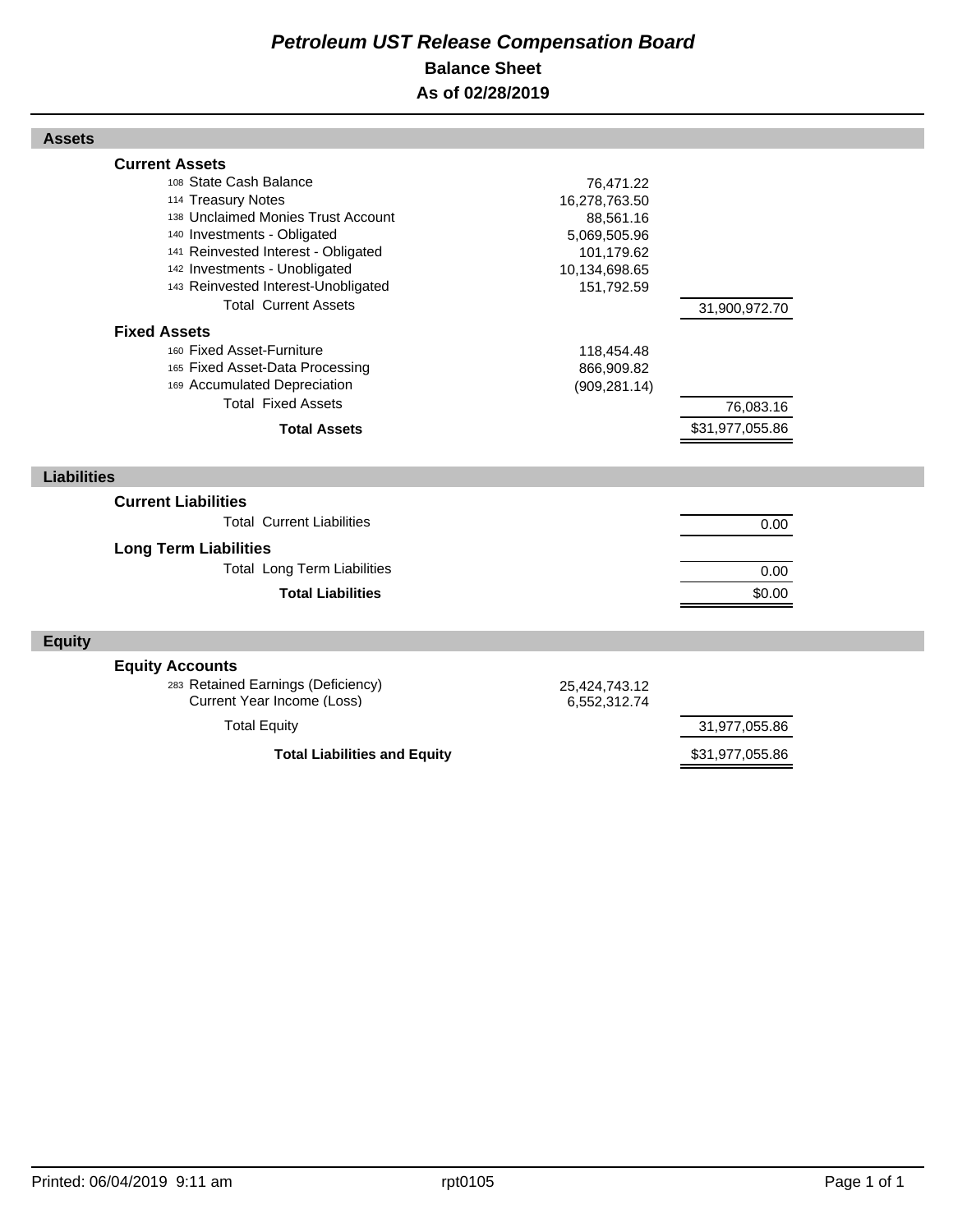# *Petroleum UST Release Compensation Board*

## Balance Sheet

## As of 02/28/2019

| | | |
|---|---|---|
| **Assets** | | |
| **Current Assets** | | |
| 108 State Cash Balance | 76,471.22 | |
| 114 Treasury Notes | 16,278,763.50 | |
| 138 Unclaimed Monies Trust Account | 88,561.16 | |
| 140 Investments - Obligated | 5,069,505.96 | |
| 141 Reinvested Interest - Obligated | 101,179.62 | |
| 142 Investments - Unobligated | 10,134,698.65 | |
| 143 Reinvested Interest-Unobligated | 151,792.59 | |
| Total Current Assets | | 31,900,972.70 |
| **Fixed Assets** | | |
| 160 Fixed Asset-Furniture | 118,454.48 | |
| 165 Fixed Asset-Data Processing | 866,909.82 | |
| 169 Accumulated Depreciation | (909,281.14) | |
| Total Fixed Assets | | 76,083.16 |
| **Total Assets** | | $31,977,055.86 |
| **Liabilities** | | |
| **Current Liabilities** | | |
| Total Current Liabilities | | 0.00 |
| **Long Term Liabilities** | | |
| Total Long Term Liabilities | | 0.00 |
| **Total Liabilities** | | $0.00 |
| **Equity** | | |
| **Equity Accounts** | | |
| 283 Retained Earnings (Deficiency) | 25,424,743.12 | |
| Current Year Income (Loss) | 6,552,312.74 | |
| Total Equity | | 31,977,055.86 |
| **Total Liabilities and Equity** | | $31,977,055.86 |

Printed: 06/04/2019 9:11 am rpt0105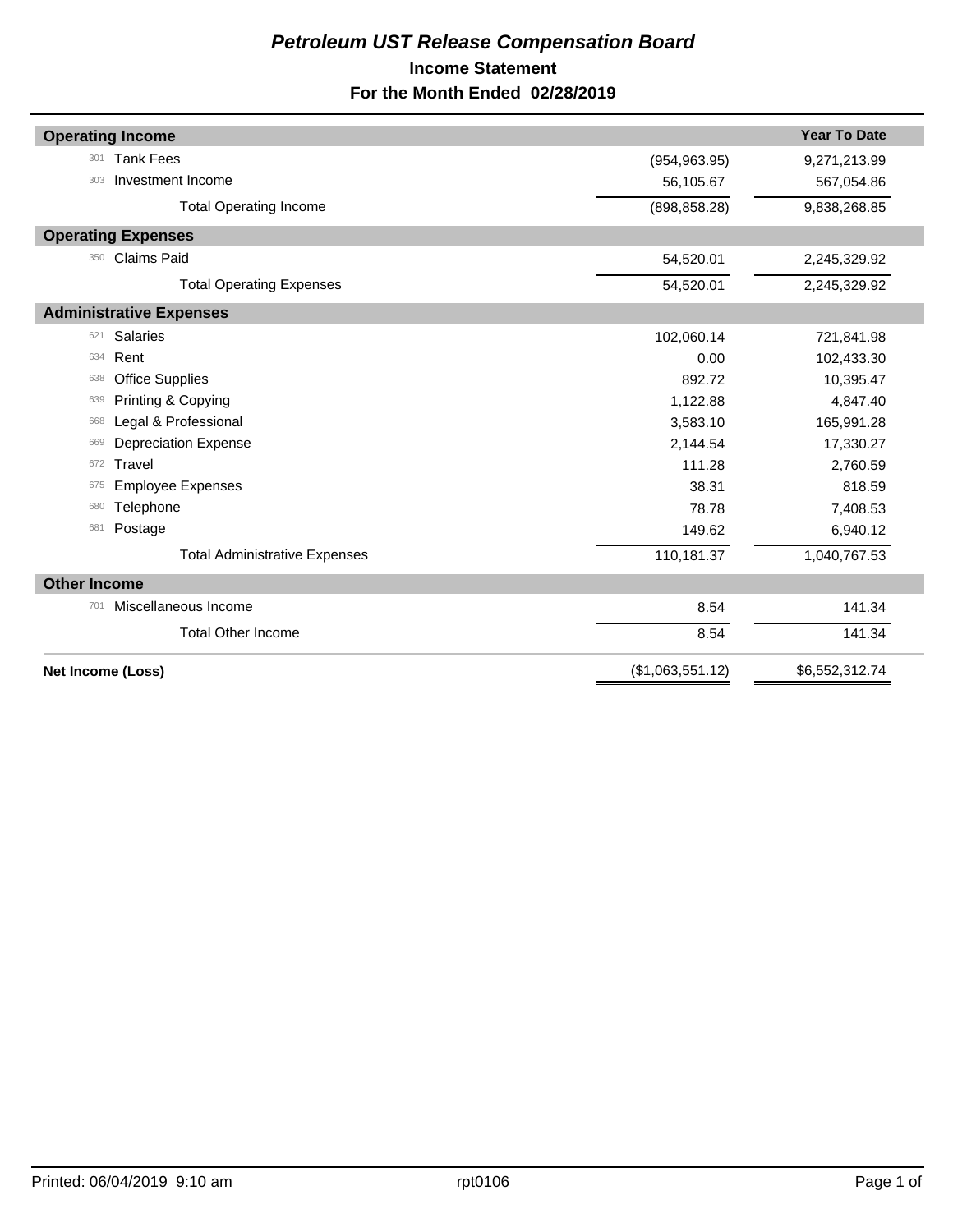# *Petroleum UST Release Compensation Board*

## Income Statement

## For the Month Ended 02/28/2019

| | | | Year To Date |
|---|---|---|---|
| **Operating Income** | | | |
| 301 | Tank Fees | (954,963.95) | 9,271,213.99 |
| 303 | Investment Income | 56,105.67 | 567,054.86 |
| | Total Operating Income | (898,858.28) | 9,838,268.85 |
| **Operating Expenses** | | | |
| 350 | Claims Paid | 54,520.01 | 2,245,329.92 |
| | Total Operating Expenses | 54,520.01 | 2,245,329.92 |
| **Administrative Expenses** | | | |
| 621 | Salaries | 102,060.14 | 721,841.98 |
| 634 | Rent | 0.00 | 102,433.30 |
| 638 | Office Supplies | 892.72 | 10,395.47 |
| 639 | Printing & Copying | 1,122.88 | 4,847.40 |
| 668 | Legal & Professional | 3,583.10 | 165,991.28 |
| 669 | Depreciation Expense | 2,144.54 | 17,330.27 |
| 672 | Travel | 111.28 | 2,760.59 |
| 675 | Employee Expenses | 38.31 | 818.59 |
| 680 | Telephone | 78.78 | 7,408.53 |
| 681 | Postage | 149.62 | 6,940.12 |
| | Total Administrative Expenses | 110,181.37 | 1,040,767.53 |
| **Other Income** | | | |
| 701 | Miscellaneous Income | 8.54 | 141.34 |
| | Total Other Income | 8.54 | 141.34 |
| **Net Income (Loss)** | | ($1,063,551.12) | $6,552,312.74 |

Printed: 06/04/2019 9:10 am rpt0106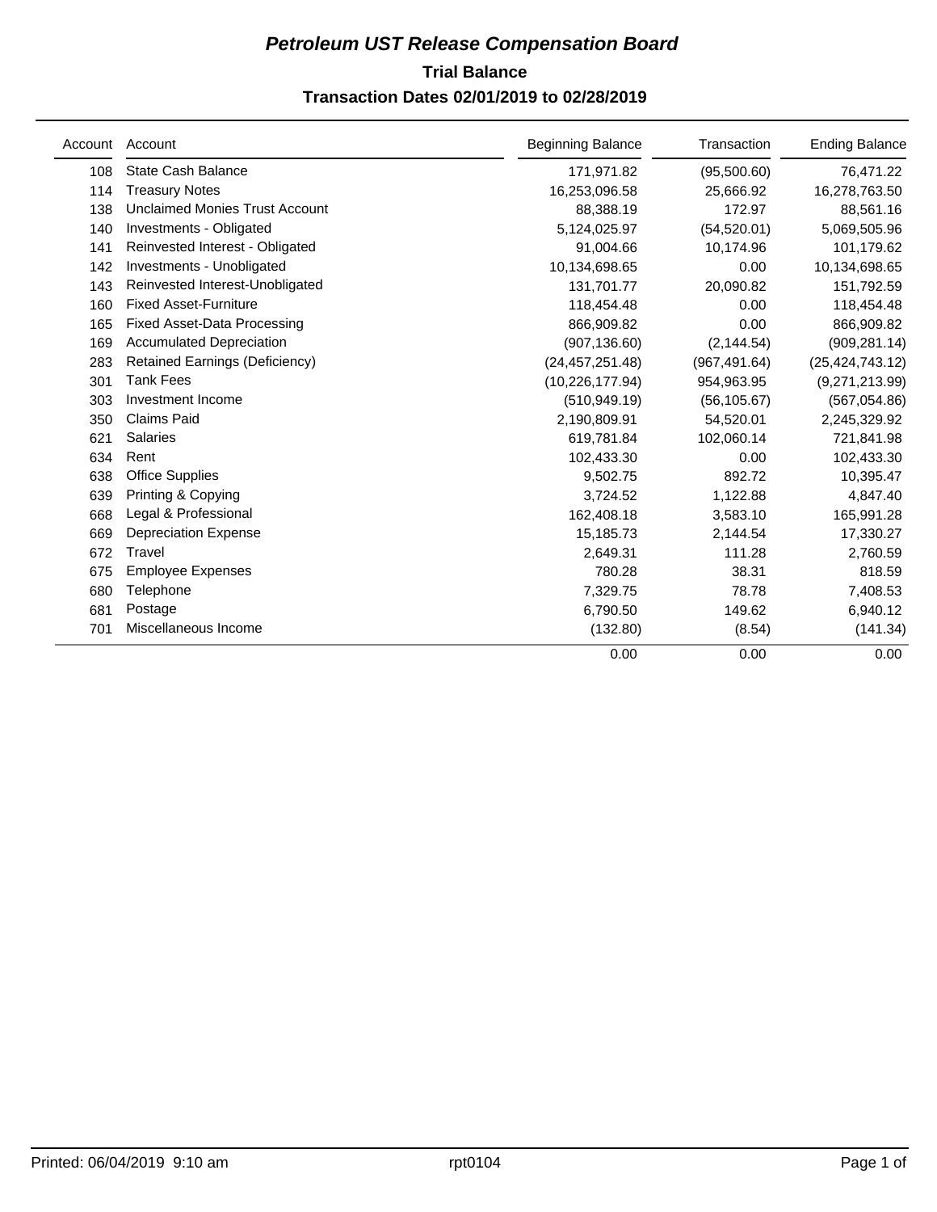# *Petroleum UST Release Compensation Board*

## Trial Balance

### Transaction Dates 02/01/2019 to 02/28/2019

| Account | Account | Beginning Balance | Transaction | Ending Balance |
|---|---|---|---|---|
| 108 | State Cash Balance | 171,971.82 | (95,500.60) | 76,471.22 |
| 114 | Treasury Notes | 16,253,096.58 | 25,666.92 | 16,278,763.50 |
| 138 | Unclaimed Monies Trust Account | 88,388.19 | 172.97 | 88,561.16 |
| 140 | Investments - Obligated | 5,124,025.97 | (54,520.01) | 5,069,505.96 |
| 141 | Reinvested Interest - Obligated | 91,004.66 | 10,174.96 | 101,179.62 |
| 142 | Investments - Unobligated | 10,134,698.65 | 0.00 | 10,134,698.65 |
| 143 | Reinvested Interest-Unobligated | 131,701.77 | 20,090.82 | 151,792.59 |
| 160 | Fixed Asset-Furniture | 118,454.48 | 0.00 | 118,454.48 |
| 165 | Fixed Asset-Data Processing | 866,909.82 | 0.00 | 866,909.82 |
| 169 | Accumulated Depreciation | (907,136.60) | (2,144.54) | (909,281.14) |
| 283 | Retained Earnings (Deficiency) | (24,457,251.48) | (967,491.64) | (25,424,743.12) |
| 301 | Tank Fees | (10,226,177.94) | 954,963.95 | (9,271,213.99) |
| 303 | Investment Income | (510,949.19) | (56,105.67) | (567,054.86) |
| 350 | Claims Paid | 2,190,809.91 | 54,520.01 | 2,245,329.92 |
| 621 | Salaries | 619,781.84 | 102,060.14 | 721,841.98 |
| 634 | Rent | 102,433.30 | 0.00 | 102,433.30 |
| 638 | Office Supplies | 9,502.75 | 892.72 | 10,395.47 |
| 639 | Printing & Copying | 3,724.52 | 1,122.88 | 4,847.40 |
| 668 | Legal & Professional | 162,408.18 | 3,583.10 | 165,991.28 |
| 669 | Depreciation Expense | 15,185.73 | 2,144.54 | 17,330.27 |
| 672 | Travel | 2,649.31 | 111.28 | 2,760.59 |
| 675 | Employee Expenses | 780.28 | 38.31 | 818.59 |
| 680 | Telephone | 7,329.75 | 78.78 | 7,408.53 |
| 681 | Postage | 6,790.50 | 149.62 | 6,940.12 |
| 701 | Miscellaneous Income | (132.80) | (8.54) | (141.34) |
| | | 0.00 | 0.00 | 0.00 |

Printed: 06/04/2019 9:10 am rpt0104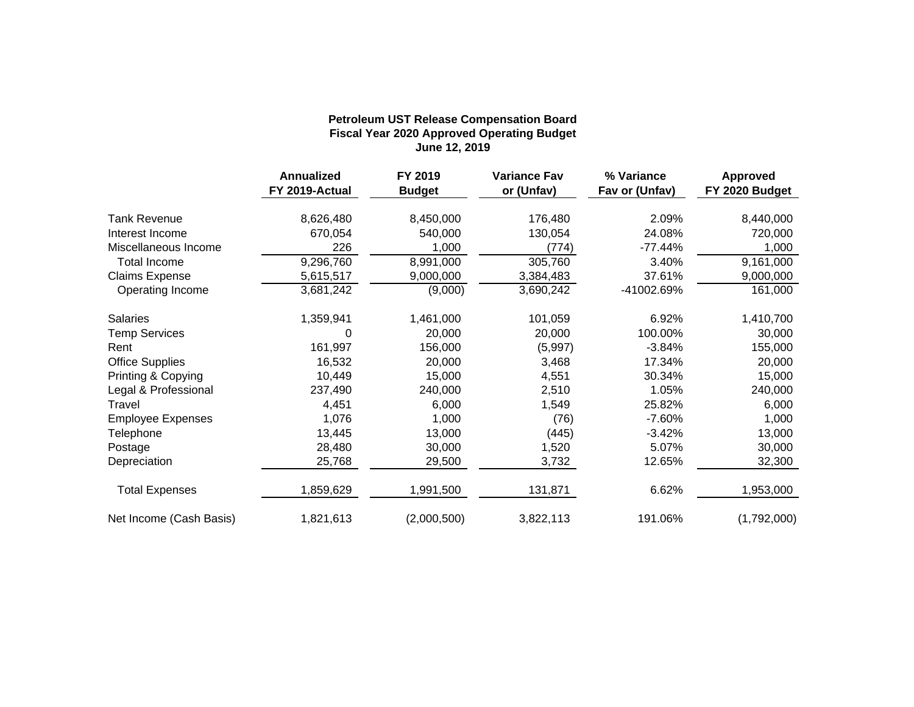**Petroleum UST Release Compensation Board**
**Fiscal Year 2020 Approved Operating Budget**
**June 12, 2019**

| | Annualized FY 2019-Actual | FY 2019 Budget | Variance Fav or (Unfav) | % Variance Fav or (Unfav) | Approved FY 2020 Budget |
|---|---|---|---|---|---|
| Tank Revenue | 8,626,480 | 8,450,000 | 176,480 | 2.09% | 8,440,000 |
| Interest Income | 670,054 | 540,000 | 130,054 | 24.08% | 720,000 |
| Miscellaneous Income | 226 | 1,000 | (774) | -77.44% | 1,000 |
| Total Income | 9,296,760 | 8,991,000 | 305,760 | 3.40% | 9,161,000 |
| Claims Expense | 5,615,517 | 9,000,000 | 3,384,483 | 37.61% | 9,000,000 |
| Operating Income | 3,681,242 | (9,000) | 3,690,242 | -41002.69% | 161,000 |
| | | | | | |
| Salaries | 1,359,941 | 1,461,000 | 101,059 | 6.92% | 1,410,700 |
| Temp Services | 0 | 20,000 | 20,000 | 100.00% | 30,000 |
| Rent | 161,997 | 156,000 | (5,997) | -3.84% | 155,000 |
| Office Supplies | 16,532 | 20,000 | 3,468 | 17.34% | 20,000 |
| Printing & Copying | 10,449 | 15,000 | 4,551 | 30.34% | 15,000 |
| Legal & Professional | 237,490 | 240,000 | 2,510 | 1.05% | 240,000 |
| Travel | 4,451 | 6,000 | 1,549 | 25.82% | 6,000 |
| Employee Expenses | 1,076 | 1,000 | (76) | -7.60% | 1,000 |
| Telephone | 13,445 | 13,000 | (445) | -3.42% | 13,000 |
| Postage | 28,480 | 30,000 | 1,520 | 5.07% | 30,000 |
| Depreciation | 25,768 | 29,500 | 3,732 | 12.65% | 32,300 |
| | | | | | |
| Total Expenses | 1,859,629 | 1,991,500 | 131,871 | 6.62% | 1,953,000 |
| | | | | | |
| Net Income (Cash Basis) | 1,821,613 | (2,000,500) | 3,822,113 | 191.06% | (1,792,000) |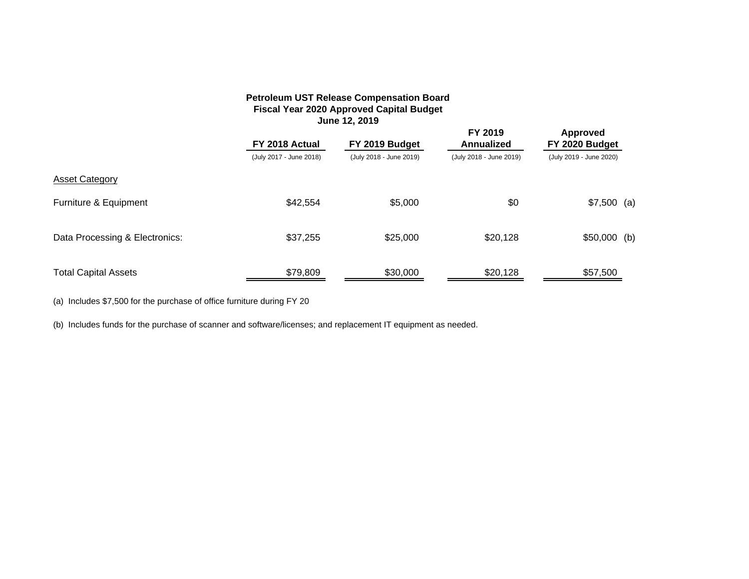**Petroleum UST Release Compensation Board**
**Fiscal Year 2020 Approved Capital Budget**
**June 12, 2019**

| | FY 2018 Actual (July 2017 - June 2018) | FY 2019 Budget (July 2018 - June 2019) | FY 2019 Annualized (July 2018 - June 2019) | Approved FY 2020 Budget (July 2019 - June 2020) |
|---|---|---|---|---|
| Asset Category | | | | |
| Furniture & Equipment | $42,554 | $5,000 | $0 | $7,500 (a) |
| Data Processing & Electronics: | $37,255 | $25,000 | $20,128 | $50,000 (b) |
| Total Capital Assets | $79,809 | $30,000 | $20,128 | $57,500 |

(a) Includes $7,500 for the purchase of office furniture during FY 20

(b) Includes funds for the purchase of scanner and software/licenses; and replacement IT equipment as needed.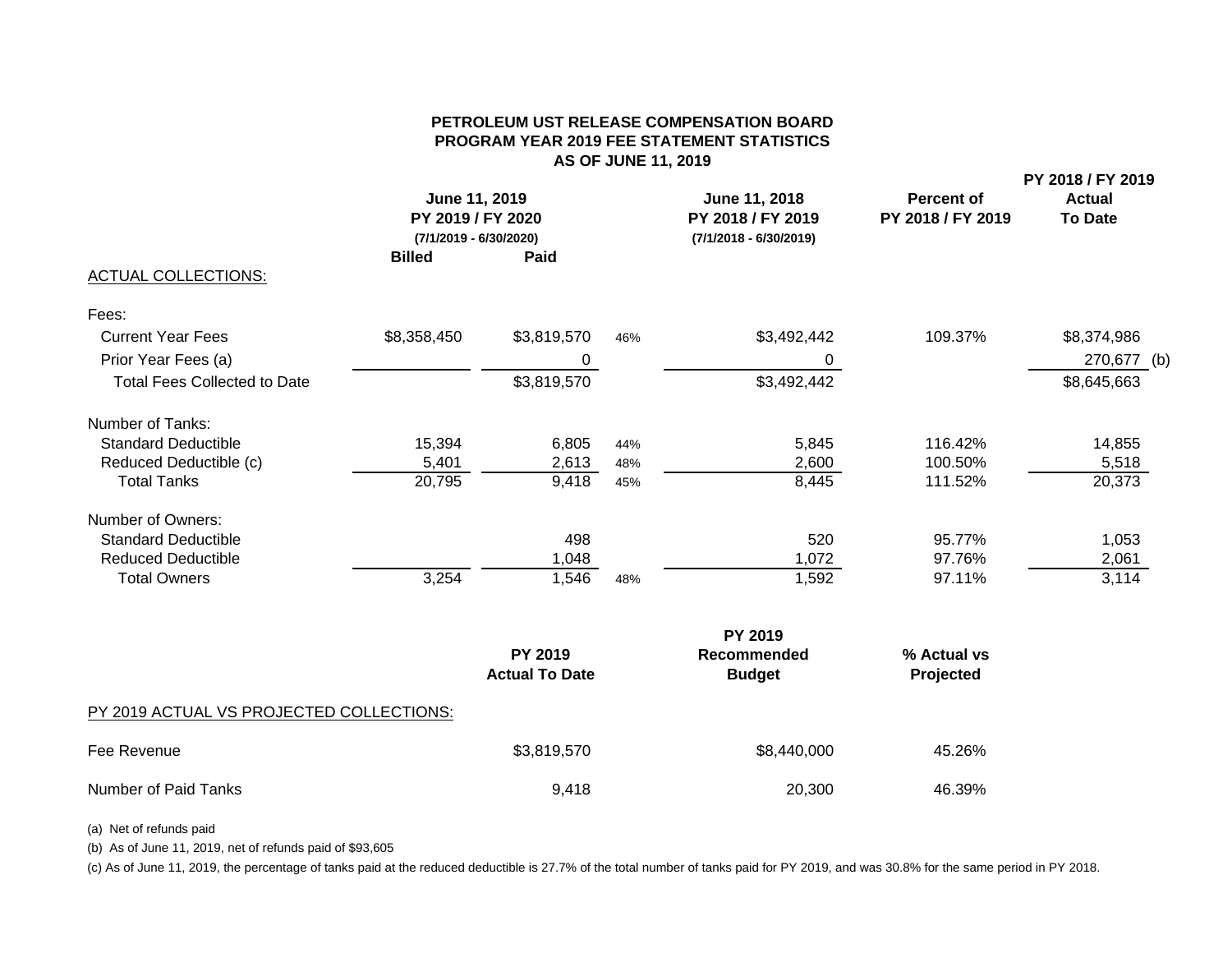# PETROLEUM UST RELEASE COMPENSATION BOARD
## PROGRAM YEAR 2019 FEE STATEMENT STATISTICS
### AS OF JUNE 11, 2019

| | June 11, 2019 PY 2019 / FY 2020 (7/1/2019 - 6/30/2020) | | | June 11, 2018 PY 2018 / FY 2019 (7/1/2018 - 6/30/2019) | Percent of PY 2018 / FY 2019 | PY 2018 / FY 2019 Actual To Date |
|---|---|---|---|---|---|---|
| | Billed | Paid | | | | |
| ACTUAL COLLECTIONS: | | | | | | |
| Fees: | | | | | | |
| Current Year Fees | $8,358,450 | $3,819,570 | 46% | $3,492,442 | 109.37% | $8,374,986 |
| Prior Year Fees (a) | | 0 | | 0 | | 270,677 (b) |
| Total Fees Collected to Date | | $3,819,570 | | $3,492,442 | | $8,645,663 |
| Number of Tanks: | | | | | | |
| Standard Deductible | 15,394 | 6,805 | 44% | 5,845 | 116.42% | 14,855 |
| Reduced Deductible (c) | 5,401 | 2,613 | 48% | 2,600 | 100.50% | 5,518 |
| Total Tanks | 20,795 | 9,418 | 45% | 8,445 | 111.52% | 20,373 |
| Number of Owners: | | | | | | |
| Standard Deductible | | 498 | | 520 | 95.77% | 1,053 |
| Reduced Deductible | | 1,048 | | 1,072 | 97.76% | 2,061 |
| Total Owners | 3,254 | 1,546 | 48% | 1,592 | 97.11% | 3,114 |

| PY 2019 ACTUAL VS PROJECTED COLLECTIONS: | PY 2019 Actual To Date | PY 2019 Recommended Budget | % Actual vs Projected |
|---|---|---|---|
| Fee Revenue | $3,819,570 | $8,440,000 | 45.26% |
| Number of Paid Tanks | 9,418 | 20,300 | 46.39% |

(a) Net of refunds paid

(b) As of June 11, 2019, net of refunds paid of $93,605

(c) As of June 11, 2019, the percentage of tanks paid at the reduced deductible is 27.7% of the total number of tanks paid for PY 2019, and was 30.8% for the same period in PY 2018.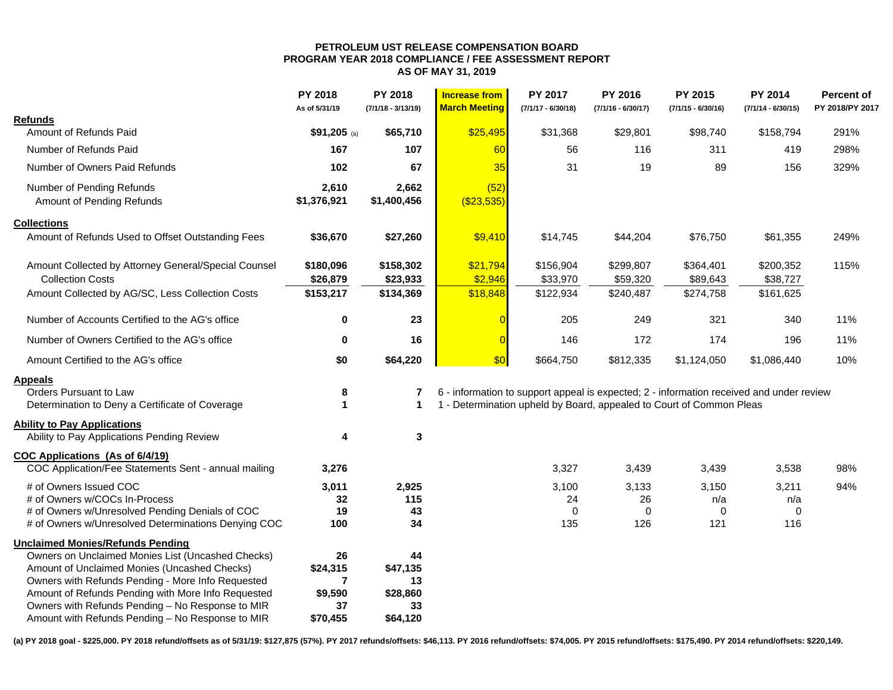**PETROLEUM UST RELEASE COMPENSATION BOARD**
**PROGRAM YEAR 2018 COMPLIANCE / FEE ASSESSMENT REPORT**
**AS OF MAY 31, 2019**

| | PY 2018 As of 5/31/19 | PY 2018 (7/1/18 - 3/13/19) | Increase from March Meeting | PY 2017 (7/1/17 - 6/30/18) | PY 2016 (7/1/16 - 6/30/17) | PY 2015 (7/1/15 - 6/30/16) | PY 2014 (7/1/14 - 6/30/15) | Percent of PY 2018/PY 2017 |
|---|---|---|---|---|---|---|---|---|
| **Refunds** | | | | | | | | |
| Amount of Refunds Paid | **$91,205** (a) | **$65,710** | $25,495 | $31,368 | $29,801 | $98,740 | $158,794 | 291% |
| Number of Refunds Paid | **167** | **107** | 60 | 56 | 116 | 311 | 419 | 298% |
| Number of Owners Paid Refunds | **102** | **67** | 35 | 31 | 19 | 89 | 156 | 329% |
| Number of Pending Refunds | **2,610** | **2,662** | (52) | | | | | |
| Amount of Pending Refunds | **$1,376,921** | **$1,400,456** | ($23,535) | | | | | |
| **Collections** | | | | | | | | |
| Amount of Refunds Used to Offset Outstanding Fees | **$36,670** | **$27,260** | $9,410 | $14,745 | $44,204 | $76,750 | $61,355 | 249% |
| Amount Collected by Attorney General/Special Counsel | **$180,096** | **$158,302** | $21,794 | $156,904 | $299,807 | $364,401 | $200,352 | 115% |
| Collection Costs | **$26,879** | **$23,933** | $2,946 | $33,970 | $59,320 | $89,643 | $38,727 | |
| Amount Collected by AG/SC, Less Collection Costs | **$153,217** | **$134,369** | $18,848 | $122,934 | $240,487 | $274,758 | $161,625 | |
| Number of Accounts Certified to the AG's office | **0** | **23** | 0 | 205 | 249 | 321 | 340 | 11% |
| Number of Owners Certified to the AG's office | **0** | **16** | 0 | 146 | 172 | 174 | 196 | 11% |
| Amount Certified to the AG's office | **$0** | **$64,220** | $0 | $664,750 | $812,335 | $1,124,050 | $1,086,440 | 10% |
| **Appeals** | | | | | | | | |
| Orders Pursuant to Law | **8** | **7** | 6 - information to support appeal is expected; 2 - information received and under review | | | | | |
| Determination to Deny a Certificate of Coverage | **1** | **1** | 1 - Determination upheld by Board, appealed to Court of Common Pleas | | | | | |
| **Ability to Pay Applications** | | | | | | | | |
| Ability to Pay Applications Pending Review | **4** | **3** | | | | | | |
| **COC Applications (As of 6/4/19)** | | | | | | | | |
| COC Application/Fee Statements Sent - annual mailing | **3,276** | | | 3,327 | 3,439 | 3,439 | 3,538 | 98% |
| # of Owners Issued COC | **3,011** | **2,925** | | 3,100 | 3,133 | 3,150 | 3,211 | 94% |
| # of Owners w/COCs In-Process | **32** | **115** | | 24 | 26 | n/a | n/a | |
| # of Owners w/Unresolved Pending Denials of COC | **19** | **43** | | 0 | 0 | 0 | 0 | |
| # of Owners w/Unresolved Determinations Denying COC | **100** | **34** | | 135 | 126 | 121 | 116 | |
| **Unclaimed Monies/Refunds Pending** | | | | | | | | |
| Owners on Unclaimed Monies List (Uncashed Checks) | **26** | **44** | | | | | | |
| Amount of Unclaimed Monies (Uncashed Checks) | **$24,315** | **$47,135** | | | | | | |
| Owners with Refunds Pending - More Info Requested | **7** | **13** | | | | | | |
| Amount of Refunds Pending with More Info Requested | **$9,590** | **$28,860** | | | | | | |
| Owners with Refunds Pending – No Response to MIR | **37** | **33** | | | | | | |
| Amount with Refunds Pending – No Response to MIR | **$70,455** | **$64,120** | | | | | | |

**(a) PY 2018 goal - $225,000. PY 2018 refund/offsets as of 5/31/19: $127,875 (57%). PY 2017 refunds/offsets: $46,113. PY 2016 refund/offsets: $74,005. PY 2015 refund/offsets: $175,490. PY 2014 refund/offsets: $220,149.**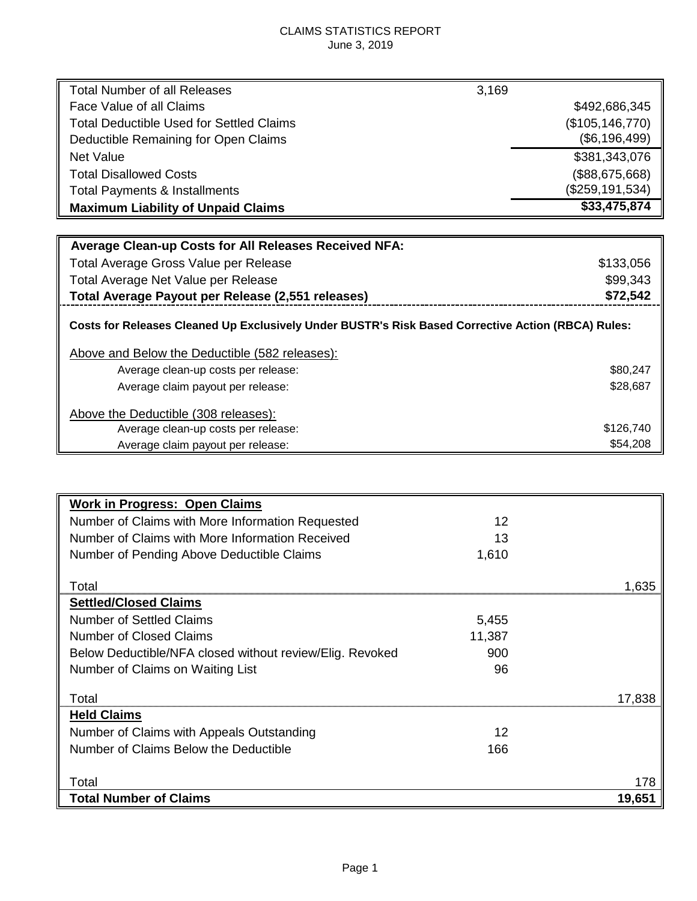CLAIMS STATISTICS REPORT
June 3, 2019

| | | |
|---|---|---|
| Total Number of all Releases | 3,169 | |
| Face Value of all Claims | | $492,686,345 |
| Total Deductible Used for Settled Claims | | ($105,146,770) |
| Deductible Remaining for Open Claims | | ($6,196,499) |
| Net Value | | $381,343,076 |
| Total Disallowed Costs | | ($88,675,668) |
| Total Payments & Installments | | ($259,191,534) |
| **Maximum Liability of Unpaid Claims** | | **$33,475,874** |

| | |
|---|---|
| **Average Clean-up Costs for All Releases Received NFA:** | |
| Total Average Gross Value per Release | $133,056 |
| Total Average Net Value per Release | $99,343 |
| **Total Average Payout per Release (2,551 releases)** | **$72,542** |
| **Costs for Releases Cleaned Up Exclusively Under BUSTR's Risk Based Corrective Action (RBCA) Rules:** | |
| Above and Below the Deductible (582 releases): | |
| Average clean-up costs per release: | $80,247 |
| Average claim payout per release: | $28,687 |
| Above the Deductible (308 releases): | |
| Average clean-up costs per release: | $126,740 |
| Average claim payout per release: | $54,208 |

| | | |
|---|---|---|
| **Work in Progress: Open Claims** | | |
| Number of Claims with More Information Requested | 12 | |
| Number of Claims with More Information Received | 13 | |
| Number of Pending Above Deductible Claims | 1,610 | |
| Total | | 1,635 |
| **Settled/Closed Claims** | | |
| Number of Settled Claims | 5,455 | |
| Number of Closed Claims | 11,387 | |
| Below Deductible/NFA closed without review/Elig. Revoked | 900 | |
| Number of Claims on Waiting List | 96 | |
| Total | | 17,838 |
| **Held Claims** | | |
| Number of Claims with Appeals Outstanding | 12 | |
| Number of Claims Below the Deductible | 166 | |
| Total | | 178 |
| **Total Number of Claims** | | **19,651** |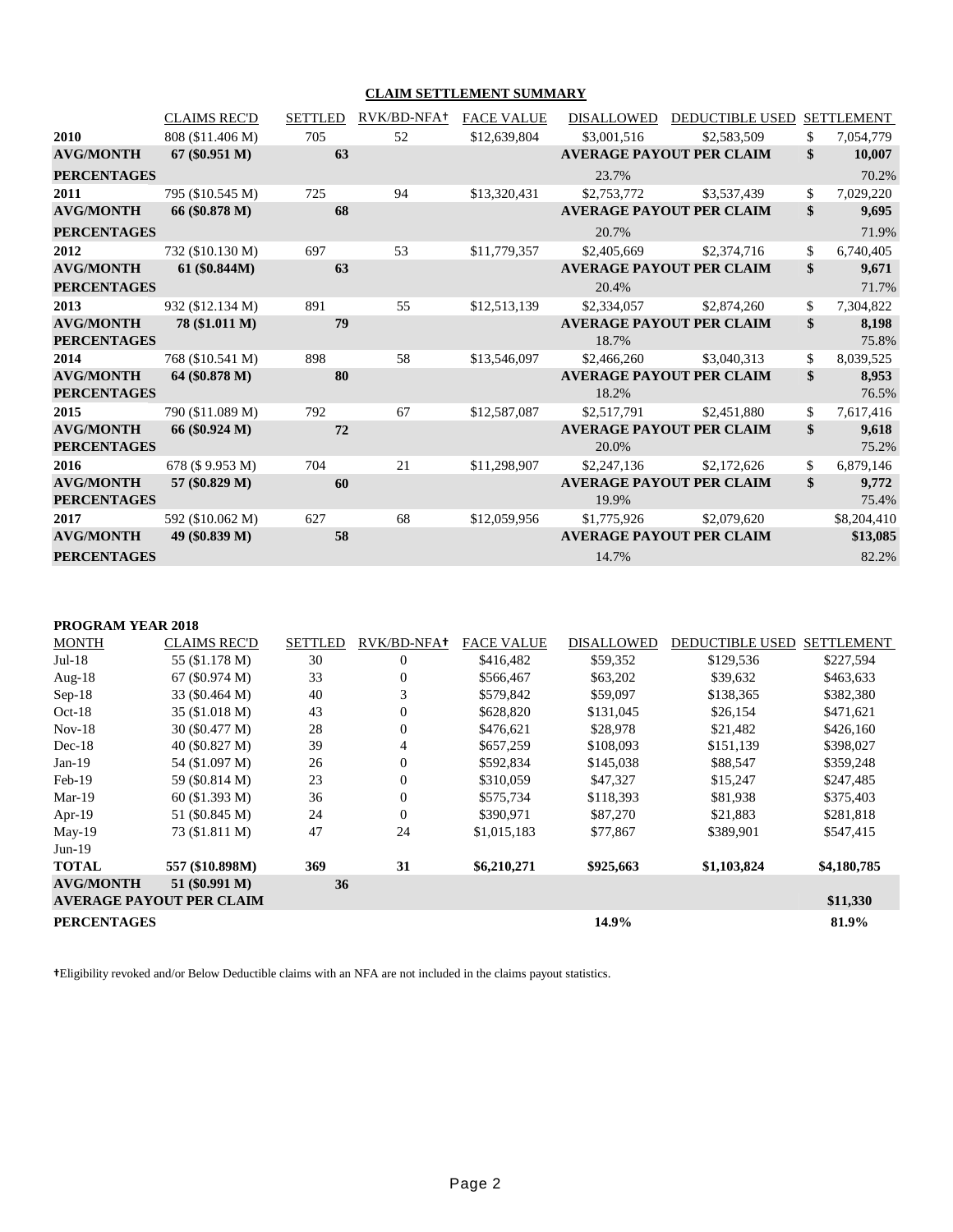## CLAIM SETTLEMENT SUMMARY

| | CLAIMS REC'D | SETTLED | RVK/BD-NFA† | FACE VALUE | DISALLOWED | DEDUCTIBLE USED | SETTLEMENT |
|---|---|---|---|---|---|---|---|
| **2010** | 808 ($11.406 M) | 705 | 52 | $12,639,804 | $3,001,516 | $2,583,509 | $ 7,054,779 |
| **AVG/MONTH** | **67 ($0.951 M)** | **63** | | | **AVERAGE PAYOUT PER CLAIM** | | **$ 10,007** |
| **PERCENTAGES** | | | | | 23.7% | | 70.2% |
| **2011** | 795 ($10.545 M) | 725 | 94 | $13,320,431 | $2,753,772 | $3,537,439 | $ 7,029,220 |
| **AVG/MONTH** | **66 ($0.878 M)** | **68** | | | **AVERAGE PAYOUT PER CLAIM** | | **$ 9,695** |
| **PERCENTAGES** | | | | | 20.7% | | 71.9% |
| **2012** | 732 ($10.130 M) | 697 | 53 | $11,779,357 | $2,405,669 | $2,374,716 | $ 6,740,405 |
| **AVG/MONTH** | **61 ($0.844M)** | **63** | | | **AVERAGE PAYOUT PER CLAIM** | | **$ 9,671** |
| **PERCENTAGES** | | | | | 20.4% | | 71.7% |
| **2013** | 932 ($12.134 M) | 891 | 55 | $12,513,139 | $2,334,057 | $2,874,260 | $ 7,304,822 |
| **AVG/MONTH** | **78 ($1.011 M)** | **79** | | | **AVERAGE PAYOUT PER CLAIM** | | **$ 8,198** |
| **PERCENTAGES** | | | | | 18.7% | | 75.8% |
| **2014** | 768 ($10.541 M) | 898 | 58 | $13,546,097 | $2,466,260 | $3,040,313 | $ 8,039,525 |
| **AVG/MONTH** | **64 ($0.878 M)** | **80** | | | **AVERAGE PAYOUT PER CLAIM** | | **$ 8,953** |
| **PERCENTAGES** | | | | | 18.2% | | 76.5% |
| **2015** | 790 ($11.089 M) | 792 | 67 | $12,587,087 | $2,517,791 | $2,451,880 | $ 7,617,416 |
| **AVG/MONTH** | **66 ($0.924 M)** | **72** | | | **AVERAGE PAYOUT PER CLAIM** | | **$ 9,618** |
| **PERCENTAGES** | | | | | 20.0% | | 75.2% |
| **2016** | 678 ($ 9.953 M) | 704 | 21 | $11,298,907 | $2,247,136 | $2,172,626 | $ 6,879,146 |
| **AVG/MONTH** | **57 ($0.829 M)** | **60** | | | **AVERAGE PAYOUT PER CLAIM** | | **$ 9,772** |
| **PERCENTAGES** | | | | | 19.9% | | 75.4% |
| **2017** | 592 ($10.062 M) | 627 | 68 | $12,059,956 | $1,775,926 | $2,079,620 | $8,204,410 |
| **AVG/MONTH** | **49 ($0.839 M)** | **58** | | | **AVERAGE PAYOUT PER CLAIM** | | **$13,085** |
| **PERCENTAGES** | | | | | 14.7% | | 82.2% |

**PROGRAM YEAR 2018**

| MONTH | CLAIMS REC'D | SETTLED | RVK/BD-NFA† | FACE VALUE | DISALLOWED | DEDUCTIBLE USED | SETTLEMENT |
|---|---|---|---|---|---|---|---|
| Jul-18 | 55 ($1.178 M) | 30 | 0 | $416,482 | $59,352 | $129,536 | $227,594 |
| Aug-18 | 67 ($0.974 M) | 33 | 0 | $566,467 | $63,202 | $39,632 | $463,633 |
| Sep-18 | 33 ($0.464 M) | 40 | 3 | $579,842 | $59,097 | $138,365 | $382,380 |
| Oct-18 | 35 ($1.018 M) | 43 | 0 | $628,820 | $131,045 | $26,154 | $471,621 |
| Nov-18 | 30 ($0.477 M) | 28 | 0 | $476,621 | $28,978 | $21,482 | $426,160 |
| Dec-18 | 40 ($0.827 M) | 39 | 4 | $657,259 | $108,093 | $151,139 | $398,027 |
| Jan-19 | 54 ($1.097 M) | 26 | 0 | $592,834 | $145,038 | $88,547 | $359,248 |
| Feb-19 | 59 ($0.814 M) | 23 | 0 | $310,059 | $47,327 | $15,247 | $247,485 |
| Mar-19 | 60 ($1.393 M) | 36 | 0 | $575,734 | $118,393 | $81,938 | $375,403 |
| Apr-19 | 51 ($0.845 M) | 24 | 0 | $390,971 | $87,270 | $21,883 | $281,818 |
| May-19 | 73 ($1.811 M) | 47 | 24 | $1,015,183 | $77,867 | $389,901 | $547,415 |
| Jun-19 | | | | | | | |
| **TOTAL** | **557 ($10.898M)** | **369** | **31** | **$6,210,271** | **$925,663** | **$1,103,824** | **$4,180,785** |
| **AVG/MONTH** | **51 ($0.991 M)** | **36** | | | | | |
| **AVERAGE PAYOUT PER CLAIM** | | | | | | | **$11,330** |
| **PERCENTAGES** | | | | | **14.9%** | | **81.9%** |

†Eligibility revoked and/or Below Deductible claims with an NFA are not included in the claims payout statistics.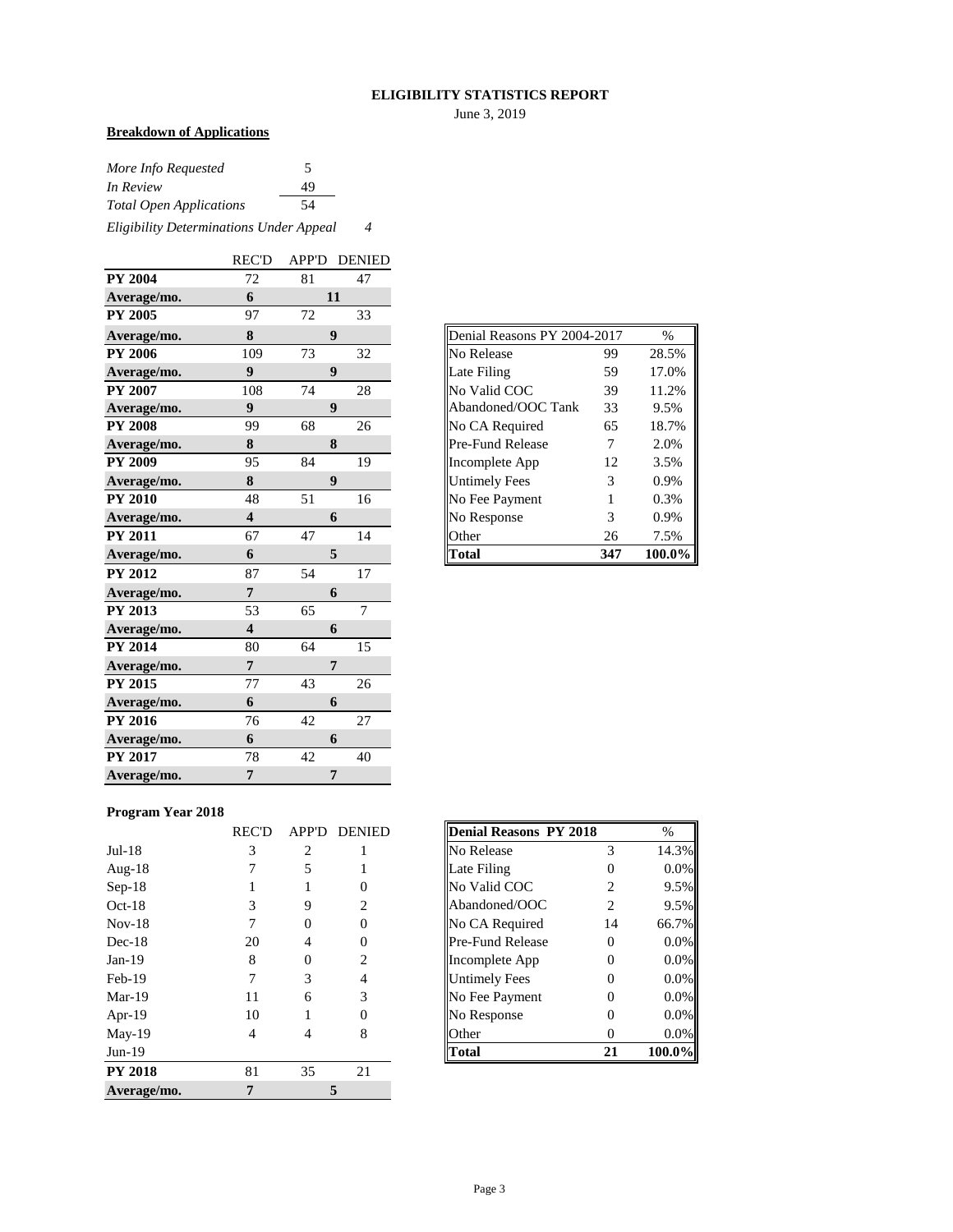# ELIGIBILITY STATISTICS REPORT

June 3, 2019

**Breakdown of Applications**

| | |
|---|---|
| *More Info Requested* | 5 |
| *In Review* | 49 |
| *Total Open Applications* | 54 |
| *Eligibility Determinations Under Appeal* | *4* |

| | REC'D | APP'D | DENIED |
|---|---|---|---|
| **PY 2004** | 72 | 81 | 47 |
| **Average/mo.** | **6** | **11** | |
| **PY 2005** | 97 | 72 | 33 |
| **Average/mo.** | **8** | **9** | |
| **PY 2006** | 109 | 73 | 32 |
| **Average/mo.** | **9** | **9** | |
| **PY 2007** | 108 | 74 | 28 |
| **Average/mo.** | **9** | **9** | |
| **PY 2008** | 99 | 68 | 26 |
| **Average/mo.** | **8** | **8** | |
| **PY 2009** | 95 | 84 | 19 |
| **Average/mo.** | **8** | **9** | |
| **PY 2010** | 48 | 51 | 16 |
| **Average/mo.** | **4** | **6** | |
| **PY 2011** | 67 | 47 | 14 |
| **Average/mo.** | **6** | **5** | |
| **PY 2012** | 87 | 54 | 17 |
| **Average/mo.** | **7** | **6** | |
| **PY 2013** | 53 | 65 | 7 |
| **Average/mo.** | **4** | **6** | |
| **PY 2014** | 80 | 64 | 15 |
| **Average/mo.** | **7** | **7** | |
| **PY 2015** | 77 | 43 | 26 |
| **Average/mo.** | **6** | **6** | |
| **PY 2016** | 76 | 42 | 27 |
| **Average/mo.** | **6** | **6** | |
| **PY 2017** | 78 | 42 | 40 |
| **Average/mo.** | **7** | **7** | |

| Denial Reasons PY 2004-2017 | | % |
|---|---|---|
| No Release | 99 | 28.5% |
| Late Filing | 59 | 17.0% |
| No Valid COC | 39 | 11.2% |
| Abandoned/OOC Tank | 33 | 9.5% |
| No CA Required | 65 | 18.7% |
| Pre-Fund Release | 7 | 2.0% |
| Incomplete App | 12 | 3.5% |
| Untimely Fees | 3 | 0.9% |
| No Fee Payment | 1 | 0.3% |
| No Response | 3 | 0.9% |
| Other | 26 | 7.5% |
| **Total** | **347** | **100.0%** |

## Program Year 2018

| | REC'D | APP'D | DENIED |
|---|---|---|---|
| Jul-18 | 3 | 2 | 1 |
| Aug-18 | 7 | 5 | 1 |
| Sep-18 | 1 | 1 | 0 |
| Oct-18 | 3 | 9 | 2 |
| Nov-18 | 7 | 0 | 0 |
| Dec-18 | 20 | 4 | 0 |
| Jan-19 | 8 | 0 | 2 |
| Feb-19 | 7 | 3 | 4 |
| Mar-19 | 11 | 6 | 3 |
| Apr-19 | 10 | 1 | 0 |
| May-19 | 4 | 4 | 8 |
| Jun-19 | | | |
| **PY 2018** | 81 | 35 | 21 |
| **Average/mo.** | **7** | **5** | |

| **Denial Reasons PY 2018** | | % |
|---|---|---|
| No Release | 3 | 14.3% |
| Late Filing | 0 | 0.0% |
| No Valid COC | 2 | 9.5% |
| Abandoned/OOC | 2 | 9.5% |
| No CA Required | 14 | 66.7% |
| Pre-Fund Release | 0 | 0.0% |
| Incomplete App | 0 | 0.0% |
| Untimely Fees | 0 | 0.0% |
| No Fee Payment | 0 | 0.0% |
| No Response | 0 | 0.0% |
| Other | 0 | 0.0% |
| **Total** | **21** | **100.0%** |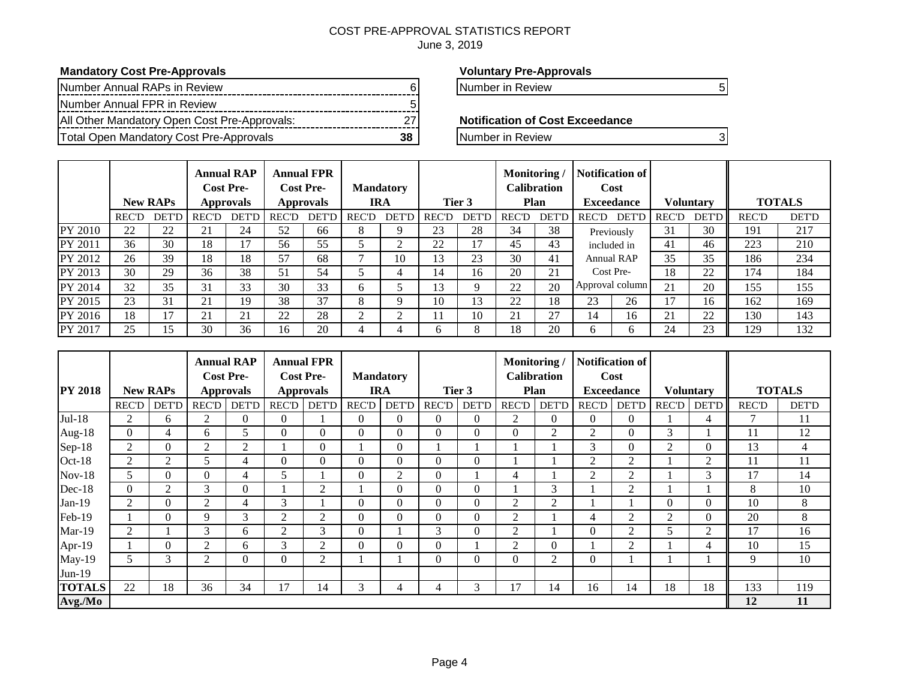# COST PRE-APPROVAL STATISTICS REPORT

June 3, 2019

**Mandatory Cost Pre-Approvals**

| | |
|---|---|
| Number Annual RAPs in Review | 6 |
| Number Annual FPR in Review | 5 |
| All Other Mandatory Open Cost Pre-Approvals: | 27 |
| Total Open Mandatory Cost Pre-Approvals | **38** |

**Voluntary Pre-Approvals**

| | |
|---|---|
| Number in Review | 5 |

**Notification of Cost Exceedance**

| | |
|---|---|
| Number in Review | 3 |

| | New RAPs | | Annual RAP Cost Pre-Approvals | | Annual FPR Cost Pre-Approvals | | Mandatory IRA | | Tier 3 | | Monitoring / Calibration Plan | | Notification of Cost Exceedance | | Voluntary | | TOTALS | |
|---|---|---|---|---|---|---|---|---|---|---|---|---|---|---|---|---|---|---|
| | REC'D | DET'D | REC'D | DET'D | REC'D | DET'D | REC'D | DET'D | REC'D | DET'D | REC'D | DET'D | REC'D | DET'D | REC'D | DET'D | REC'D | DET'D |
| PY 2010 | 22 | 22 | 21 | 24 | 52 | 66 | 8 | 9 | 23 | 28 | 34 | 38 | Previously included in Annual RAP Cost Pre-Approval column | | 31 | 30 | 191 | 217 |
| PY 2011 | 36 | 30 | 18 | 17 | 56 | 55 | 5 | 2 | 22 | 17 | 45 | 43 | | | 41 | 46 | 223 | 210 |
| PY 2012 | 26 | 39 | 18 | 18 | 57 | 68 | 7 | 10 | 13 | 23 | 30 | 41 | | | 35 | 35 | 186 | 234 |
| PY 2013 | 30 | 29 | 36 | 38 | 51 | 54 | 5 | 4 | 14 | 16 | 20 | 21 | | | 18 | 22 | 174 | 184 |
| PY 2014 | 32 | 35 | 31 | 33 | 30 | 33 | 6 | 5 | 13 | 9 | 22 | 20 | | | 21 | 20 | 155 | 155 |
| PY 2015 | 23 | 31 | 21 | 19 | 38 | 37 | 8 | 9 | 10 | 13 | 22 | 18 | 23 | 26 | 17 | 16 | 162 | 169 |
| PY 2016 | 18 | 17 | 21 | 21 | 22 | 28 | 2 | 2 | 11 | 10 | 21 | 27 | 14 | 16 | 21 | 22 | 130 | 143 |
| PY 2017 | 25 | 15 | 30 | 36 | 16 | 20 | 4 | 4 | 6 | 8 | 18 | 20 | 6 | 6 | 24 | 23 | 129 | 132 |

| PY 2018 | New RAPs | | Annual RAP Cost Pre-Approvals | | Annual FPR Cost Pre-Approvals | | Mandatory IRA | | Tier 3 | | Monitoring / Calibration Plan | | Notification of Cost Exceedance | | Voluntary | | TOTALS | |
|---|---|---|---|---|---|---|---|---|---|---|---|---|---|---|---|---|---|---|
| | REC'D | DET'D | REC'D | DET'D | REC'D | DET'D | REC'D | DET'D | REC'D | DET'D | REC'D | DET'D | REC'D | DET'D | REC'D | DET'D | REC'D | DET'D |
| Jul-18 | 2 | 6 | 2 | 0 | 0 | 1 | 0 | 0 | 0 | 0 | 2 | 0 | 0 | 0 | 1 | 4 | 7 | 11 |
| Aug-18 | 0 | 4 | 6 | 5 | 0 | 0 | 0 | 0 | 0 | 0 | 0 | 2 | 2 | 0 | 3 | 1 | 11 | 12 |
| Sep-18 | 2 | 0 | 2 | 2 | 1 | 0 | 1 | 0 | 1 | 1 | 1 | 1 | 3 | 0 | 2 | 0 | 13 | 4 |
| Oct-18 | 2 | 2 | 5 | 4 | 0 | 0 | 0 | 0 | 0 | 0 | 1 | 1 | 2 | 2 | 1 | 2 | 11 | 11 |
| Nov-18 | 5 | 0 | 0 | 4 | 5 | 1 | 0 | 2 | 0 | 1 | 4 | 1 | 2 | 2 | 1 | 3 | 17 | 14 |
| Dec-18 | 0 | 2 | 3 | 0 | 1 | 2 | 1 | 0 | 0 | 0 | 1 | 3 | 1 | 2 | 1 | 1 | 8 | 10 |
| Jan-19 | 2 | 0 | 2 | 4 | 3 | 1 | 0 | 0 | 0 | 0 | 2 | 2 | 1 | 1 | 0 | 0 | 10 | 8 |
| Feb-19 | 1 | 0 | 9 | 3 | 2 | 2 | 0 | 0 | 0 | 0 | 2 | 1 | 4 | 2 | 2 | 0 | 20 | 8 |
| Mar-19 | 2 | 1 | 3 | 6 | 2 | 3 | 0 | 1 | 3 | 0 | 2 | 1 | 0 | 2 | 5 | 2 | 17 | 16 |
| Apr-19 | 1 | 0 | 2 | 6 | 3 | 2 | 0 | 0 | 0 | 1 | 2 | 0 | 1 | 2 | 1 | 4 | 10 | 15 |
| May-19 | 5 | 3 | 2 | 0 | 0 | 2 | 1 | 1 | 0 | 0 | 0 | 2 | 0 | 1 | 1 | 1 | 9 | 10 |
| Jun-19 | | | | | | | | | | | | | | | | | | |
| **TOTALS** | 22 | 18 | 36 | 34 | 17 | 14 | 3 | 4 | 4 | 3 | 17 | 14 | 16 | 14 | 18 | 18 | 133 | 119 |
| **Avg./Mo** | | | | | | | | | | | | | | | | | **12** | **11** |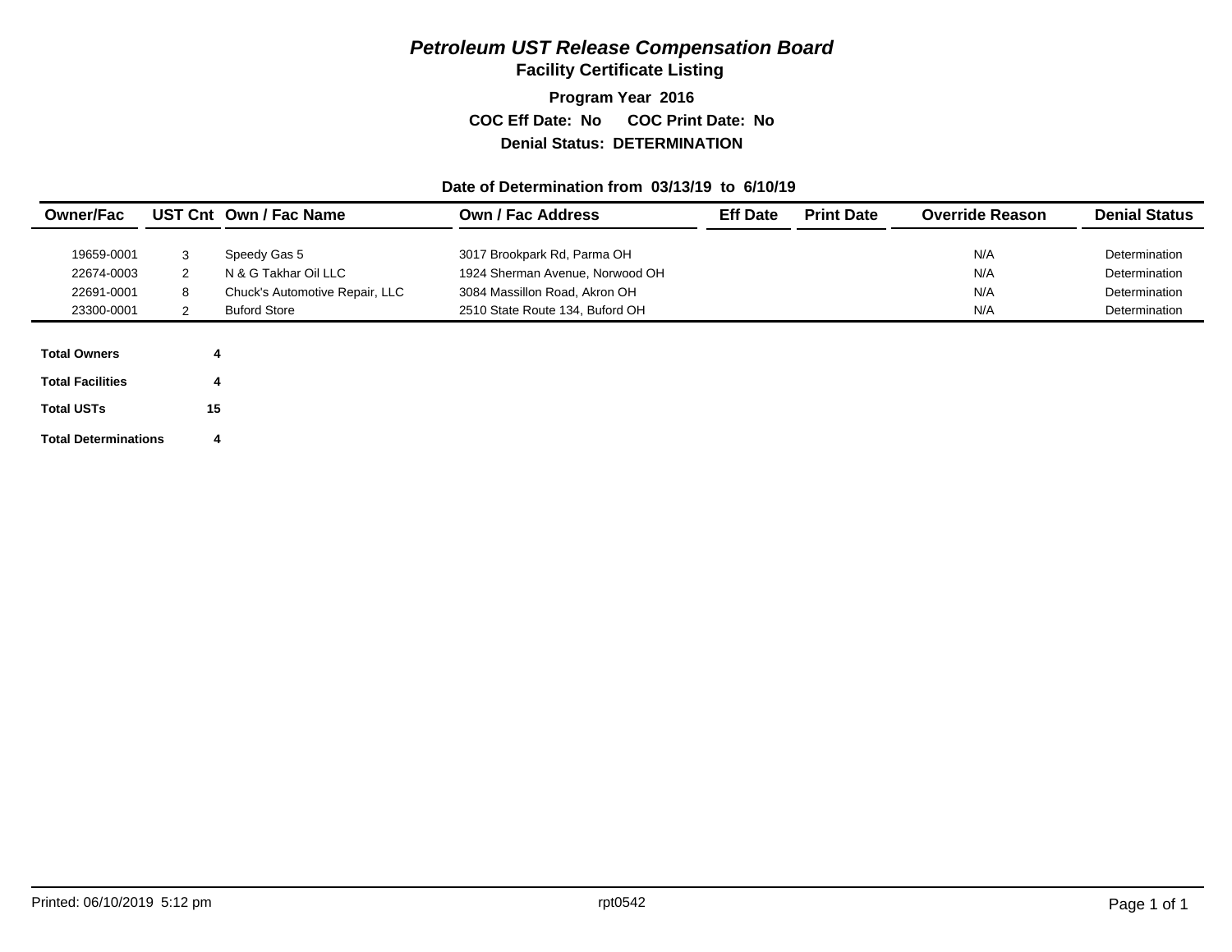# *Petroleum UST Release Compensation Board*

## Facility Certificate Listing

**Program Year 2016**

**COC Eff Date: No      COC Print Date: No**

**Denial Status: DETERMINATION**

**Date of Determination from 03/13/19 to 6/10/19**

| Owner/Fac | UST Cnt | Own / Fac Name | Own / Fac Address | Eff Date | Print Date | Override Reason | Denial Status |
|---|---|---|---|---|---|---|---|
| 19659-0001 | 3 | Speedy Gas 5 | 3017 Brookpark Rd, Parma OH | | | N/A | Determination |
| 22674-0003 | 2 | N & G Takhar Oil LLC | 1924 Sherman Avenue, Norwood OH | | | N/A | Determination |
| 22691-0001 | 8 | Chuck's Automotive Repair, LLC | 3084 Massillon Road, Akron OH | | | N/A | Determination |
| 23300-0001 | 2 | Buford Store | 2510 State Route 134, Buford OH | | | N/A | Determination |

**Total Owners** 4

**Total Facilities** 4

**Total USTs** 15

**Total Determinations** 4

Printed: 06/10/2019 5:12 pm    rpt0542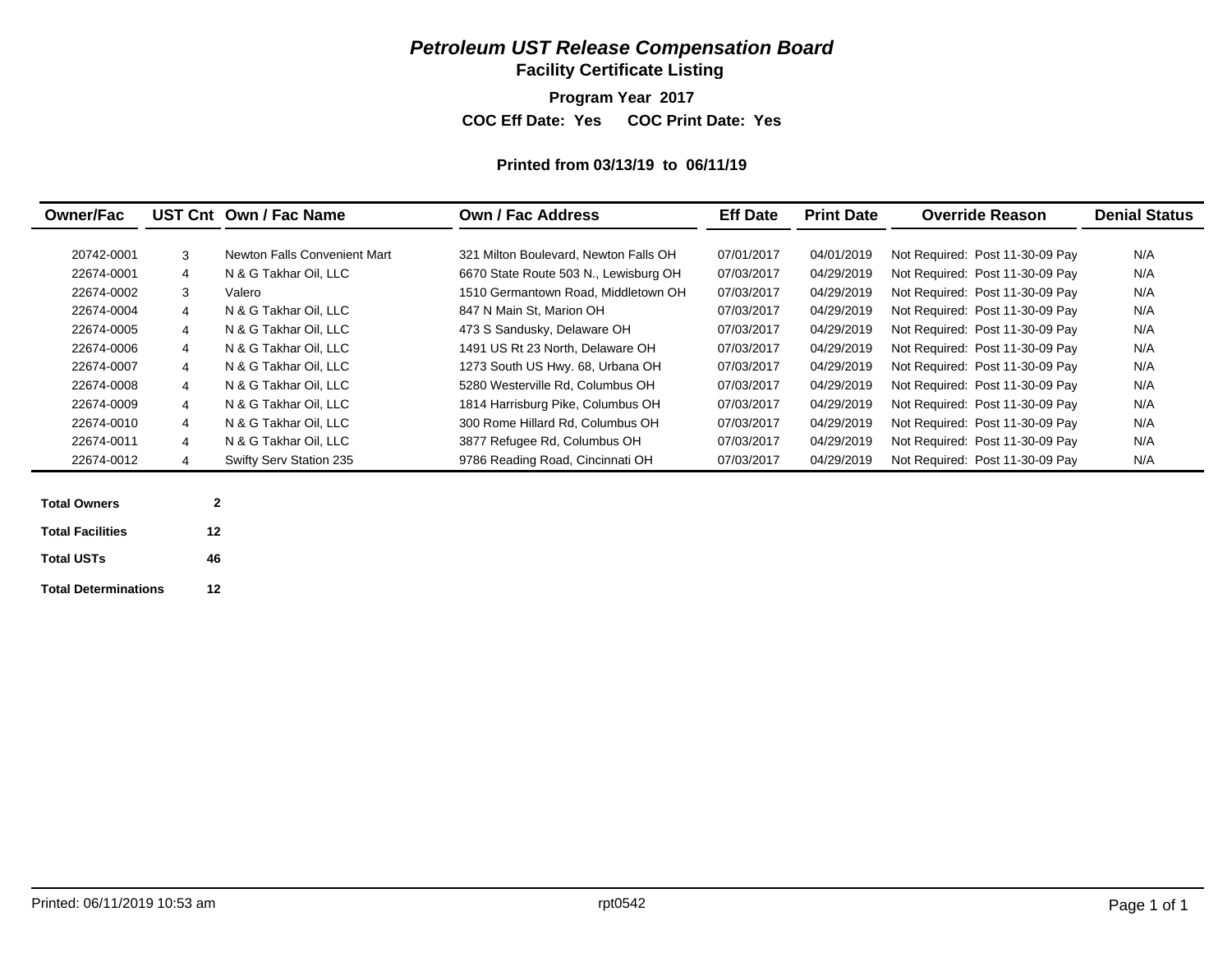# *Petroleum UST Release Compensation Board*

## Facility Certificate Listing

**Program Year 2017**

**COC Eff Date: Yes COC Print Date: Yes**

**Printed from 03/13/19 to 06/11/19**

| Owner/Fac | UST Cnt | Own / Fac Name | Own / Fac Address | Eff Date | Print Date | Override Reason | Denial Status |
|---|---|---|---|---|---|---|---|
| 20742-0001 | 3 | Newton Falls Convenient Mart | 321 Milton Boulevard, Newton Falls OH | 07/01/2017 | 04/01/2019 | Not Required: Post 11-30-09 Pay | N/A |
| 22674-0001 | 4 | N & G Takhar Oil, LLC | 6670 State Route 503 N., Lewisburg OH | 07/03/2017 | 04/29/2019 | Not Required: Post 11-30-09 Pay | N/A |
| 22674-0002 | 3 | Valero | 1510 Germantown Road, Middletown OH | 07/03/2017 | 04/29/2019 | Not Required: Post 11-30-09 Pay | N/A |
| 22674-0004 | 4 | N & G Takhar Oil, LLC | 847 N Main St, Marion OH | 07/03/2017 | 04/29/2019 | Not Required: Post 11-30-09 Pay | N/A |
| 22674-0005 | 4 | N & G Takhar Oil, LLC | 473 S Sandusky, Delaware OH | 07/03/2017 | 04/29/2019 | Not Required: Post 11-30-09 Pay | N/A |
| 22674-0006 | 4 | N & G Takhar Oil, LLC | 1491 US Rt 23 North, Delaware OH | 07/03/2017 | 04/29/2019 | Not Required: Post 11-30-09 Pay | N/A |
| 22674-0007 | 4 | N & G Takhar Oil, LLC | 1273 South US Hwy. 68, Urbana OH | 07/03/2017 | 04/29/2019 | Not Required: Post 11-30-09 Pay | N/A |
| 22674-0008 | 4 | N & G Takhar Oil, LLC | 5280 Westerville Rd, Columbus OH | 07/03/2017 | 04/29/2019 | Not Required: Post 11-30-09 Pay | N/A |
| 22674-0009 | 4 | N & G Takhar Oil, LLC | 1814 Harrisburg Pike, Columbus OH | 07/03/2017 | 04/29/2019 | Not Required: Post 11-30-09 Pay | N/A |
| 22674-0010 | 4 | N & G Takhar Oil, LLC | 300 Rome Hillard Rd, Columbus OH | 07/03/2017 | 04/29/2019 | Not Required: Post 11-30-09 Pay | N/A |
| 22674-0011 | 4 | N & G Takhar Oil, LLC | 3877 Refugee Rd, Columbus OH | 07/03/2017 | 04/29/2019 | Not Required: Post 11-30-09 Pay | N/A |
| 22674-0012 | 4 | Swifty Serv Station 235 | 9786 Reading Road, Cincinnati OH | 07/03/2017 | 04/29/2019 | Not Required: Post 11-30-09 Pay | N/A |

| | |
|---|---|
| **Total Owners** | **2** |
| **Total Facilities** | **12** |
| **Total USTs** | **46** |
| **Total Determinations** | **12** |

Printed: 06/11/2019 10:53 am rpt0542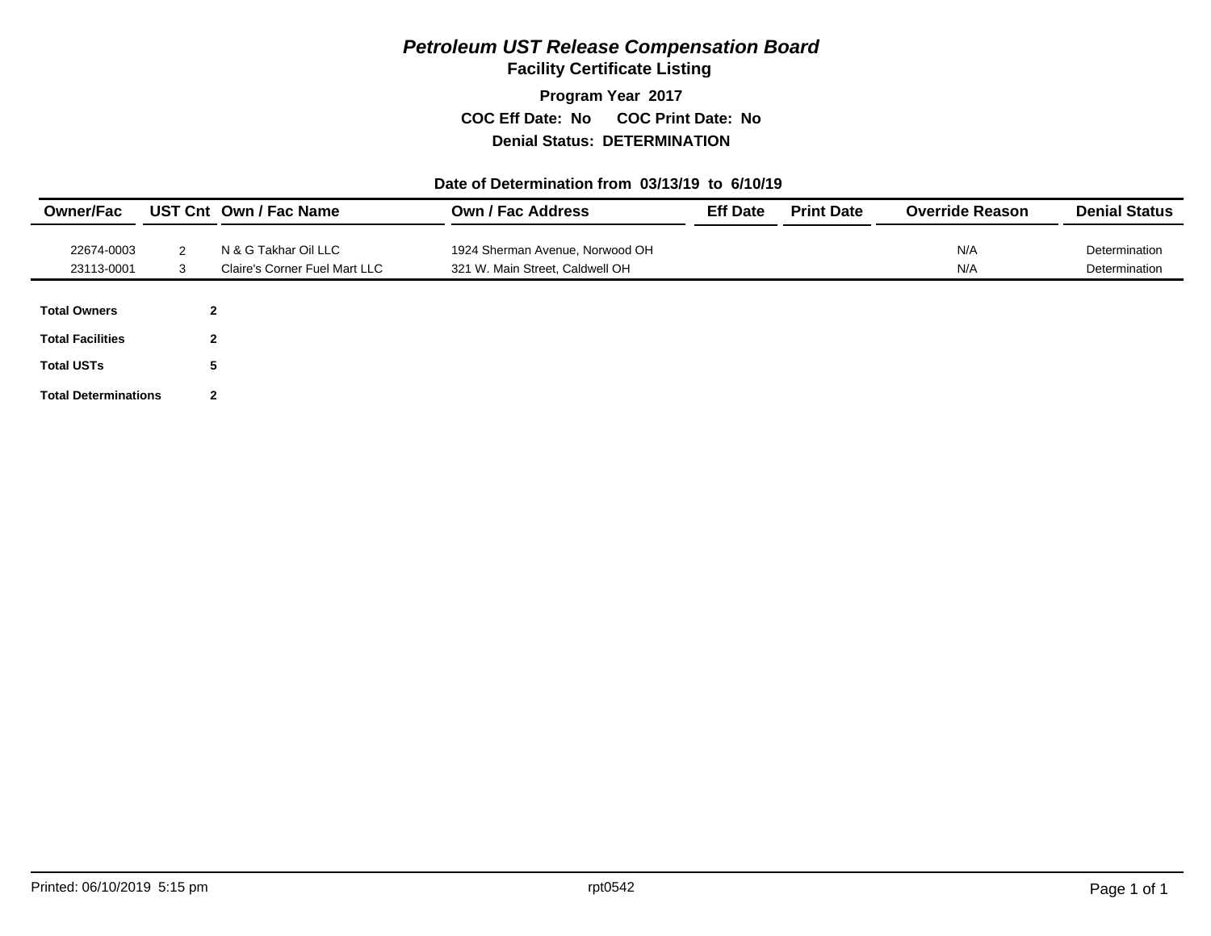# *Petroleum UST Release Compensation Board*

## Facility Certificate Listing

**Program Year 2017**

**COC Eff Date: No COC Print Date: No**

**Denial Status: DETERMINATION**

**Date of Determination from 03/13/19 to 6/10/19**

| Owner/Fac | UST Cnt | Own / Fac Name | Own / Fac Address | Eff Date | Print Date | Override Reason | Denial Status |
|---|---|---|---|---|---|---|---|
| 22674-0003 | 2 | N & G Takhar Oil LLC | 1924 Sherman Avenue, Norwood OH | | | N/A | Determination |
| 23113-0001 | 3 | Claire's Corner Fuel Mart LLC | 321 W. Main Street, Caldwell OH | | | N/A | Determination |

| | |
|---|---|
| **Total Owners** | **2** |
| **Total Facilities** | **2** |
| **Total USTs** | **5** |
| **Total Determinations** | **2** |

Printed: 06/10/2019 5:15 pm rpt0542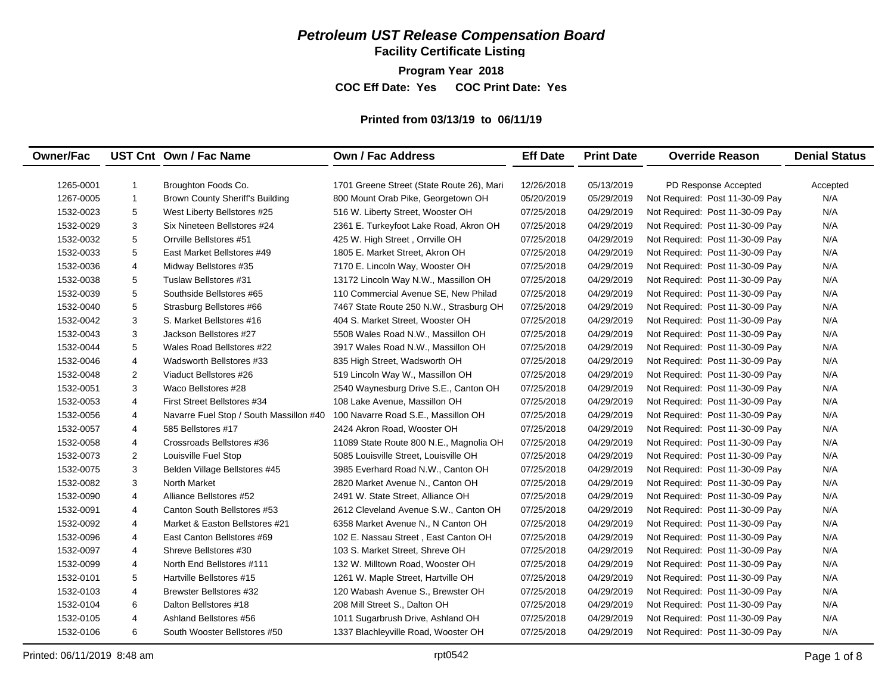# *Petroleum UST Release Compensation Board*

## Facility Certificate Listing

**Program Year 2018**

**COC Eff Date: Yes COC Print Date: Yes**

**Printed from 03/13/19 to 06/11/19**

| Owner/Fac | UST Cnt | Own / Fac Name | Own / Fac Address | Eff Date | Print Date | Override Reason | Denial Status |
|---|---|---|---|---|---|---|---|
| 1265-0001 | 1 | Broughton Foods Co. | 1701 Greene Street (State Route 26), Mari | 12/26/2018 | 05/13/2019 | PD Response Accepted | Accepted |
| 1267-0005 | 1 | Brown County Sheriff's Building | 800 Mount Orab Pike, Georgetown OH | 05/20/2019 | 05/29/2019 | Not Required: Post 11-30-09 Pay | N/A |
| 1532-0023 | 5 | West Liberty Bellstores #25 | 516 W. Liberty Street, Wooster OH | 07/25/2018 | 04/29/2019 | Not Required: Post 11-30-09 Pay | N/A |
| 1532-0029 | 3 | Six Nineteen Bellstores #24 | 2361 E. Turkeyfoot Lake Road, Akron OH | 07/25/2018 | 04/29/2019 | Not Required: Post 11-30-09 Pay | N/A |
| 1532-0032 | 5 | Orrville Bellstores #51 | 425 W. High Street , Orrville OH | 07/25/2018 | 04/29/2019 | Not Required: Post 11-30-09 Pay | N/A |
| 1532-0033 | 5 | East Market Bellstores #49 | 1805 E. Market Street, Akron OH | 07/25/2018 | 04/29/2019 | Not Required: Post 11-30-09 Pay | N/A |
| 1532-0036 | 4 | Midway Bellstores #35 | 7170 E. Lincoln Way, Wooster OH | 07/25/2018 | 04/29/2019 | Not Required: Post 11-30-09 Pay | N/A |
| 1532-0038 | 5 | Tuslaw Bellstores #31 | 13172 Lincoln Way N.W., Massillon OH | 07/25/2018 | 04/29/2019 | Not Required: Post 11-30-09 Pay | N/A |
| 1532-0039 | 5 | Southside Bellstores #65 | 110 Commercial Avenue SE, New Philad | 07/25/2018 | 04/29/2019 | Not Required: Post 11-30-09 Pay | N/A |
| 1532-0040 | 5 | Strasburg Bellstores #66 | 7467 State Route 250 N.W., Strasburg OH | 07/25/2018 | 04/29/2019 | Not Required: Post 11-30-09 Pay | N/A |
| 1532-0042 | 3 | S. Market Bellstores #16 | 404 S. Market Street, Wooster OH | 07/25/2018 | 04/29/2019 | Not Required: Post 11-30-09 Pay | N/A |
| 1532-0043 | 3 | Jackson Bellstores #27 | 5508 Wales Road N.W., Massillon OH | 07/25/2018 | 04/29/2019 | Not Required: Post 11-30-09 Pay | N/A |
| 1532-0044 | 5 | Wales Road Bellstores #22 | 3917 Wales Road N.W., Massillon OH | 07/25/2018 | 04/29/2019 | Not Required: Post 11-30-09 Pay | N/A |
| 1532-0046 | 4 | Wadsworth Bellstores #33 | 835 High Street, Wadsworth OH | 07/25/2018 | 04/29/2019 | Not Required: Post 11-30-09 Pay | N/A |
| 1532-0048 | 2 | Viaduct Bellstores #26 | 519 Lincoln Way W., Massillon OH | 07/25/2018 | 04/29/2019 | Not Required: Post 11-30-09 Pay | N/A |
| 1532-0051 | 3 | Waco Bellstores #28 | 2540 Waynesburg Drive S.E., Canton OH | 07/25/2018 | 04/29/2019 | Not Required: Post 11-30-09 Pay | N/A |
| 1532-0053 | 4 | First Street Bellstores #34 | 108 Lake Avenue, Massillon OH | 07/25/2018 | 04/29/2019 | Not Required: Post 11-30-09 Pay | N/A |
| 1532-0056 | 4 | Navarre Fuel Stop / South Massillon #40 | 100 Navarre Road S.E., Massillon OH | 07/25/2018 | 04/29/2019 | Not Required: Post 11-30-09 Pay | N/A |
| 1532-0057 | 4 | 585 Bellstores #17 | 2424 Akron Road, Wooster OH | 07/25/2018 | 04/29/2019 | Not Required: Post 11-30-09 Pay | N/A |
| 1532-0058 | 4 | Crossroads Bellstores #36 | 11089 State Route 800 N.E., Magnolia OH | 07/25/2018 | 04/29/2019 | Not Required: Post 11-30-09 Pay | N/A |
| 1532-0073 | 2 | Louisville Fuel Stop | 5085 Louisville Street, Louisville OH | 07/25/2018 | 04/29/2019 | Not Required: Post 11-30-09 Pay | N/A |
| 1532-0075 | 3 | Belden Village Bellstores #45 | 3985 Everhard Road N.W., Canton OH | 07/25/2018 | 04/29/2019 | Not Required: Post 11-30-09 Pay | N/A |
| 1532-0082 | 3 | North Market | 2820 Market Avenue N., Canton OH | 07/25/2018 | 04/29/2019 | Not Required: Post 11-30-09 Pay | N/A |
| 1532-0090 | 4 | Alliance Bellstores #52 | 2491 W. State Street, Alliance OH | 07/25/2018 | 04/29/2019 | Not Required: Post 11-30-09 Pay | N/A |
| 1532-0091 | 4 | Canton South Bellstores #53 | 2612 Cleveland Avenue S.W., Canton OH | 07/25/2018 | 04/29/2019 | Not Required: Post 11-30-09 Pay | N/A |
| 1532-0092 | 4 | Market & Easton Bellstores #21 | 6358 Market Avenue N., N Canton OH | 07/25/2018 | 04/29/2019 | Not Required: Post 11-30-09 Pay | N/A |
| 1532-0096 | 4 | East Canton Bellstores #69 | 102 E. Nassau Street , East Canton OH | 07/25/2018 | 04/29/2019 | Not Required: Post 11-30-09 Pay | N/A |
| 1532-0097 | 4 | Shreve Bellstores #30 | 103 S. Market Street, Shreve OH | 07/25/2018 | 04/29/2019 | Not Required: Post 11-30-09 Pay | N/A |
| 1532-0099 | 4 | North End Bellstores #111 | 132 W. Milltown Road, Wooster OH | 07/25/2018 | 04/29/2019 | Not Required: Post 11-30-09 Pay | N/A |
| 1532-0101 | 5 | Hartville Bellstores #15 | 1261 W. Maple Street, Hartville OH | 07/25/2018 | 04/29/2019 | Not Required: Post 11-30-09 Pay | N/A |
| 1532-0103 | 4 | Brewster Bellstores #32 | 120 Wabash Avenue S., Brewster OH | 07/25/2018 | 04/29/2019 | Not Required: Post 11-30-09 Pay | N/A |
| 1532-0104 | 6 | Dalton Bellstores #18 | 208 Mill Street S., Dalton OH | 07/25/2018 | 04/29/2019 | Not Required: Post 11-30-09 Pay | N/A |
| 1532-0105 | 4 | Ashland Bellstores #56 | 1011 Sugarbrush Drive, Ashland OH | 07/25/2018 | 04/29/2019 | Not Required: Post 11-30-09 Pay | N/A |
| 1532-0106 | 6 | South Wooster Bellstores #50 | 1337 Blachleyville Road, Wooster OH | 07/25/2018 | 04/29/2019 | Not Required: Post 11-30-09 Pay | N/A |

Printed: 06/11/2019 8:48 am rpt0542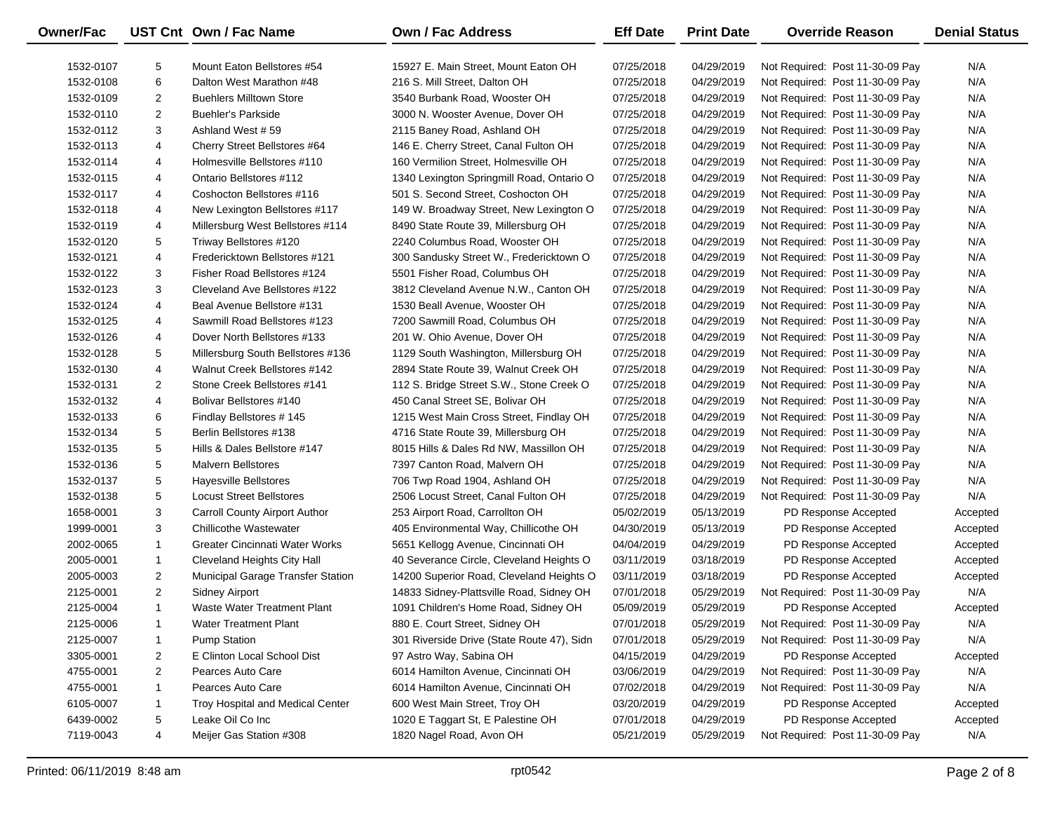| Owner/Fac | UST Cnt | Own / Fac Name | Own / Fac Address | Eff Date | Print Date | Override Reason | Denial Status |
|---|---|---|---|---|---|---|---|
| 1532-0107 | 5 | Mount Eaton Bellstores #54 | 15927 E. Main Street, Mount Eaton OH | 07/25/2018 | 04/29/2019 | Not Required: Post 11-30-09 Pay | N/A |
| 1532-0108 | 6 | Dalton West Marathon #48 | 216 S. Mill Street, Dalton OH | 07/25/2018 | 04/29/2019 | Not Required: Post 11-30-09 Pay | N/A |
| 1532-0109 | 2 | Buehlers Milltown Store | 3540 Burbank Road, Wooster OH | 07/25/2018 | 04/29/2019 | Not Required: Post 11-30-09 Pay | N/A |
| 1532-0110 | 2 | Buehler's Parkside | 3000 N. Wooster Avenue, Dover OH | 07/25/2018 | 04/29/2019 | Not Required: Post 11-30-09 Pay | N/A |
| 1532-0112 | 3 | Ashland West # 59 | 2115 Baney Road, Ashland OH | 07/25/2018 | 04/29/2019 | Not Required: Post 11-30-09 Pay | N/A |
| 1532-0113 | 4 | Cherry Street Bellstores #64 | 146 E. Cherry Street, Canal Fulton OH | 07/25/2018 | 04/29/2019 | Not Required: Post 11-30-09 Pay | N/A |
| 1532-0114 | 4 | Holmesville Bellstores #110 | 160 Vermilion Street, Holmesville OH | 07/25/2018 | 04/29/2019 | Not Required: Post 11-30-09 Pay | N/A |
| 1532-0115 | 4 | Ontario Bellstores #112 | 1340 Lexington Springmill Road, Ontario O | 07/25/2018 | 04/29/2019 | Not Required: Post 11-30-09 Pay | N/A |
| 1532-0117 | 4 | Coshocton Bellstores #116 | 501 S. Second Street, Coshocton OH | 07/25/2018 | 04/29/2019 | Not Required: Post 11-30-09 Pay | N/A |
| 1532-0118 | 4 | New Lexington Bellstores #117 | 149 W. Broadway Street, New Lexington O | 07/25/2018 | 04/29/2019 | Not Required: Post 11-30-09 Pay | N/A |
| 1532-0119 | 4 | Millersburg West Bellstores #114 | 8490 State Route 39, Millersburg OH | 07/25/2018 | 04/29/2019 | Not Required: Post 11-30-09 Pay | N/A |
| 1532-0120 | 5 | Triway Bellstores #120 | 2240 Columbus Road, Wooster OH | 07/25/2018 | 04/29/2019 | Not Required: Post 11-30-09 Pay | N/A |
| 1532-0121 | 4 | Fredericktown Bellstores #121 | 300 Sandusky Street W., Fredericktown O | 07/25/2018 | 04/29/2019 | Not Required: Post 11-30-09 Pay | N/A |
| 1532-0122 | 3 | Fisher Road Bellstores #124 | 5501 Fisher Road, Columbus OH | 07/25/2018 | 04/29/2019 | Not Required: Post 11-30-09 Pay | N/A |
| 1532-0123 | 3 | Cleveland Ave Bellstores #122 | 3812 Cleveland Avenue N.W., Canton OH | 07/25/2018 | 04/29/2019 | Not Required: Post 11-30-09 Pay | N/A |
| 1532-0124 | 4 | Beal Avenue Bellstore #131 | 1530 Beall Avenue, Wooster OH | 07/25/2018 | 04/29/2019 | Not Required: Post 11-30-09 Pay | N/A |
| 1532-0125 | 4 | Sawmill Road Bellstores #123 | 7200 Sawmill Road, Columbus OH | 07/25/2018 | 04/29/2019 | Not Required: Post 11-30-09 Pay | N/A |
| 1532-0126 | 4 | Dover North Bellstores #133 | 201 W. Ohio Avenue, Dover OH | 07/25/2018 | 04/29/2019 | Not Required: Post 11-30-09 Pay | N/A |
| 1532-0128 | 5 | Millersburg South Bellstores #136 | 1129 South Washington, Millersburg OH | 07/25/2018 | 04/29/2019 | Not Required: Post 11-30-09 Pay | N/A |
| 1532-0130 | 4 | Walnut Creek Bellstores #142 | 2894 State Route 39, Walnut Creek OH | 07/25/2018 | 04/29/2019 | Not Required: Post 11-30-09 Pay | N/A |
| 1532-0131 | 2 | Stone Creek Bellstores #141 | 112 S. Bridge Street S.W., Stone Creek O | 07/25/2018 | 04/29/2019 | Not Required: Post 11-30-09 Pay | N/A |
| 1532-0132 | 4 | Bolivar Bellstores #140 | 450 Canal Street SE, Bolivar OH | 07/25/2018 | 04/29/2019 | Not Required: Post 11-30-09 Pay | N/A |
| 1532-0133 | 6 | Findlay Bellstores # 145 | 1215 West Main Cross Street, Findlay OH | 07/25/2018 | 04/29/2019 | Not Required: Post 11-30-09 Pay | N/A |
| 1532-0134 | 5 | Berlin Bellstores #138 | 4716 State Route 39, Millersburg OH | 07/25/2018 | 04/29/2019 | Not Required: Post 11-30-09 Pay | N/A |
| 1532-0135 | 5 | Hills & Dales Bellstore #147 | 8015 Hills & Dales Rd NW, Massillon OH | 07/25/2018 | 04/29/2019 | Not Required: Post 11-30-09 Pay | N/A |
| 1532-0136 | 5 | Malvern Bellstores | 7397 Canton Road, Malvern OH | 07/25/2018 | 04/29/2019 | Not Required: Post 11-30-09 Pay | N/A |
| 1532-0137 | 5 | Hayesville Bellstores | 706 Twp Road 1904, Ashland OH | 07/25/2018 | 04/29/2019 | Not Required: Post 11-30-09 Pay | N/A |
| 1532-0138 | 5 | Locust Street Bellstores | 2506 Locust Street, Canal Fulton OH | 07/25/2018 | 04/29/2019 | Not Required: Post 11-30-09 Pay | N/A |
| 1658-0001 | 3 | Carroll County Airport Author | 253 Airport Road, Carrollton OH | 05/02/2019 | 05/13/2019 | PD Response Accepted | Accepted |
| 1999-0001 | 3 | Chillicothe Wastewater | 405 Environmental Way, Chillicothe OH | 04/30/2019 | 05/13/2019 | PD Response Accepted | Accepted |
| 2002-0065 | 1 | Greater Cincinnati Water Works | 5651 Kellogg Avenue, Cincinnati OH | 04/04/2019 | 04/29/2019 | PD Response Accepted | Accepted |
| 2005-0001 | 1 | Cleveland Heights City Hall | 40 Severance Circle, Cleveland Heights O | 03/11/2019 | 03/18/2019 | PD Response Accepted | Accepted |
| 2005-0003 | 2 | Municipal Garage Transfer Station | 14200 Superior Road, Cleveland Heights O | 03/11/2019 | 03/18/2019 | PD Response Accepted | Accepted |
| 2125-0001 | 2 | Sidney Airport | 14833 Sidney-Plattsville Road, Sidney OH | 07/01/2018 | 05/29/2019 | Not Required: Post 11-30-09 Pay | N/A |
| 2125-0004 | 1 | Waste Water Treatment Plant | 1091 Children's Home Road, Sidney OH | 05/09/2019 | 05/29/2019 | PD Response Accepted | Accepted |
| 2125-0006 | 1 | Water Treatment Plant | 880 E. Court Street, Sidney OH | 07/01/2018 | 05/29/2019 | Not Required: Post 11-30-09 Pay | N/A |
| 2125-0007 | 1 | Pump Station | 301 Riverside Drive (State Route 47), Sidn | 07/01/2018 | 05/29/2019 | Not Required: Post 11-30-09 Pay | N/A |
| 3305-0001 | 2 | E Clinton Local School Dist | 97 Astro Way, Sabina OH | 04/15/2019 | 04/29/2019 | PD Response Accepted | Accepted |
| 4755-0001 | 2 | Pearces Auto Care | 6014 Hamilton Avenue, Cincinnati OH | 03/06/2019 | 04/29/2019 | Not Required: Post 11-30-09 Pay | N/A |
| 4755-0001 | 1 | Pearces Auto Care | 6014 Hamilton Avenue, Cincinnati OH | 07/02/2018 | 04/29/2019 | Not Required: Post 11-30-09 Pay | N/A |
| 6105-0007 | 1 | Troy Hospital and Medical Center | 600 West Main Street, Troy OH | 03/20/2019 | 04/29/2019 | PD Response Accepted | Accepted |
| 6439-0002 | 5 | Leake Oil Co Inc | 1020 E Taggart St, E Palestine OH | 07/01/2018 | 04/29/2019 | PD Response Accepted | Accepted |
| 7119-0043 | 4 | Meijer Gas Station #308 | 1820 Nagel Road, Avon OH | 05/21/2019 | 05/29/2019 | Not Required: Post 11-30-09 Pay | N/A |

Printed: 06/11/2019 8:48 am rpt0542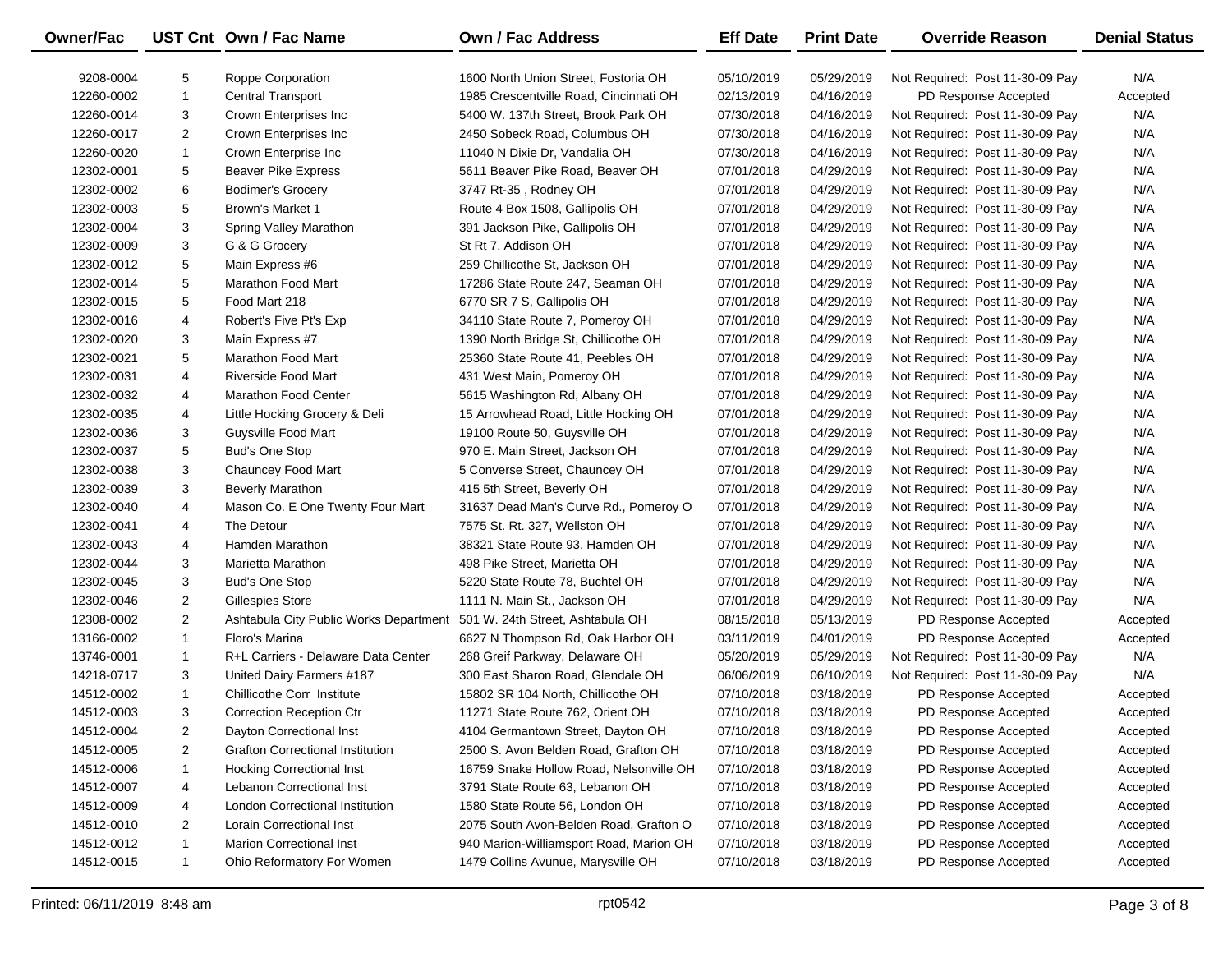| Owner/Fac | UST Cnt | Own / Fac Name | Own / Fac Address | Eff Date | Print Date | Override Reason | Denial Status |
|---|---|---|---|---|---|---|---|
| 9208-0004 | 5 | Roppe Corporation | 1600 North Union Street, Fostoria OH | 05/10/2019 | 05/29/2019 | Not Required: Post 11-30-09 Pay | N/A |
| 12260-0002 | 1 | Central Transport | 1985 Crescentville Road, Cincinnati OH | 02/13/2019 | 04/16/2019 | PD Response Accepted | Accepted |
| 12260-0014 | 3 | Crown Enterprises Inc | 5400 W. 137th Street, Brook Park OH | 07/30/2018 | 04/16/2019 | Not Required: Post 11-30-09 Pay | N/A |
| 12260-0017 | 2 | Crown Enterprises Inc | 2450 Sobeck Road, Columbus OH | 07/30/2018 | 04/16/2019 | Not Required: Post 11-30-09 Pay | N/A |
| 12260-0020 | 1 | Crown Enterprise Inc | 11040 N Dixie Dr, Vandalia OH | 07/30/2018 | 04/16/2019 | Not Required: Post 11-30-09 Pay | N/A |
| 12302-0001 | 5 | Beaver Pike Express | 5611 Beaver Pike Road, Beaver OH | 07/01/2018 | 04/29/2019 | Not Required: Post 11-30-09 Pay | N/A |
| 12302-0002 | 6 | Bodimer's Grocery | 3747 Rt-35 , Rodney OH | 07/01/2018 | 04/29/2019 | Not Required: Post 11-30-09 Pay | N/A |
| 12302-0003 | 5 | Brown's Market 1 | Route 4 Box 1508, Gallipolis OH | 07/01/2018 | 04/29/2019 | Not Required: Post 11-30-09 Pay | N/A |
| 12302-0004 | 3 | Spring Valley Marathon | 391 Jackson Pike, Gallipolis OH | 07/01/2018 | 04/29/2019 | Not Required: Post 11-30-09 Pay | N/A |
| 12302-0009 | 3 | G & G Grocery | St Rt 7, Addison OH | 07/01/2018 | 04/29/2019 | Not Required: Post 11-30-09 Pay | N/A |
| 12302-0012 | 5 | Main Express #6 | 259 Chillicothe St, Jackson OH | 07/01/2018 | 04/29/2019 | Not Required: Post 11-30-09 Pay | N/A |
| 12302-0014 | 5 | Marathon Food Mart | 17286 State Route 247, Seaman OH | 07/01/2018 | 04/29/2019 | Not Required: Post 11-30-09 Pay | N/A |
| 12302-0015 | 5 | Food Mart 218 | 6770 SR 7 S, Gallipolis OH | 07/01/2018 | 04/29/2019 | Not Required: Post 11-30-09 Pay | N/A |
| 12302-0016 | 4 | Robert's Five Pt's Exp | 34110 State Route 7, Pomeroy OH | 07/01/2018 | 04/29/2019 | Not Required: Post 11-30-09 Pay | N/A |
| 12302-0020 | 3 | Main Express #7 | 1390 North Bridge St, Chillicothe OH | 07/01/2018 | 04/29/2019 | Not Required: Post 11-30-09 Pay | N/A |
| 12302-0021 | 5 | Marathon Food Mart | 25360 State Route 41, Peebles OH | 07/01/2018 | 04/29/2019 | Not Required: Post 11-30-09 Pay | N/A |
| 12302-0031 | 4 | Riverside Food Mart | 431 West Main, Pomeroy OH | 07/01/2018 | 04/29/2019 | Not Required: Post 11-30-09 Pay | N/A |
| 12302-0032 | 4 | Marathon Food Center | 5615 Washington Rd, Albany OH | 07/01/2018 | 04/29/2019 | Not Required: Post 11-30-09 Pay | N/A |
| 12302-0035 | 4 | Little Hocking Grocery & Deli | 15 Arrowhead Road, Little Hocking OH | 07/01/2018 | 04/29/2019 | Not Required: Post 11-30-09 Pay | N/A |
| 12302-0036 | 3 | Guysville Food Mart | 19100 Route 50, Guysville OH | 07/01/2018 | 04/29/2019 | Not Required: Post 11-30-09 Pay | N/A |
| 12302-0037 | 5 | Bud's One Stop | 970 E. Main Street, Jackson OH | 07/01/2018 | 04/29/2019 | Not Required: Post 11-30-09 Pay | N/A |
| 12302-0038 | 3 | Chauncey Food Mart | 5 Converse Street, Chauncey OH | 07/01/2018 | 04/29/2019 | Not Required: Post 11-30-09 Pay | N/A |
| 12302-0039 | 3 | Beverly Marathon | 415 5th Street, Beverly OH | 07/01/2018 | 04/29/2019 | Not Required: Post 11-30-09 Pay | N/A |
| 12302-0040 | 4 | Mason Co. E One Twenty Four Mart | 31637 Dead Man's Curve Rd., Pomeroy O | 07/01/2018 | 04/29/2019 | Not Required: Post 11-30-09 Pay | N/A |
| 12302-0041 | 4 | The Detour | 7575 St. Rt. 327, Wellston OH | 07/01/2018 | 04/29/2019 | Not Required: Post 11-30-09 Pay | N/A |
| 12302-0043 | 4 | Hamden Marathon | 38321 State Route 93, Hamden OH | 07/01/2018 | 04/29/2019 | Not Required: Post 11-30-09 Pay | N/A |
| 12302-0044 | 3 | Marietta Marathon | 498 Pike Street, Marietta OH | 07/01/2018 | 04/29/2019 | Not Required: Post 11-30-09 Pay | N/A |
| 12302-0045 | 3 | Bud's One Stop | 5220 State Route 78, Buchtel OH | 07/01/2018 | 04/29/2019 | Not Required: Post 11-30-09 Pay | N/A |
| 12302-0046 | 2 | Gillespies Store | 1111 N. Main St., Jackson OH | 07/01/2018 | 04/29/2019 | Not Required: Post 11-30-09 Pay | N/A |
| 12308-0002 | 2 | Ashtabula City Public Works Department | 501 W. 24th Street, Ashtabula OH | 08/15/2018 | 05/13/2019 | PD Response Accepted | Accepted |
| 13166-0002 | 1 | Floro's Marina | 6627 N Thompson Rd, Oak Harbor OH | 03/11/2019 | 04/01/2019 | PD Response Accepted | Accepted |
| 13746-0001 | 1 | R+L Carriers - Delaware Data Center | 268 Greif Parkway, Delaware OH | 05/20/2019 | 05/29/2019 | Not Required: Post 11-30-09 Pay | N/A |
| 14218-0717 | 3 | United Dairy Farmers #187 | 300 East Sharon Road, Glendale OH | 06/06/2019 | 06/10/2019 | Not Required: Post 11-30-09 Pay | N/A |
| 14512-0002 | 1 | Chillicothe Corr Institute | 15802 SR 104 North, Chillicothe OH | 07/10/2018 | 03/18/2019 | PD Response Accepted | Accepted |
| 14512-0003 | 3 | Correction Reception Ctr | 11271 State Route 762, Orient OH | 07/10/2018 | 03/18/2019 | PD Response Accepted | Accepted |
| 14512-0004 | 2 | Dayton Correctional Inst | 4104 Germantown Street, Dayton OH | 07/10/2018 | 03/18/2019 | PD Response Accepted | Accepted |
| 14512-0005 | 2 | Grafton Correctional Institution | 2500 S. Avon Belden Road, Grafton OH | 07/10/2018 | 03/18/2019 | PD Response Accepted | Accepted |
| 14512-0006 | 1 | Hocking Correctional Inst | 16759 Snake Hollow Road, Nelsonville OH | 07/10/2018 | 03/18/2019 | PD Response Accepted | Accepted |
| 14512-0007 | 4 | Lebanon Correctional Inst | 3791 State Route 63, Lebanon OH | 07/10/2018 | 03/18/2019 | PD Response Accepted | Accepted |
| 14512-0009 | 4 | London Correctional Institution | 1580 State Route 56, London OH | 07/10/2018 | 03/18/2019 | PD Response Accepted | Accepted |
| 14512-0010 | 2 | Lorain Correctional Inst | 2075 South Avon-Belden Road, Grafton O | 07/10/2018 | 03/18/2019 | PD Response Accepted | Accepted |
| 14512-0012 | 1 | Marion Correctional Inst | 940 Marion-Williamsport Road, Marion OH | 07/10/2018 | 03/18/2019 | PD Response Accepted | Accepted |
| 14512-0015 | 1 | Ohio Reformatory For Women | 1479 Collins Avunue, Marysville OH | 07/10/2018 | 03/18/2019 | PD Response Accepted | Accepted |

Printed: 06/11/2019 8:48 am    rpt0542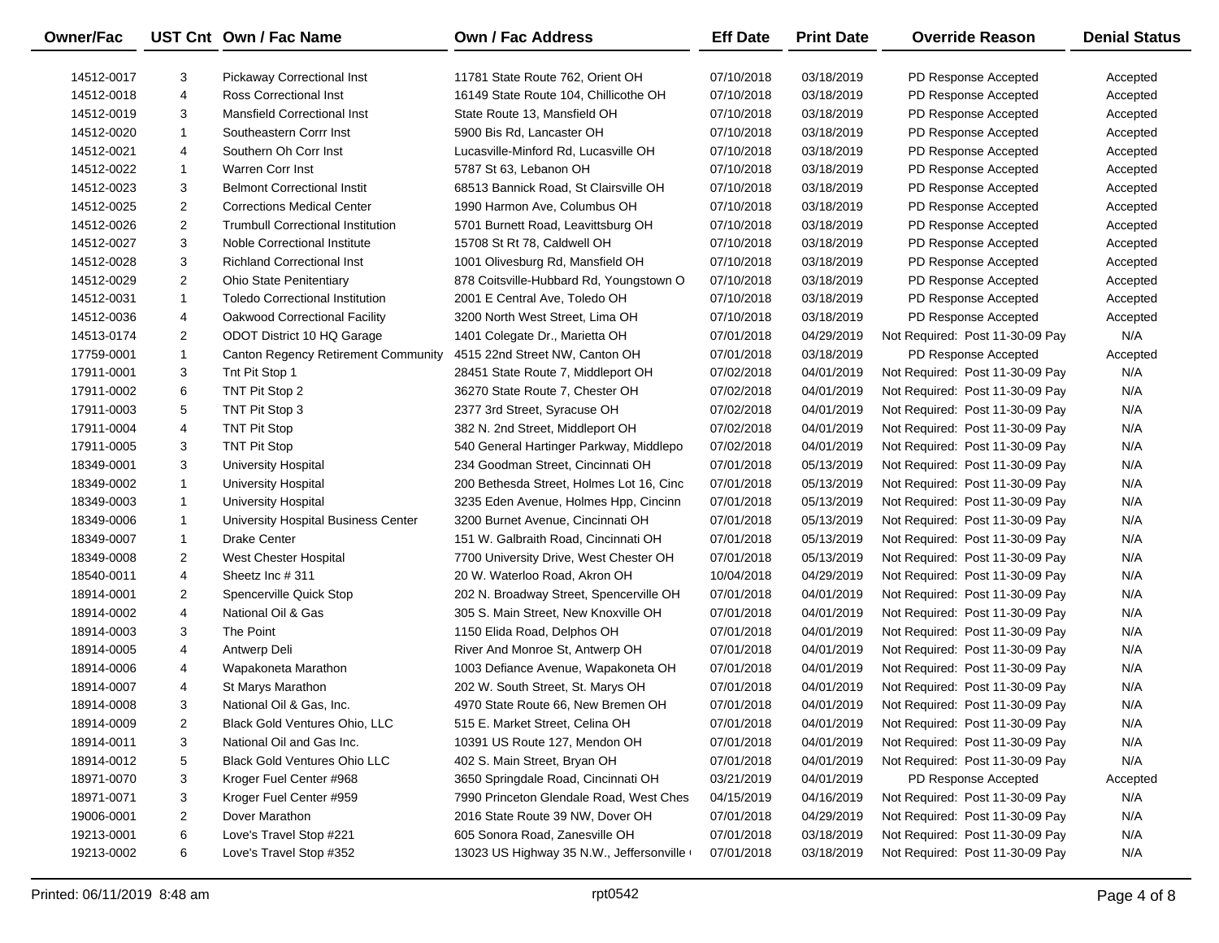| Owner/Fac | UST Cnt | Own / Fac Name | Own / Fac Address | Eff Date | Print Date | Override Reason | Denial Status |
|---|---|---|---|---|---|---|---|
| 14512-0017 | 3 | Pickaway Correctional Inst | 11781 State Route 762, Orient OH | 07/10/2018 | 03/18/2019 | PD Response Accepted | Accepted |
| 14512-0018 | 4 | Ross Correctional Inst | 16149 State Route 104, Chillicothe OH | 07/10/2018 | 03/18/2019 | PD Response Accepted | Accepted |
| 14512-0019 | 3 | Mansfield Correctional Inst | State Route 13, Mansfield OH | 07/10/2018 | 03/18/2019 | PD Response Accepted | Accepted |
| 14512-0020 | 1 | Southeastern Corrr Inst | 5900 Bis Rd, Lancaster OH | 07/10/2018 | 03/18/2019 | PD Response Accepted | Accepted |
| 14512-0021 | 4 | Southern Oh Corr Inst | Lucasville-Minford Rd, Lucasville OH | 07/10/2018 | 03/18/2019 | PD Response Accepted | Accepted |
| 14512-0022 | 1 | Warren Corr Inst | 5787 St 63, Lebanon OH | 07/10/2018 | 03/18/2019 | PD Response Accepted | Accepted |
| 14512-0023 | 3 | Belmont Correctional Instit | 68513 Bannick Road, St Clairsville OH | 07/10/2018 | 03/18/2019 | PD Response Accepted | Accepted |
| 14512-0025 | 2 | Corrections Medical Center | 1990 Harmon Ave, Columbus OH | 07/10/2018 | 03/18/2019 | PD Response Accepted | Accepted |
| 14512-0026 | 2 | Trumbull Correctional Institution | 5701 Burnett Road, Leavittsburg OH | 07/10/2018 | 03/18/2019 | PD Response Accepted | Accepted |
| 14512-0027 | 3 | Noble Correctional Institute | 15708 St Rt 78, Caldwell OH | 07/10/2018 | 03/18/2019 | PD Response Accepted | Accepted |
| 14512-0028 | 3 | Richland Correctional Inst | 1001 Olivesburg Rd, Mansfield OH | 07/10/2018 | 03/18/2019 | PD Response Accepted | Accepted |
| 14512-0029 | 2 | Ohio State Penitentiary | 878 Coitsville-Hubbard Rd, Youngstown O | 07/10/2018 | 03/18/2019 | PD Response Accepted | Accepted |
| 14512-0031 | 1 | Toledo Correctional Institution | 2001 E Central Ave, Toledo OH | 07/10/2018 | 03/18/2019 | PD Response Accepted | Accepted |
| 14512-0036 | 4 | Oakwood Correctional Facility | 3200 North West Street, Lima OH | 07/10/2018 | 03/18/2019 | PD Response Accepted | Accepted |
| 14513-0174 | 2 | ODOT District 10 HQ Garage | 1401 Colegate Dr., Marietta OH | 07/01/2018 | 04/29/2019 | Not Required: Post 11-30-09 Pay | N/A |
| 17759-0001 | 1 | Canton Regency Retirement Community | 4515 22nd Street NW, Canton OH | 07/01/2018 | 03/18/2019 | PD Response Accepted | Accepted |
| 17911-0001 | 3 | Tnt Pit Stop 1 | 28451 State Route 7, Middleport OH | 07/02/2018 | 04/01/2019 | Not Required: Post 11-30-09 Pay | N/A |
| 17911-0002 | 6 | TNT Pit Stop 2 | 36270 State Route 7, Chester OH | 07/02/2018 | 04/01/2019 | Not Required: Post 11-30-09 Pay | N/A |
| 17911-0003 | 5 | TNT Pit Stop 3 | 2377 3rd Street, Syracuse OH | 07/02/2018 | 04/01/2019 | Not Required: Post 11-30-09 Pay | N/A |
| 17911-0004 | 4 | TNT Pit Stop | 382 N. 2nd Street, Middleport OH | 07/02/2018 | 04/01/2019 | Not Required: Post 11-30-09 Pay | N/A |
| 17911-0005 | 3 | TNT Pit Stop | 540 General Hartinger Parkway, Middlepo | 07/02/2018 | 04/01/2019 | Not Required: Post 11-30-09 Pay | N/A |
| 18349-0001 | 3 | University Hospital | 234 Goodman Street, Cincinnati OH | 07/01/2018 | 05/13/2019 | Not Required: Post 11-30-09 Pay | N/A |
| 18349-0002 | 1 | University Hospital | 200 Bethesda Street, Holmes Lot 16, Cinc | 07/01/2018 | 05/13/2019 | Not Required: Post 11-30-09 Pay | N/A |
| 18349-0003 | 1 | University Hospital | 3235 Eden Avenue, Holmes Hpp, Cincinn | 07/01/2018 | 05/13/2019 | Not Required: Post 11-30-09 Pay | N/A |
| 18349-0006 | 1 | University Hospital Business Center | 3200 Burnet Avenue, Cincinnati OH | 07/01/2018 | 05/13/2019 | Not Required: Post 11-30-09 Pay | N/A |
| 18349-0007 | 1 | Drake Center | 151 W. Galbraith Road, Cincinnati OH | 07/01/2018 | 05/13/2019 | Not Required: Post 11-30-09 Pay | N/A |
| 18349-0008 | 2 | West Chester Hospital | 7700 University Drive, West Chester OH | 07/01/2018 | 05/13/2019 | Not Required: Post 11-30-09 Pay | N/A |
| 18540-0011 | 4 | Sheetz Inc # 311 | 20 W. Waterloo Road, Akron OH | 10/04/2018 | 04/29/2019 | Not Required: Post 11-30-09 Pay | N/A |
| 18914-0001 | 2 | Spencerville Quick Stop | 202 N. Broadway Street, Spencerville OH | 07/01/2018 | 04/01/2019 | Not Required: Post 11-30-09 Pay | N/A |
| 18914-0002 | 4 | National Oil & Gas | 305 S. Main Street, New Knoxville OH | 07/01/2018 | 04/01/2019 | Not Required: Post 11-30-09 Pay | N/A |
| 18914-0003 | 3 | The Point | 1150 Elida Road, Delphos OH | 07/01/2018 | 04/01/2019 | Not Required: Post 11-30-09 Pay | N/A |
| 18914-0005 | 4 | Antwerp Deli | River And Monroe St, Antwerp OH | 07/01/2018 | 04/01/2019 | Not Required: Post 11-30-09 Pay | N/A |
| 18914-0006 | 4 | Wapakoneta Marathon | 1003 Defiance Avenue, Wapakoneta OH | 07/01/2018 | 04/01/2019 | Not Required: Post 11-30-09 Pay | N/A |
| 18914-0007 | 4 | St Marys Marathon | 202 W. South Street, St. Marys OH | 07/01/2018 | 04/01/2019 | Not Required: Post 11-30-09 Pay | N/A |
| 18914-0008 | 3 | National Oil & Gas, Inc. | 4970 State Route 66, New Bremen OH | 07/01/2018 | 04/01/2019 | Not Required: Post 11-30-09 Pay | N/A |
| 18914-0009 | 2 | Black Gold Ventures Ohio, LLC | 515 E. Market Street, Celina OH | 07/01/2018 | 04/01/2019 | Not Required: Post 11-30-09 Pay | N/A |
| 18914-0011 | 3 | National Oil and Gas Inc. | 10391 US Route 127, Mendon OH | 07/01/2018 | 04/01/2019 | Not Required: Post 11-30-09 Pay | N/A |
| 18914-0012 | 5 | Black Gold Ventures Ohio LLC | 402 S. Main Street, Bryan OH | 07/01/2018 | 04/01/2019 | Not Required: Post 11-30-09 Pay | N/A |
| 18971-0070 | 3 | Kroger Fuel Center #968 | 3650 Springdale Road, Cincinnati OH | 03/21/2019 | 04/01/2019 | PD Response Accepted | Accepted |
| 18971-0071 | 3 | Kroger Fuel Center #959 | 7990 Princeton Glendale Road, West Ches | 04/15/2019 | 04/16/2019 | Not Required: Post 11-30-09 Pay | N/A |
| 19006-0001 | 2 | Dover Marathon | 2016 State Route 39 NW, Dover OH | 07/01/2018 | 04/29/2019 | Not Required: Post 11-30-09 Pay | N/A |
| 19213-0001 | 6 | Love's Travel Stop #221 | 605 Sonora Road, Zanesville OH | 07/01/2018 | 03/18/2019 | Not Required: Post 11-30-09 Pay | N/A |
| 19213-0002 | 6 | Love's Travel Stop #352 | 13023 US Highway 35 N.W., Jeffersonville | 07/01/2018 | 03/18/2019 | Not Required: Post 11-30-09 Pay | N/A |

Printed: 06/11/2019 8:48 am rpt0542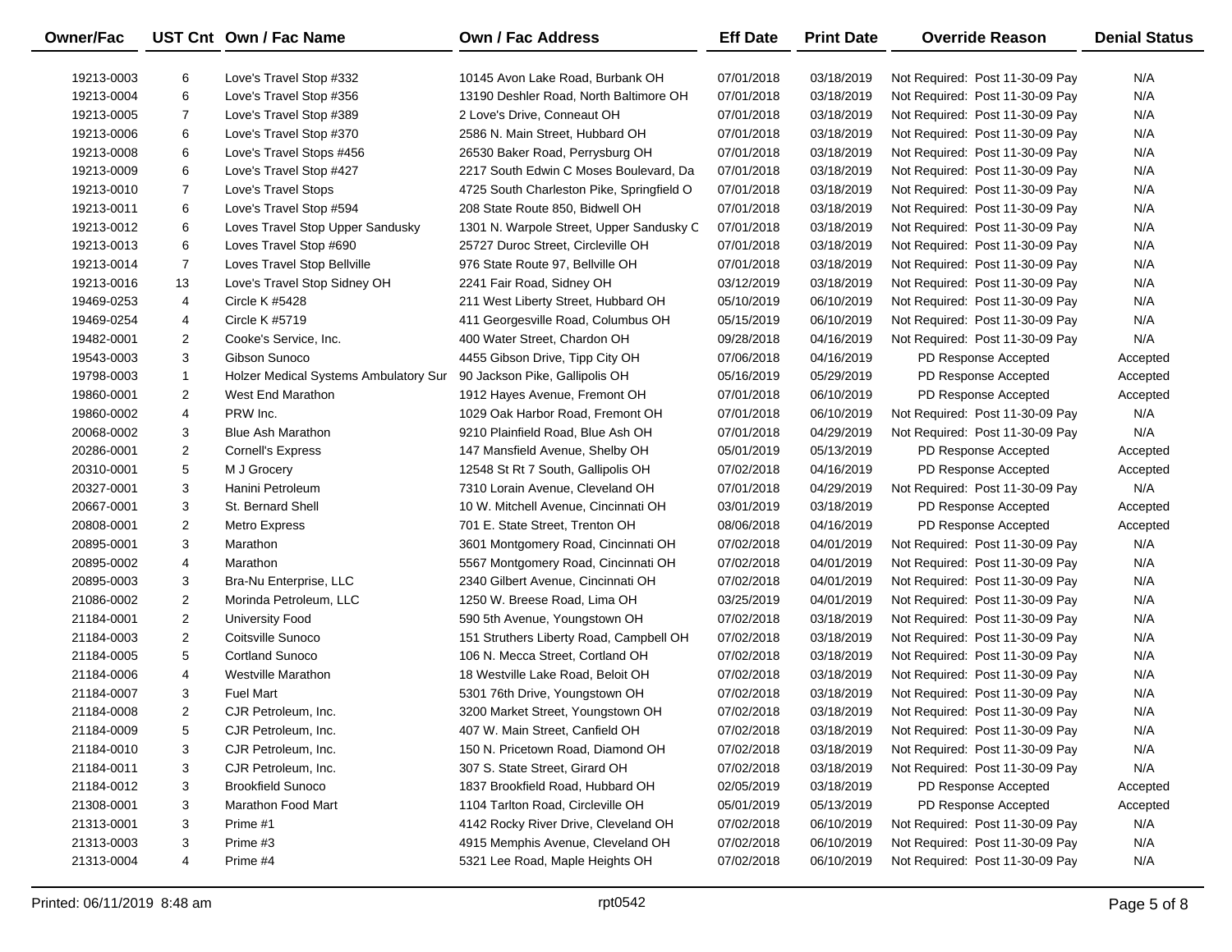| Owner/Fac | UST Cnt | Own / Fac Name | Own / Fac Address | Eff Date | Print Date | Override Reason | Denial Status |
|---|---|---|---|---|---|---|---|
| 19213-0003 | 6 | Love's Travel Stop #332 | 10145 Avon Lake Road, Burbank OH | 07/01/2018 | 03/18/2019 | Not Required: Post 11-30-09 Pay | N/A |
| 19213-0004 | 6 | Love's Travel Stop #356 | 13190 Deshler Road, North Baltimore OH | 07/01/2018 | 03/18/2019 | Not Required: Post 11-30-09 Pay | N/A |
| 19213-0005 | 7 | Love's Travel Stop #389 | 2 Love's Drive, Conneaut OH | 07/01/2018 | 03/18/2019 | Not Required: Post 11-30-09 Pay | N/A |
| 19213-0006 | 6 | Love's Travel Stop #370 | 2586 N. Main Street, Hubbard OH | 07/01/2018 | 03/18/2019 | Not Required: Post 11-30-09 Pay | N/A |
| 19213-0008 | 6 | Love's Travel Stops #456 | 26530 Baker Road, Perrysburg OH | 07/01/2018 | 03/18/2019 | Not Required: Post 11-30-09 Pay | N/A |
| 19213-0009 | 6 | Love's Travel Stop #427 | 2217 South Edwin C Moses Boulevard, Da | 07/01/2018 | 03/18/2019 | Not Required: Post 11-30-09 Pay | N/A |
| 19213-0010 | 7 | Love's Travel Stops | 4725 South Charleston Pike, Springfield O | 07/01/2018 | 03/18/2019 | Not Required: Post 11-30-09 Pay | N/A |
| 19213-0011 | 6 | Love's Travel Stop #594 | 208 State Route 850, Bidwell OH | 07/01/2018 | 03/18/2019 | Not Required: Post 11-30-09 Pay | N/A |
| 19213-0012 | 6 | Loves Travel Stop Upper Sandusky | 1301 N. Warpole Street, Upper Sandusky C | 07/01/2018 | 03/18/2019 | Not Required: Post 11-30-09 Pay | N/A |
| 19213-0013 | 6 | Loves Travel Stop #690 | 25727 Duroc Street, Circleville OH | 07/01/2018 | 03/18/2019 | Not Required: Post 11-30-09 Pay | N/A |
| 19213-0014 | 7 | Loves Travel Stop Bellville | 976 State Route 97, Bellville OH | 07/01/2018 | 03/18/2019 | Not Required: Post 11-30-09 Pay | N/A |
| 19213-0016 | 13 | Love's Travel Stop Sidney OH | 2241 Fair Road, Sidney OH | 03/12/2019 | 03/18/2019 | Not Required: Post 11-30-09 Pay | N/A |
| 19469-0253 | 4 | Circle K #5428 | 211 West Liberty Street, Hubbard OH | 05/10/2019 | 06/10/2019 | Not Required: Post 11-30-09 Pay | N/A |
| 19469-0254 | 4 | Circle K #5719 | 411 Georgesville Road, Columbus OH | 05/15/2019 | 06/10/2019 | Not Required: Post 11-30-09 Pay | N/A |
| 19482-0001 | 2 | Cooke's Service, Inc. | 400 Water Street, Chardon OH | 09/28/2018 | 04/16/2019 | Not Required: Post 11-30-09 Pay | N/A |
| 19543-0003 | 3 | Gibson Sunoco | 4455 Gibson Drive, Tipp City OH | 07/06/2018 | 04/16/2019 | PD Response Accepted | Accepted |
| 19798-0003 | 1 | Holzer Medical Systems Ambulatory Sur | 90 Jackson Pike, Gallipolis OH | 05/16/2019 | 05/29/2019 | PD Response Accepted | Accepted |
| 19860-0001 | 2 | West End Marathon | 1912 Hayes Avenue, Fremont OH | 07/01/2018 | 06/10/2019 | PD Response Accepted | Accepted |
| 19860-0002 | 4 | PRW Inc. | 1029 Oak Harbor Road, Fremont OH | 07/01/2018 | 06/10/2019 | Not Required: Post 11-30-09 Pay | N/A |
| 20068-0002 | 3 | Blue Ash Marathon | 9210 Plainfield Road, Blue Ash OH | 07/01/2018 | 04/29/2019 | Not Required: Post 11-30-09 Pay | N/A |
| 20286-0001 | 2 | Cornell's Express | 147 Mansfield Avenue, Shelby OH | 05/01/2019 | 05/13/2019 | PD Response Accepted | Accepted |
| 20310-0001 | 5 | M J Grocery | 12548 St Rt 7 South, Gallipolis OH | 07/02/2018 | 04/16/2019 | PD Response Accepted | Accepted |
| 20327-0001 | 3 | Hanini Petroleum | 7310 Lorain Avenue, Cleveland OH | 07/01/2018 | 04/29/2019 | Not Required: Post 11-30-09 Pay | N/A |
| 20667-0001 | 3 | St. Bernard Shell | 10 W. Mitchell Avenue, Cincinnati OH | 03/01/2019 | 03/18/2019 | PD Response Accepted | Accepted |
| 20808-0001 | 2 | Metro Express | 701 E. State Street, Trenton OH | 08/06/2018 | 04/16/2019 | PD Response Accepted | Accepted |
| 20895-0001 | 3 | Marathon | 3601 Montgomery Road, Cincinnati OH | 07/02/2018 | 04/01/2019 | Not Required: Post 11-30-09 Pay | N/A |
| 20895-0002 | 4 | Marathon | 5567 Montgomery Road, Cincinnati OH | 07/02/2018 | 04/01/2019 | Not Required: Post 11-30-09 Pay | N/A |
| 20895-0003 | 3 | Bra-Nu Enterprise, LLC | 2340 Gilbert Avenue, Cincinnati OH | 07/02/2018 | 04/01/2019 | Not Required: Post 11-30-09 Pay | N/A |
| 21086-0002 | 2 | Morinda Petroleum, LLC | 1250 W. Breese Road, Lima OH | 03/25/2019 | 04/01/2019 | Not Required: Post 11-30-09 Pay | N/A |
| 21184-0001 | 2 | University Food | 590 5th Avenue, Youngstown OH | 07/02/2018 | 03/18/2019 | Not Required: Post 11-30-09 Pay | N/A |
| 21184-0003 | 2 | Coitsville Sunoco | 151 Struthers Liberty Road, Campbell OH | 07/02/2018 | 03/18/2019 | Not Required: Post 11-30-09 Pay | N/A |
| 21184-0005 | 5 | Cortland Sunoco | 106 N. Mecca Street, Cortland OH | 07/02/2018 | 03/18/2019 | Not Required: Post 11-30-09 Pay | N/A |
| 21184-0006 | 4 | Westville Marathon | 18 Westville Lake Road, Beloit OH | 07/02/2018 | 03/18/2019 | Not Required: Post 11-30-09 Pay | N/A |
| 21184-0007 | 3 | Fuel Mart | 5301 76th Drive, Youngstown OH | 07/02/2018 | 03/18/2019 | Not Required: Post 11-30-09 Pay | N/A |
| 21184-0008 | 2 | CJR Petroleum, Inc. | 3200 Market Street, Youngstown OH | 07/02/2018 | 03/18/2019 | Not Required: Post 11-30-09 Pay | N/A |
| 21184-0009 | 5 | CJR Petroleum, Inc. | 407 W. Main Street, Canfield OH | 07/02/2018 | 03/18/2019 | Not Required: Post 11-30-09 Pay | N/A |
| 21184-0010 | 3 | CJR Petroleum, Inc. | 150 N. Pricetown Road, Diamond OH | 07/02/2018 | 03/18/2019 | Not Required: Post 11-30-09 Pay | N/A |
| 21184-0011 | 3 | CJR Petroleum, Inc. | 307 S. State Street, Girard OH | 07/02/2018 | 03/18/2019 | Not Required: Post 11-30-09 Pay | N/A |
| 21184-0012 | 3 | Brookfield Sunoco | 1837 Brookfield Road, Hubbard OH | 02/05/2019 | 03/18/2019 | PD Response Accepted | Accepted |
| 21308-0001 | 3 | Marathon Food Mart | 1104 Tarlton Road, Circleville OH | 05/01/2019 | 05/13/2019 | PD Response Accepted | Accepted |
| 21313-0001 | 3 | Prime #1 | 4142 Rocky River Drive, Cleveland OH | 07/02/2018 | 06/10/2019 | Not Required: Post 11-30-09 Pay | N/A |
| 21313-0003 | 3 | Prime #3 | 4915 Memphis Avenue, Cleveland OH | 07/02/2018 | 06/10/2019 | Not Required: Post 11-30-09 Pay | N/A |
| 21313-0004 | 4 | Prime #4 | 5321 Lee Road, Maple Heights OH | 07/02/2018 | 06/10/2019 | Not Required: Post 11-30-09 Pay | N/A |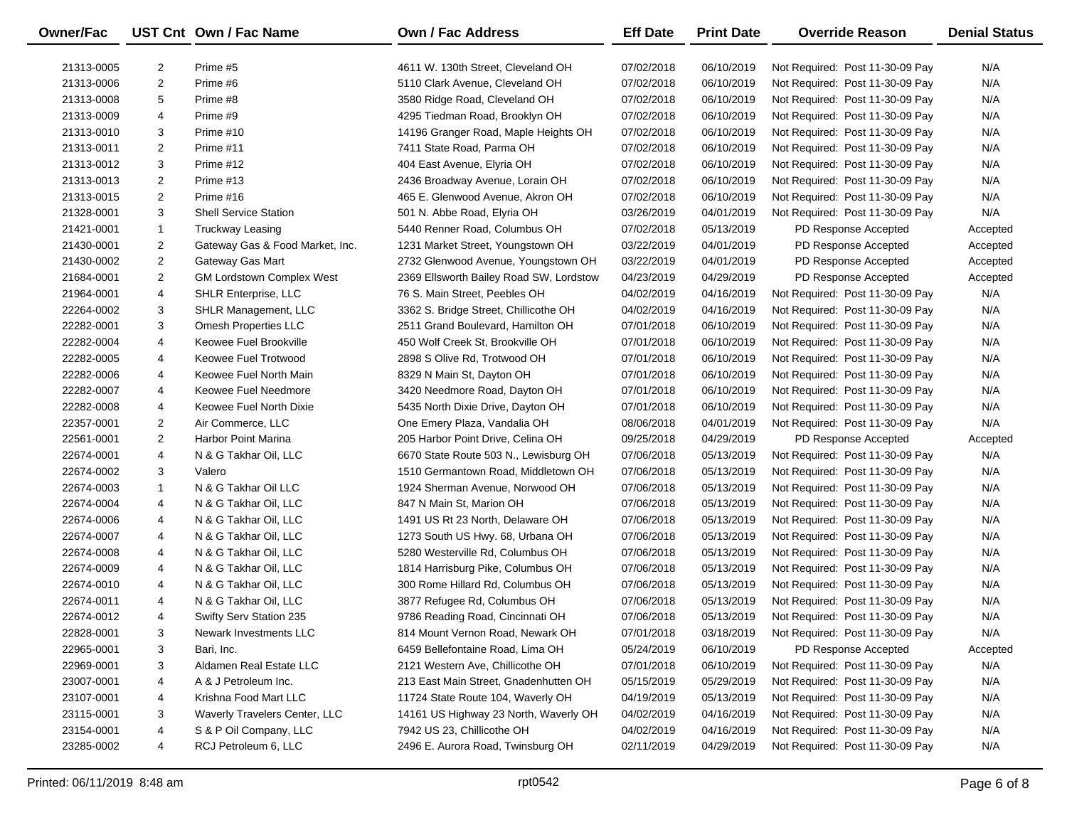| Owner/Fac | UST Cnt | Own / Fac Name | Own / Fac Address | Eff Date | Print Date | Override Reason | Denial Status |
|---|---|---|---|---|---|---|---|
| 21313-0005 | 2 | Prime #5 | 4611 W. 130th Street, Cleveland OH | 07/02/2018 | 06/10/2019 | Not Required: Post 11-30-09 Pay | N/A |
| 21313-0006 | 2 | Prime #6 | 5110 Clark Avenue, Cleveland OH | 07/02/2018 | 06/10/2019 | Not Required: Post 11-30-09 Pay | N/A |
| 21313-0008 | 5 | Prime #8 | 3580 Ridge Road, Cleveland OH | 07/02/2018 | 06/10/2019 | Not Required: Post 11-30-09 Pay | N/A |
| 21313-0009 | 4 | Prime #9 | 4295 Tiedman Road, Brooklyn OH | 07/02/2018 | 06/10/2019 | Not Required: Post 11-30-09 Pay | N/A |
| 21313-0010 | 3 | Prime #10 | 14196 Granger Road, Maple Heights OH | 07/02/2018 | 06/10/2019 | Not Required: Post 11-30-09 Pay | N/A |
| 21313-0011 | 2 | Prime #11 | 7411 State Road, Parma OH | 07/02/2018 | 06/10/2019 | Not Required: Post 11-30-09 Pay | N/A |
| 21313-0012 | 3 | Prime #12 | 404 East Avenue, Elyria OH | 07/02/2018 | 06/10/2019 | Not Required: Post 11-30-09 Pay | N/A |
| 21313-0013 | 2 | Prime #13 | 2436 Broadway Avenue, Lorain OH | 07/02/2018 | 06/10/2019 | Not Required: Post 11-30-09 Pay | N/A |
| 21313-0015 | 2 | Prime #16 | 465 E. Glenwood Avenue, Akron OH | 07/02/2018 | 06/10/2019 | Not Required: Post 11-30-09 Pay | N/A |
| 21328-0001 | 3 | Shell Service Station | 501 N. Abbe Road, Elyria OH | 03/26/2019 | 04/01/2019 | Not Required: Post 11-30-09 Pay | N/A |
| 21421-0001 | 1 | Truckway Leasing | 5440 Renner Road, Columbus OH | 07/02/2018 | 05/13/2019 | PD Response Accepted | Accepted |
| 21430-0001 | 2 | Gateway Gas & Food Market, Inc. | 1231 Market Street, Youngstown OH | 03/22/2019 | 04/01/2019 | PD Response Accepted | Accepted |
| 21430-0002 | 2 | Gateway Gas Mart | 2732 Glenwood Avenue, Youngstown OH | 03/22/2019 | 04/01/2019 | PD Response Accepted | Accepted |
| 21684-0001 | 2 | GM Lordstown Complex West | 2369 Ellsworth Bailey Road SW, Lordstow | 04/23/2019 | 04/29/2019 | PD Response Accepted | Accepted |
| 21964-0001 | 4 | SHLR Enterprise, LLC | 76 S. Main Street, Peebles OH | 04/02/2019 | 04/16/2019 | Not Required: Post 11-30-09 Pay | N/A |
| 22264-0002 | 3 | SHLR Management, LLC | 3362 S. Bridge Street, Chillicothe OH | 04/02/2019 | 04/16/2019 | Not Required: Post 11-30-09 Pay | N/A |
| 22282-0001 | 3 | Omesh Properties LLC | 2511 Grand Boulevard, Hamilton OH | 07/01/2018 | 06/10/2019 | Not Required: Post 11-30-09 Pay | N/A |
| 22282-0004 | 4 | Keowee Fuel Brookville | 450 Wolf Creek St, Brookville OH | 07/01/2018 | 06/10/2019 | Not Required: Post 11-30-09 Pay | N/A |
| 22282-0005 | 4 | Keowee Fuel Trotwood | 2898 S Olive Rd, Trotwood OH | 07/01/2018 | 06/10/2019 | Not Required: Post 11-30-09 Pay | N/A |
| 22282-0006 | 4 | Keowee Fuel North Main | 8329 N Main St, Dayton OH | 07/01/2018 | 06/10/2019 | Not Required: Post 11-30-09 Pay | N/A |
| 22282-0007 | 4 | Keowee Fuel Needmore | 3420 Needmore Road, Dayton OH | 07/01/2018 | 06/10/2019 | Not Required: Post 11-30-09 Pay | N/A |
| 22282-0008 | 4 | Keowee Fuel North Dixie | 5435 North Dixie Drive, Dayton OH | 07/01/2018 | 06/10/2019 | Not Required: Post 11-30-09 Pay | N/A |
| 22357-0001 | 2 | Air Commerce, LLC | One Emery Plaza, Vandalia OH | 08/06/2018 | 04/01/2019 | Not Required: Post 11-30-09 Pay | N/A |
| 22561-0001 | 2 | Harbor Point Marina | 205 Harbor Point Drive, Celina OH | 09/25/2018 | 04/29/2019 | PD Response Accepted | Accepted |
| 22674-0001 | 4 | N & G Takhar Oil, LLC | 6670 State Route 503 N., Lewisburg OH | 07/06/2018 | 05/13/2019 | Not Required: Post 11-30-09 Pay | N/A |
| 22674-0002 | 3 | Valero | 1510 Germantown Road, Middletown OH | 07/06/2018 | 05/13/2019 | Not Required: Post 11-30-09 Pay | N/A |
| 22674-0003 | 1 | N & G Takhar Oil LLC | 1924 Sherman Avenue, Norwood OH | 07/06/2018 | 05/13/2019 | Not Required: Post 11-30-09 Pay | N/A |
| 22674-0004 | 4 | N & G Takhar Oil, LLC | 847 N Main St, Marion OH | 07/06/2018 | 05/13/2019 | Not Required: Post 11-30-09 Pay | N/A |
| 22674-0006 | 4 | N & G Takhar Oil, LLC | 1491 US Rt 23 North, Delaware OH | 07/06/2018 | 05/13/2019 | Not Required: Post 11-30-09 Pay | N/A |
| 22674-0007 | 4 | N & G Takhar Oil, LLC | 1273 South US Hwy. 68, Urbana OH | 07/06/2018 | 05/13/2019 | Not Required: Post 11-30-09 Pay | N/A |
| 22674-0008 | 4 | N & G Takhar Oil, LLC | 5280 Westerville Rd, Columbus OH | 07/06/2018 | 05/13/2019 | Not Required: Post 11-30-09 Pay | N/A |
| 22674-0009 | 4 | N & G Takhar Oil, LLC | 1814 Harrisburg Pike, Columbus OH | 07/06/2018 | 05/13/2019 | Not Required: Post 11-30-09 Pay | N/A |
| 22674-0010 | 4 | N & G Takhar Oil, LLC | 300 Rome Hillard Rd, Columbus OH | 07/06/2018 | 05/13/2019 | Not Required: Post 11-30-09 Pay | N/A |
| 22674-0011 | 4 | N & G Takhar Oil, LLC | 3877 Refugee Rd, Columbus OH | 07/06/2018 | 05/13/2019 | Not Required: Post 11-30-09 Pay | N/A |
| 22674-0012 | 4 | Swifty Serv Station 235 | 9786 Reading Road, Cincinnati OH | 07/06/2018 | 05/13/2019 | Not Required: Post 11-30-09 Pay | N/A |
| 22828-0001 | 3 | Newark Investments LLC | 814 Mount Vernon Road, Newark OH | 07/01/2018 | 03/18/2019 | Not Required: Post 11-30-09 Pay | N/A |
| 22965-0001 | 3 | Bari, Inc. | 6459 Bellefontaine Road, Lima OH | 05/24/2019 | 06/10/2019 | PD Response Accepted | Accepted |
| 22969-0001 | 3 | Aldamen Real Estate LLC | 2121 Western Ave, Chillicothe OH | 07/01/2018 | 06/10/2019 | Not Required: Post 11-30-09 Pay | N/A |
| 23007-0001 | 4 | A & J Petroleum Inc. | 213 East Main Street, Gnadenhutten OH | 05/15/2019 | 05/29/2019 | Not Required: Post 11-30-09 Pay | N/A |
| 23107-0001 | 4 | Krishna Food Mart LLC | 11724 State Route 104, Waverly OH | 04/19/2019 | 05/13/2019 | Not Required: Post 11-30-09 Pay | N/A |
| 23115-0001 | 3 | Waverly Travelers Center, LLC | 14161 US Highway 23 North, Waverly OH | 04/02/2019 | 04/16/2019 | Not Required: Post 11-30-09 Pay | N/A |
| 23154-0001 | 4 | S & P Oil Company, LLC | 7942 US 23, Chillicothe OH | 04/02/2019 | 04/16/2019 | Not Required: Post 11-30-09 Pay | N/A |
| 23285-0002 | 4 | RCJ Petroleum 6, LLC | 2496 E. Aurora Road, Twinsburg OH | 02/11/2019 | 04/29/2019 | Not Required: Post 11-30-09 Pay | N/A |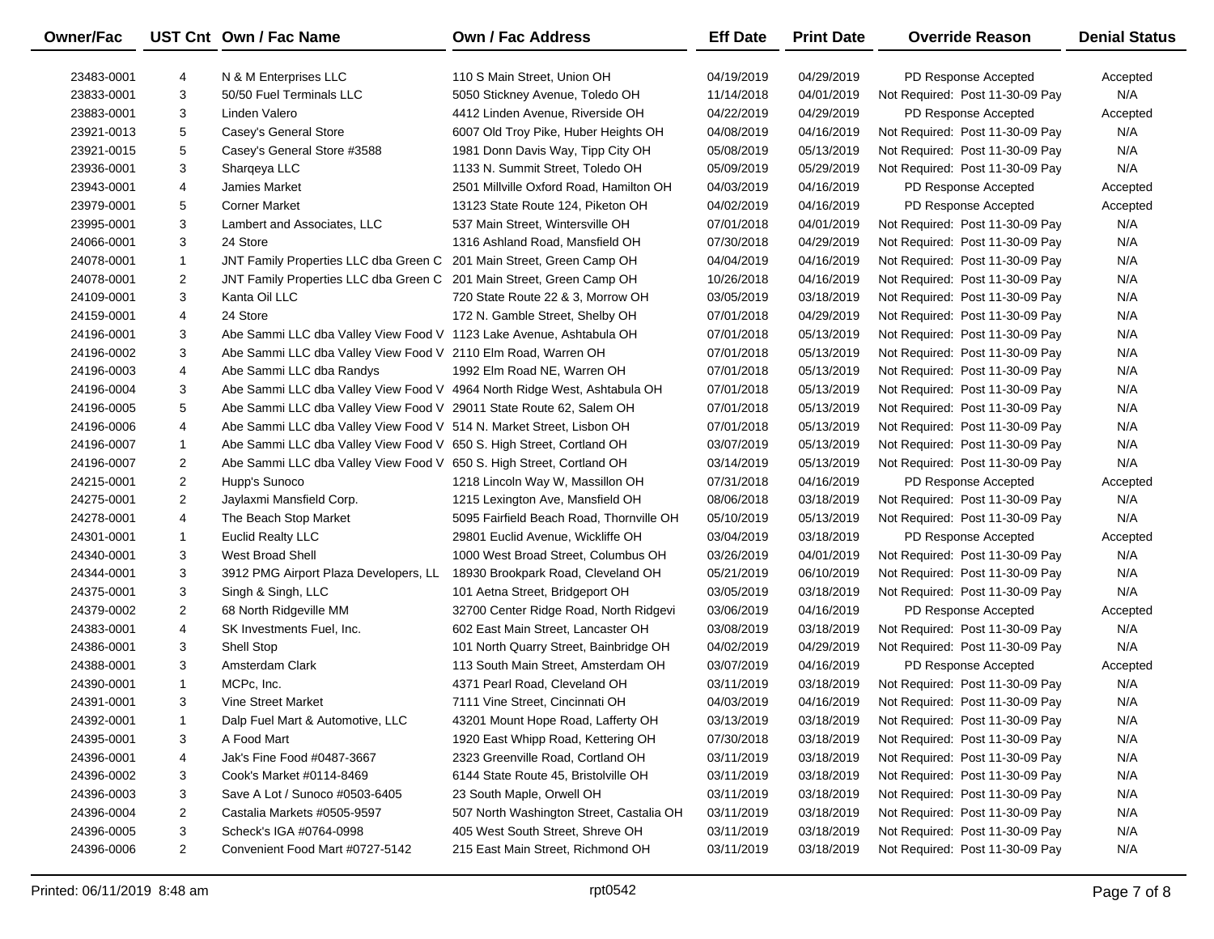| Owner/Fac | UST Cnt | Own / Fac Name | Own / Fac Address | Eff Date | Print Date | Override Reason | Denial Status |
|---|---|---|---|---|---|---|---|
| 23483-0001 | 4 | N & M Enterprises LLC | 110 S Main Street, Union OH | 04/19/2019 | 04/29/2019 | PD Response Accepted | Accepted |
| 23833-0001 | 3 | 50/50 Fuel Terminals LLC | 5050 Stickney Avenue, Toledo OH | 11/14/2018 | 04/01/2019 | Not Required: Post 11-30-09 Pay | N/A |
| 23883-0001 | 3 | Linden Valero | 4412 Linden Avenue, Riverside OH | 04/22/2019 | 04/29/2019 | PD Response Accepted | Accepted |
| 23921-0013 | 5 | Casey's General Store | 6007 Old Troy Pike, Huber Heights OH | 04/08/2019 | 04/16/2019 | Not Required: Post 11-30-09 Pay | N/A |
| 23921-0015 | 5 | Casey's General Store #3588 | 1981 Donn Davis Way, Tipp City OH | 05/08/2019 | 05/13/2019 | Not Required: Post 11-30-09 Pay | N/A |
| 23936-0001 | 3 | Sharqeya LLC | 1133 N. Summit Street, Toledo OH | 05/09/2019 | 05/29/2019 | Not Required: Post 11-30-09 Pay | N/A |
| 23943-0001 | 4 | Jamies Market | 2501 Millville Oxford Road, Hamilton OH | 04/03/2019 | 04/16/2019 | PD Response Accepted | Accepted |
| 23979-0001 | 5 | Corner Market | 13123 State Route 124, Piketon OH | 04/02/2019 | 04/16/2019 | PD Response Accepted | Accepted |
| 23995-0001 | 3 | Lambert and Associates, LLC | 537 Main Street, Wintersville OH | 07/01/2018 | 04/01/2019 | Not Required: Post 11-30-09 Pay | N/A |
| 24066-0001 | 3 | 24 Store | 1316 Ashland Road, Mansfield OH | 07/30/2018 | 04/29/2019 | Not Required: Post 11-30-09 Pay | N/A |
| 24078-0001 | 1 | JNT Family Properties LLC dba Green C | 201 Main Street, Green Camp OH | 04/04/2019 | 04/16/2019 | Not Required: Post 11-30-09 Pay | N/A |
| 24078-0001 | 2 | JNT Family Properties LLC dba Green C | 201 Main Street, Green Camp OH | 10/26/2018 | 04/16/2019 | Not Required: Post 11-30-09 Pay | N/A |
| 24109-0001 | 3 | Kanta Oil LLC | 720 State Route 22 & 3, Morrow OH | 03/05/2019 | 03/18/2019 | Not Required: Post 11-30-09 Pay | N/A |
| 24159-0001 | 4 | 24 Store | 172 N. Gamble Street, Shelby OH | 07/01/2018 | 04/29/2019 | Not Required: Post 11-30-09 Pay | N/A |
| 24196-0001 | 3 | Abe Sammi LLC dba Valley View Food V | 1123 Lake Avenue, Ashtabula OH | 07/01/2018 | 05/13/2019 | Not Required: Post 11-30-09 Pay | N/A |
| 24196-0002 | 3 | Abe Sammi LLC dba Valley View Food V | 2110 Elm Road, Warren OH | 07/01/2018 | 05/13/2019 | Not Required: Post 11-30-09 Pay | N/A |
| 24196-0003 | 4 | Abe Sammi LLC dba Randys | 1992 Elm Road NE, Warren OH | 07/01/2018 | 05/13/2019 | Not Required: Post 11-30-09 Pay | N/A |
| 24196-0004 | 3 | Abe Sammi LLC dba Valley View Food V | 4964 North Ridge West, Ashtabula OH | 07/01/2018 | 05/13/2019 | Not Required: Post 11-30-09 Pay | N/A |
| 24196-0005 | 5 | Abe Sammi LLC dba Valley View Food V | 29011 State Route 62, Salem OH | 07/01/2018 | 05/13/2019 | Not Required: Post 11-30-09 Pay | N/A |
| 24196-0006 | 4 | Abe Sammi LLC dba Valley View Food V | 514 N. Market Street, Lisbon OH | 07/01/2018 | 05/13/2019 | Not Required: Post 11-30-09 Pay | N/A |
| 24196-0007 | 1 | Abe Sammi LLC dba Valley View Food V | 650 S. High Street, Cortland OH | 03/07/2019 | 05/13/2019 | Not Required: Post 11-30-09 Pay | N/A |
| 24196-0007 | 2 | Abe Sammi LLC dba Valley View Food V | 650 S. High Street, Cortland OH | 03/14/2019 | 05/13/2019 | Not Required: Post 11-30-09 Pay | N/A |
| 24215-0001 | 2 | Hupp's Sunoco | 1218 Lincoln Way W, Massillon OH | 07/31/2018 | 04/16/2019 | PD Response Accepted | Accepted |
| 24275-0001 | 2 | Jaylaxmi Mansfield Corp. | 1215 Lexington Ave, Mansfield OH | 08/06/2018 | 03/18/2019 | Not Required: Post 11-30-09 Pay | N/A |
| 24278-0001 | 4 | The Beach Stop Market | 5095 Fairfield Beach Road, Thornville OH | 05/10/2019 | 05/13/2019 | Not Required: Post 11-30-09 Pay | N/A |
| 24301-0001 | 1 | Euclid Realty LLC | 29801 Euclid Avenue, Wickliffe OH | 03/04/2019 | 03/18/2019 | PD Response Accepted | Accepted |
| 24340-0001 | 3 | West Broad Shell | 1000 West Broad Street, Columbus OH | 03/26/2019 | 04/01/2019 | Not Required: Post 11-30-09 Pay | N/A |
| 24344-0001 | 3 | 3912 PMG Airport Plaza Developers, LL | 18930 Brookpark Road, Cleveland OH | 05/21/2019 | 06/10/2019 | Not Required: Post 11-30-09 Pay | N/A |
| 24375-0001 | 3 | Singh & Singh, LLC | 101 Aetna Street, Bridgeport OH | 03/05/2019 | 03/18/2019 | Not Required: Post 11-30-09 Pay | N/A |
| 24379-0002 | 2 | 68 North Ridgeville MM | 32700 Center Ridge Road, North Ridgevi | 03/06/2019 | 04/16/2019 | PD Response Accepted | Accepted |
| 24383-0001 | 4 | SK Investments Fuel, Inc. | 602 East Main Street, Lancaster OH | 03/08/2019 | 03/18/2019 | Not Required: Post 11-30-09 Pay | N/A |
| 24386-0001 | 3 | Shell Stop | 101 North Quarry Street, Bainbridge OH | 04/02/2019 | 04/29/2019 | Not Required: Post 11-30-09 Pay | N/A |
| 24388-0001 | 3 | Amsterdam Clark | 113 South Main Street, Amsterdam OH | 03/07/2019 | 04/16/2019 | PD Response Accepted | Accepted |
| 24390-0001 | 1 | MCPc, Inc. | 4371 Pearl Road, Cleveland OH | 03/11/2019 | 03/18/2019 | Not Required: Post 11-30-09 Pay | N/A |
| 24391-0001 | 3 | Vine Street Market | 7111 Vine Street, Cincinnati OH | 04/03/2019 | 04/16/2019 | Not Required: Post 11-30-09 Pay | N/A |
| 24392-0001 | 1 | Dalp Fuel Mart & Automotive, LLC | 43201 Mount Hope Road, Lafferty OH | 03/13/2019 | 03/18/2019 | Not Required: Post 11-30-09 Pay | N/A |
| 24395-0001 | 3 | A Food Mart | 1920 East Whipp Road, Kettering OH | 07/30/2018 | 03/18/2019 | Not Required: Post 11-30-09 Pay | N/A |
| 24396-0001 | 4 | Jak's Fine Food #0487-3667 | 2323 Greenville Road, Cortland OH | 03/11/2019 | 03/18/2019 | Not Required: Post 11-30-09 Pay | N/A |
| 24396-0002 | 3 | Cook's Market #0114-8469 | 6144 State Route 45, Bristolville OH | 03/11/2019 | 03/18/2019 | Not Required: Post 11-30-09 Pay | N/A |
| 24396-0003 | 3 | Save A Lot / Sunoco #0503-6405 | 23 South Maple, Orwell OH | 03/11/2019 | 03/18/2019 | Not Required: Post 11-30-09 Pay | N/A |
| 24396-0004 | 2 | Castalia Markets #0505-9597 | 507 North Washington Street, Castalia OH | 03/11/2019 | 03/18/2019 | Not Required: Post 11-30-09 Pay | N/A |
| 24396-0005 | 3 | Scheck's IGA #0764-0998 | 405 West South Street, Shreve OH | 03/11/2019 | 03/18/2019 | Not Required: Post 11-30-09 Pay | N/A |
| 24396-0006 | 2 | Convenient Food Mart #0727-5142 | 215 East Main Street, Richmond OH | 03/11/2019 | 03/18/2019 | Not Required: Post 11-30-09 Pay | N/A |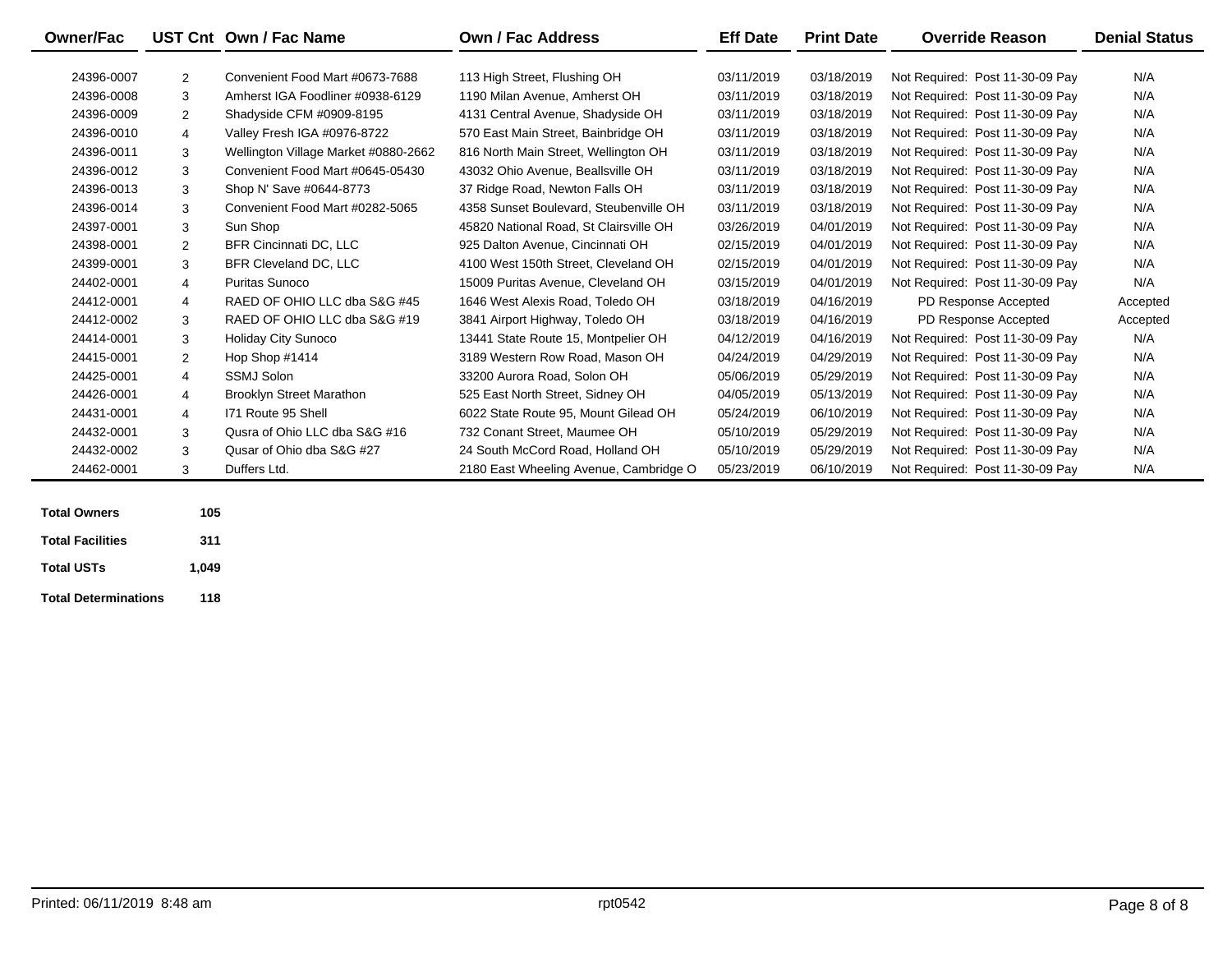| Owner/Fac | UST Cnt | Own / Fac Name | Own / Fac Address | Eff Date | Print Date | Override Reason | Denial Status |
|---|---|---|---|---|---|---|---|
| 24396-0007 | 2 | Convenient Food Mart #0673-7688 | 113 High Street, Flushing OH | 03/11/2019 | 03/18/2019 | Not Required: Post 11-30-09 Pay | N/A |
| 24396-0008 | 3 | Amherst IGA Foodliner #0938-6129 | 1190 Milan Avenue, Amherst OH | 03/11/2019 | 03/18/2019 | Not Required: Post 11-30-09 Pay | N/A |
| 24396-0009 | 2 | Shadyside CFM #0909-8195 | 4131 Central Avenue, Shadyside OH | 03/11/2019 | 03/18/2019 | Not Required: Post 11-30-09 Pay | N/A |
| 24396-0010 | 4 | Valley Fresh IGA #0976-8722 | 570 East Main Street, Bainbridge OH | 03/11/2019 | 03/18/2019 | Not Required: Post 11-30-09 Pay | N/A |
| 24396-0011 | 3 | Wellington Village Market #0880-2662 | 816 North Main Street, Wellington OH | 03/11/2019 | 03/18/2019 | Not Required: Post 11-30-09 Pay | N/A |
| 24396-0012 | 3 | Convenient Food Mart #0645-05430 | 43032 Ohio Avenue, Beallsville OH | 03/11/2019 | 03/18/2019 | Not Required: Post 11-30-09 Pay | N/A |
| 24396-0013 | 3 | Shop N' Save #0644-8773 | 37 Ridge Road, Newton Falls OH | 03/11/2019 | 03/18/2019 | Not Required: Post 11-30-09 Pay | N/A |
| 24396-0014 | 3 | Convenient Food Mart #0282-5065 | 4358 Sunset Boulevard, Steubenville OH | 03/11/2019 | 03/18/2019 | Not Required: Post 11-30-09 Pay | N/A |
| 24397-0001 | 3 | Sun Shop | 45820 National Road, St Clairsville OH | 03/26/2019 | 04/01/2019 | Not Required: Post 11-30-09 Pay | N/A |
| 24398-0001 | 2 | BFR Cincinnati DC, LLC | 925 Dalton Avenue, Cincinnati OH | 02/15/2019 | 04/01/2019 | Not Required: Post 11-30-09 Pay | N/A |
| 24399-0001 | 3 | BFR Cleveland DC, LLC | 4100 West 150th Street, Cleveland OH | 02/15/2019 | 04/01/2019 | Not Required: Post 11-30-09 Pay | N/A |
| 24402-0001 | 4 | Puritas Sunoco | 15009 Puritas Avenue, Cleveland OH | 03/15/2019 | 04/01/2019 | Not Required: Post 11-30-09 Pay | N/A |
| 24412-0001 | 4 | RAED OF OHIO LLC dba S&G #45 | 1646 West Alexis Road, Toledo OH | 03/18/2019 | 04/16/2019 | PD Response Accepted | Accepted |
| 24412-0002 | 3 | RAED OF OHIO LLC dba S&G #19 | 3841 Airport Highway, Toledo OH | 03/18/2019 | 04/16/2019 | PD Response Accepted | Accepted |
| 24414-0001 | 3 | Holiday City Sunoco | 13441 State Route 15, Montpelier OH | 04/12/2019 | 04/16/2019 | Not Required: Post 11-30-09 Pay | N/A |
| 24415-0001 | 2 | Hop Shop #1414 | 3189 Western Row Road, Mason OH | 04/24/2019 | 04/29/2019 | Not Required: Post 11-30-09 Pay | N/A |
| 24425-0001 | 4 | SSMJ Solon | 33200 Aurora Road, Solon OH | 05/06/2019 | 05/29/2019 | Not Required: Post 11-30-09 Pay | N/A |
| 24426-0001 | 4 | Brooklyn Street Marathon | 525 East North Street, Sidney OH | 04/05/2019 | 05/13/2019 | Not Required: Post 11-30-09 Pay | N/A |
| 24431-0001 | 4 | I71 Route 95 Shell | 6022 State Route 95, Mount Gilead OH | 05/24/2019 | 06/10/2019 | Not Required: Post 11-30-09 Pay | N/A |
| 24432-0001 | 3 | Qusra of Ohio LLC dba S&G #16 | 732 Conant Street, Maumee OH | 05/10/2019 | 05/29/2019 | Not Required: Post 11-30-09 Pay | N/A |
| 24432-0002 | 3 | Qusar of Ohio dba S&G #27 | 24 South McCord Road, Holland OH | 05/10/2019 | 05/29/2019 | Not Required: Post 11-30-09 Pay | N/A |
| 24462-0001 | 3 | Duffers Ltd. | 2180 East Wheeling Avenue, Cambridge O | 05/23/2019 | 06/10/2019 | Not Required: Post 11-30-09 Pay | N/A |

| | |
|---|---|
| **Total Owners** | **105** |
| **Total Facilities** | **311** |
| **Total USTs** | **1,049** |
| **Total Determinations** | **118** |

Printed: 06/11/2019 8:48 am

rpt0542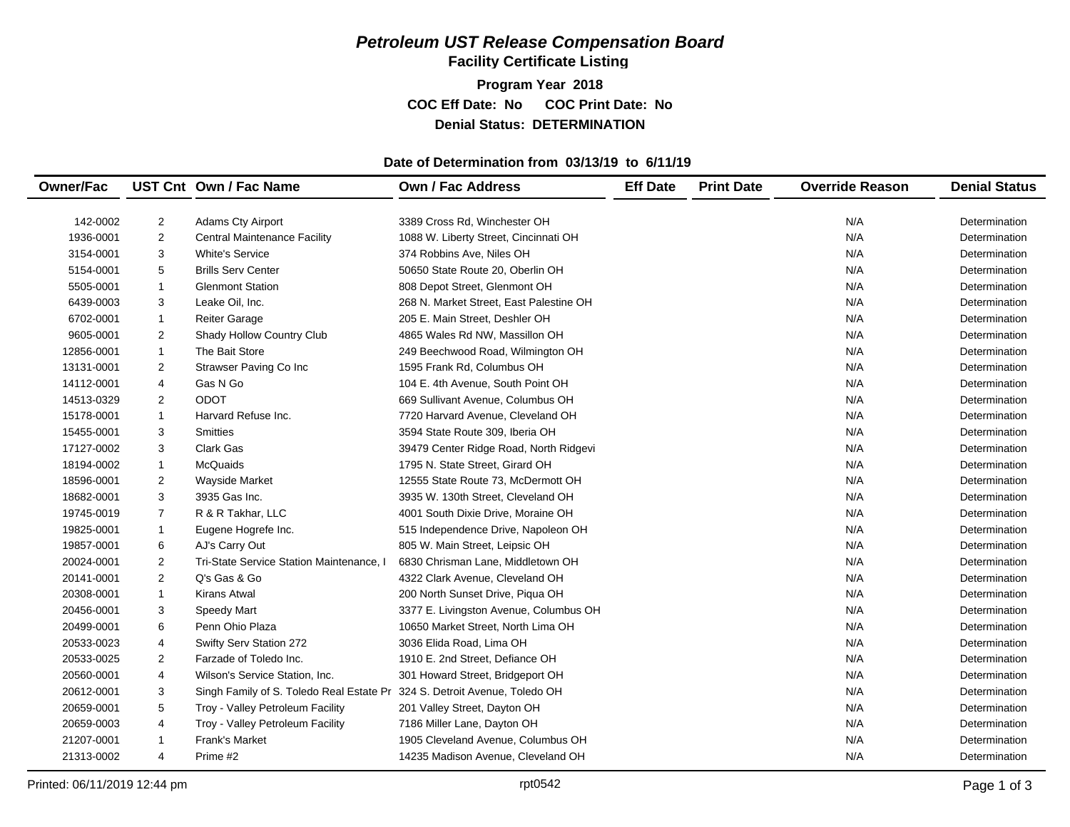# *Petroleum UST Release Compensation Board*

## Facility Certificate Listing

**Program Year 2018**

**COC Eff Date: No  COC Print Date: No**

**Denial Status: DETERMINATION**

**Date of Determination from 03/13/19 to 6/11/19**

| Owner/Fac | UST Cnt | Own / Fac Name | Own / Fac Address | Eff Date | Print Date | Override Reason | Denial Status |
|---|---|---|---|---|---|---|---|
| 142-0002 | 2 | Adams Cty Airport | 3389 Cross Rd, Winchester OH | | | N/A | Determination |
| 1936-0001 | 2 | Central Maintenance Facility | 1088 W. Liberty Street, Cincinnati OH | | | N/A | Determination |
| 3154-0001 | 3 | White's Service | 374 Robbins Ave, Niles OH | | | N/A | Determination |
| 5154-0001 | 5 | Brills Serv Center | 50650 State Route 20, Oberlin OH | | | N/A | Determination |
| 5505-0001 | 1 | Glenmont Station | 808 Depot Street, Glenmont OH | | | N/A | Determination |
| 6439-0003 | 3 | Leake Oil, Inc. | 268 N. Market Street, East Palestine OH | | | N/A | Determination |
| 6702-0001 | 1 | Reiter Garage | 205 E. Main Street, Deshler OH | | | N/A | Determination |
| 9605-0001 | 2 | Shady Hollow Country Club | 4865 Wales Rd NW, Massillon OH | | | N/A | Determination |
| 12856-0001 | 1 | The Bait Store | 249 Beechwood Road, Wilmington OH | | | N/A | Determination |
| 13131-0001 | 2 | Strawser Paving Co Inc | 1595 Frank Rd, Columbus OH | | | N/A | Determination |
| 14112-0001 | 4 | Gas N Go | 104 E. 4th Avenue, South Point OH | | | N/A | Determination |
| 14513-0329 | 2 | ODOT | 669 Sullivant Avenue, Columbus OH | | | N/A | Determination |
| 15178-0001 | 1 | Harvard Refuse Inc. | 7720 Harvard Avenue, Cleveland OH | | | N/A | Determination |
| 15455-0001 | 3 | Smitties | 3594 State Route 309, Iberia OH | | | N/A | Determination |
| 17127-0002 | 3 | Clark Gas | 39479 Center Ridge Road, North Ridgevi | | | N/A | Determination |
| 18194-0002 | 1 | McQuaids | 1795 N. State Street, Girard OH | | | N/A | Determination |
| 18596-0001 | 2 | Wayside Market | 12555 State Route 73, McDermott OH | | | N/A | Determination |
| 18682-0001 | 3 | 3935 Gas Inc. | 3935 W. 130th Street, Cleveland OH | | | N/A | Determination |
| 19745-0019 | 7 | R & R Takhar, LLC | 4001 South Dixie Drive, Moraine OH | | | N/A | Determination |
| 19825-0001 | 1 | Eugene Hogrefe Inc. | 515 Independence Drive, Napoleon OH | | | N/A | Determination |
| 19857-0001 | 6 | AJ's Carry Out | 805 W. Main Street, Leipsic OH | | | N/A | Determination |
| 20024-0001 | 2 | Tri-State Service Station Maintenance, I | 6830 Chrisman Lane, Middletown OH | | | N/A | Determination |
| 20141-0001 | 2 | Q's Gas & Go | 4322 Clark Avenue, Cleveland OH | | | N/A | Determination |
| 20308-0001 | 1 | Kirans Atwal | 200 North Sunset Drive, Piqua OH | | | N/A | Determination |
| 20456-0001 | 3 | Speedy Mart | 3377 E. Livingston Avenue, Columbus OH | | | N/A | Determination |
| 20499-0001 | 6 | Penn Ohio Plaza | 10650 Market Street, North Lima OH | | | N/A | Determination |
| 20533-0023 | 4 | Swifty Serv Station 272 | 3036 Elida Road, Lima OH | | | N/A | Determination |
| 20533-0025 | 2 | Farzade of Toledo Inc. | 1910 E. 2nd Street, Defiance OH | | | N/A | Determination |
| 20560-0001 | 4 | Wilson's Service Station, Inc. | 301 Howard Street, Bridgeport OH | | | N/A | Determination |
| 20612-0001 | 3 | Singh Family of S. Toledo Real Estate Pr | 324 S. Detroit Avenue, Toledo OH | | | N/A | Determination |
| 20659-0001 | 5 | Troy - Valley Petroleum Facility | 201 Valley Street, Dayton OH | | | N/A | Determination |
| 20659-0003 | 4 | Troy - Valley Petroleum Facility | 7186 Miller Lane, Dayton OH | | | N/A | Determination |
| 21207-0001 | 1 | Frank's Market | 1905 Cleveland Avenue, Columbus OH | | | N/A | Determination |
| 21313-0002 | 4 | Prime #2 | 14235 Madison Avenue, Cleveland OH | | | N/A | Determination |

Printed: 06/11/2019 12:44 pm    rpt0542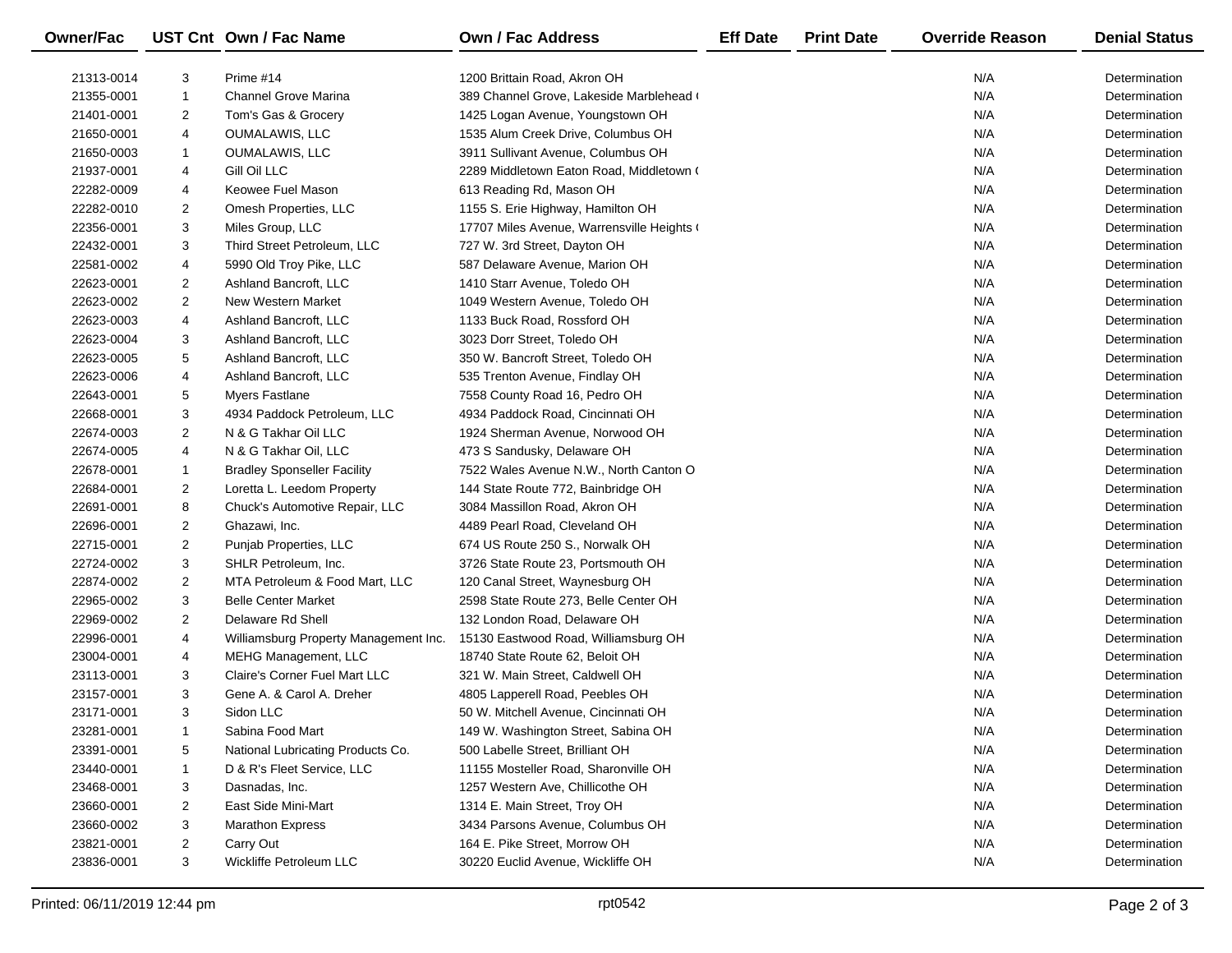| Owner/Fac | UST Cnt | Own / Fac Name | Own / Fac Address | Eff Date | Print Date | Override Reason | Denial Status |
|---|---|---|---|---|---|---|---|
| 21313-0014 | 3 | Prime #14 | 1200 Brittain Road, Akron OH | | | N/A | Determination |
| 21355-0001 | 1 | Channel Grove Marina | 389 Channel Grove, Lakeside Marblehead ( | | | N/A | Determination |
| 21401-0001 | 2 | Tom's Gas & Grocery | 1425 Logan Avenue, Youngstown OH | | | N/A | Determination |
| 21650-0001 | 4 | OUMALAWIS, LLC | 1535 Alum Creek Drive, Columbus OH | | | N/A | Determination |
| 21650-0003 | 1 | OUMALAWIS, LLC | 3911 Sullivant Avenue, Columbus OH | | | N/A | Determination |
| 21937-0001 | 4 | Gill Oil LLC | 2289 Middletown Eaton Road, Middletown ( | | | N/A | Determination |
| 22282-0009 | 4 | Keowee Fuel Mason | 613 Reading Rd, Mason OH | | | N/A | Determination |
| 22282-0010 | 2 | Omesh Properties, LLC | 1155 S. Erie Highway, Hamilton OH | | | N/A | Determination |
| 22356-0001 | 3 | Miles Group, LLC | 17707 Miles Avenue, Warrensville Heights ( | | | N/A | Determination |
| 22432-0001 | 3 | Third Street Petroleum, LLC | 727 W. 3rd Street, Dayton OH | | | N/A | Determination |
| 22581-0002 | 4 | 5990 Old Troy Pike, LLC | 587 Delaware Avenue, Marion OH | | | N/A | Determination |
| 22623-0001 | 2 | Ashland Bancroft, LLC | 1410 Starr Avenue, Toledo OH | | | N/A | Determination |
| 22623-0002 | 2 | New Western Market | 1049 Western Avenue, Toledo OH | | | N/A | Determination |
| 22623-0003 | 4 | Ashland Bancroft, LLC | 1133 Buck Road, Rossford OH | | | N/A | Determination |
| 22623-0004 | 3 | Ashland Bancroft, LLC | 3023 Dorr Street, Toledo OH | | | N/A | Determination |
| 22623-0005 | 5 | Ashland Bancroft, LLC | 350 W. Bancroft Street, Toledo OH | | | N/A | Determination |
| 22623-0006 | 4 | Ashland Bancroft, LLC | 535 Trenton Avenue, Findlay OH | | | N/A | Determination |
| 22643-0001 | 5 | Myers Fastlane | 7558 County Road 16, Pedro OH | | | N/A | Determination |
| 22668-0001 | 3 | 4934 Paddock Petroleum, LLC | 4934 Paddock Road, Cincinnati OH | | | N/A | Determination |
| 22674-0003 | 2 | N & G Takhar Oil LLC | 1924 Sherman Avenue, Norwood OH | | | N/A | Determination |
| 22674-0005 | 4 | N & G Takhar Oil, LLC | 473 S Sandusky, Delaware OH | | | N/A | Determination |
| 22678-0001 | 1 | Bradley Sponseller Facility | 7522 Wales Avenue N.W., North Canton O | | | N/A | Determination |
| 22684-0001 | 2 | Loretta L. Leedom Property | 144 State Route 772, Bainbridge OH | | | N/A | Determination |
| 22691-0001 | 8 | Chuck's Automotive Repair, LLC | 3084 Massillon Road, Akron OH | | | N/A | Determination |
| 22696-0001 | 2 | Ghazawi, Inc. | 4489 Pearl Road, Cleveland OH | | | N/A | Determination |
| 22715-0001 | 2 | Punjab Properties, LLC | 674 US Route 250 S., Norwalk OH | | | N/A | Determination |
| 22724-0002 | 3 | SHLR Petroleum, Inc. | 3726 State Route 23, Portsmouth OH | | | N/A | Determination |
| 22874-0002 | 2 | MTA Petroleum & Food Mart, LLC | 120 Canal Street, Waynesburg OH | | | N/A | Determination |
| 22965-0002 | 3 | Belle Center Market | 2598 State Route 273, Belle Center OH | | | N/A | Determination |
| 22969-0002 | 2 | Delaware Rd Shell | 132 London Road, Delaware OH | | | N/A | Determination |
| 22996-0001 | 4 | Williamsburg Property Management Inc. | 15130 Eastwood Road, Williamsburg OH | | | N/A | Determination |
| 23004-0001 | 4 | MEHG Management, LLC | 18740 State Route 62, Beloit OH | | | N/A | Determination |
| 23113-0001 | 3 | Claire's Corner Fuel Mart LLC | 321 W. Main Street, Caldwell OH | | | N/A | Determination |
| 23157-0001 | 3 | Gene A. & Carol A. Dreher | 4805 Lapperell Road, Peebles OH | | | N/A | Determination |
| 23171-0001 | 3 | Sidon LLC | 50 W. Mitchell Avenue, Cincinnati OH | | | N/A | Determination |
| 23281-0001 | 1 | Sabina Food Mart | 149 W. Washington Street, Sabina OH | | | N/A | Determination |
| 23391-0001 | 5 | National Lubricating Products Co. | 500 Labelle Street, Brilliant OH | | | N/A | Determination |
| 23440-0001 | 1 | D & R's Fleet Service, LLC | 11155 Mosteller Road, Sharonville OH | | | N/A | Determination |
| 23468-0001 | 3 | Dasnadas, Inc. | 1257 Western Ave, Chillicothe OH | | | N/A | Determination |
| 23660-0001 | 2 | East Side Mini-Mart | 1314 E. Main Street, Troy OH | | | N/A | Determination |
| 23660-0002 | 3 | Marathon Express | 3434 Parsons Avenue, Columbus OH | | | N/A | Determination |
| 23821-0001 | 2 | Carry Out | 164 E. Pike Street, Morrow OH | | | N/A | Determination |
| 23836-0001 | 3 | Wickliffe Petroleum LLC | 30220 Euclid Avenue, Wickliffe OH | | | N/A | Determination |

Printed: 06/11/2019 12:44 pm rpt0542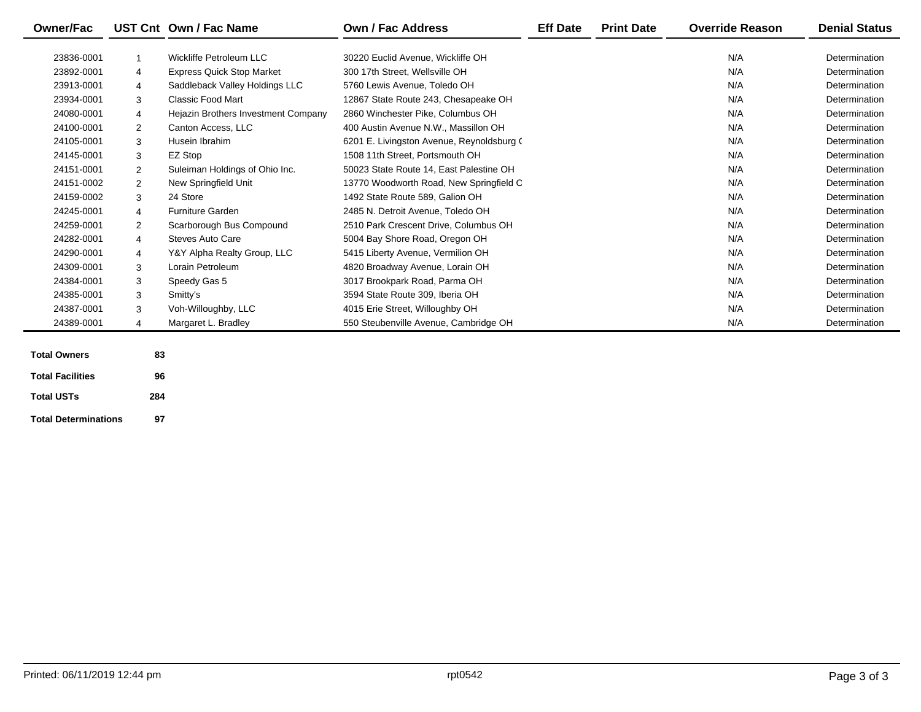| Owner/Fac | UST Cnt | Own / Fac Name | Own / Fac Address | Eff Date | Print Date | Override Reason | Denial Status |
|---|---|---|---|---|---|---|---|
| 23836-0001 | 1 | Wickliffe Petroleum LLC | 30220 Euclid Avenue, Wickliffe OH | | | N/A | Determination |
| 23892-0001 | 4 | Express Quick Stop Market | 300 17th Street, Wellsville OH | | | N/A | Determination |
| 23913-0001 | 4 | Saddleback Valley Holdings LLC | 5760 Lewis Avenue, Toledo OH | | | N/A | Determination |
| 23934-0001 | 3 | Classic Food Mart | 12867 State Route 243, Chesapeake OH | | | N/A | Determination |
| 24080-0001 | 4 | Hejazin Brothers Investment Company | 2860 Winchester Pike, Columbus OH | | | N/A | Determination |
| 24100-0001 | 2 | Canton Access, LLC | 400 Austin Avenue N.W., Massillon OH | | | N/A | Determination |
| 24105-0001 | 3 | Husein Ibrahim | 6201 E. Livingston Avenue, Reynoldsburg ( | | | N/A | Determination |
| 24145-0001 | 3 | EZ Stop | 1508 11th Street, Portsmouth OH | | | N/A | Determination |
| 24151-0001 | 2 | Suleiman Holdings of Ohio Inc. | 50023 State Route 14, East Palestine OH | | | N/A | Determination |
| 24151-0002 | 2 | New Springfield Unit | 13770 Woodworth Road, New Springfield C | | | N/A | Determination |
| 24159-0002 | 3 | 24 Store | 1492 State Route 589, Galion OH | | | N/A | Determination |
| 24245-0001 | 4 | Furniture Garden | 2485 N. Detroit Avenue, Toledo OH | | | N/A | Determination |
| 24259-0001 | 2 | Scarborough Bus Compound | 2510 Park Crescent Drive, Columbus OH | | | N/A | Determination |
| 24282-0001 | 4 | Steves Auto Care | 5004 Bay Shore Road, Oregon OH | | | N/A | Determination |
| 24290-0001 | 4 | Y&Y Alpha Realty Group, LLC | 5415 Liberty Avenue, Vermilion OH | | | N/A | Determination |
| 24309-0001 | 3 | Lorain Petroleum | 4820 Broadway Avenue, Lorain OH | | | N/A | Determination |
| 24384-0001 | 3 | Speedy Gas 5 | 3017 Brookpark Road, Parma OH | | | N/A | Determination |
| 24385-0001 | 3 | Smitty's | 3594 State Route 309, Iberia OH | | | N/A | Determination |
| 24387-0001 | 3 | Voh-Willoughby, LLC | 4015 Erie Street, Willoughby OH | | | N/A | Determination |
| 24389-0001 | 4 | Margaret L. Bradley | 550 Steubenville Avenue, Cambridge OH | | | N/A | Determination |

| | |
|---|---|
| **Total Owners** | **83** |
| **Total Facilities** | **96** |
| **Total USTs** | **284** |
| **Total Determinations** | **97** |

Printed: 06/11/2019 12:44 pm

rpt0542